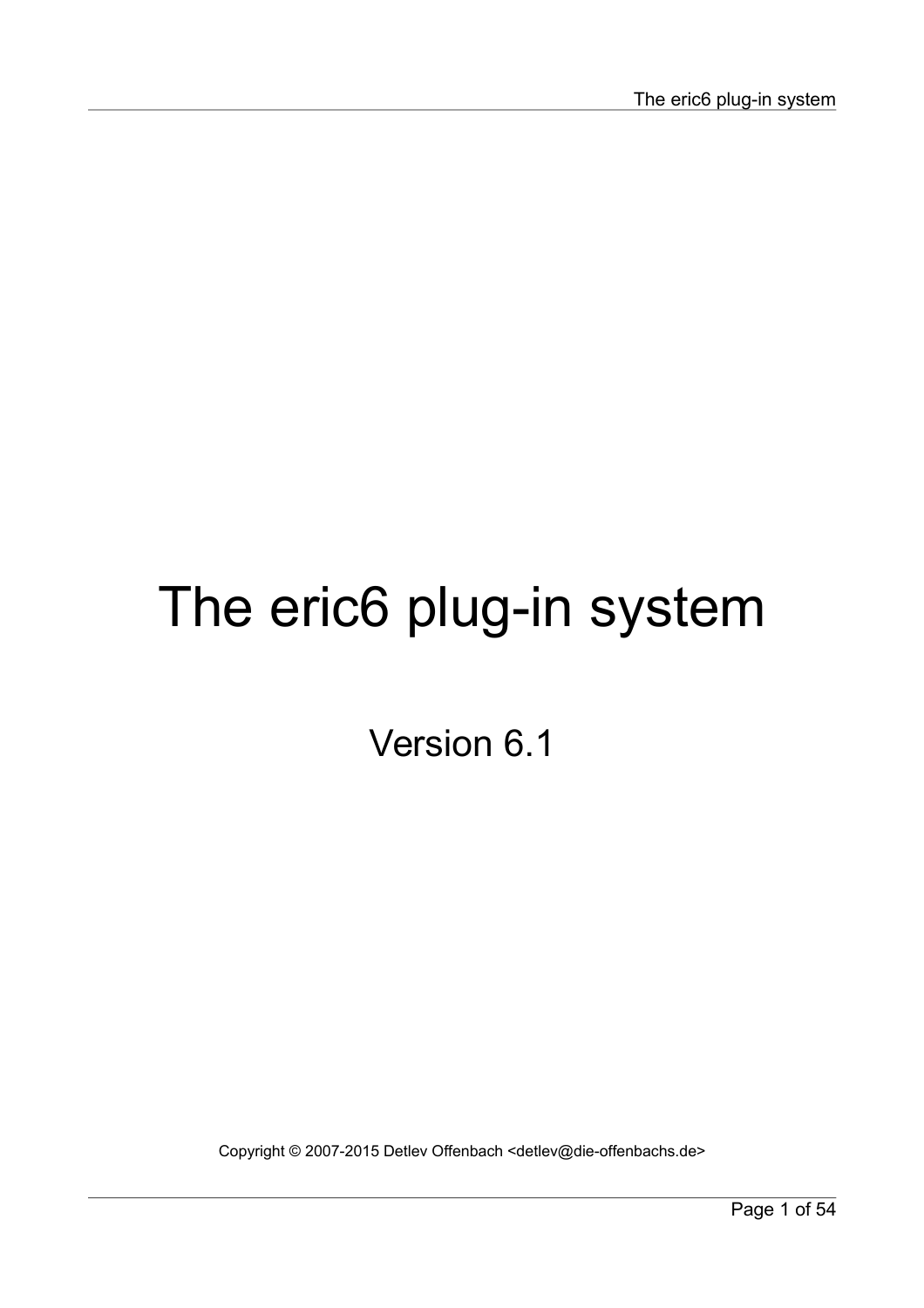# The eric6 plug-in system

Version 6.1

Copyright © 2007-2015 Detlev Offenbach <detlev@die-offenbachs.de>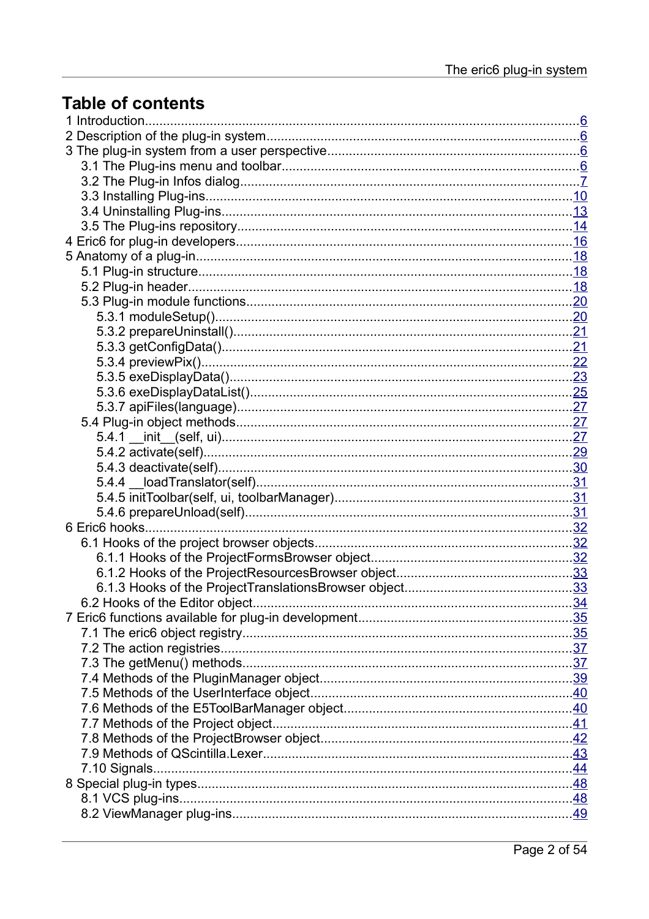# Table of contents

1 Introduction....................................................6
2 Description of the plug-in system....................................................6
3 The plug-in system from a user perspective....................................................6
    3.1 The Plug-ins menu and toolbar....................................................6
    3.2 The Plug-in Infos dialog....................................................7
    3.3 Installing Plug-ins....................................................10
    3.4 Uninstalling Plug-ins....................................................13
    3.5 The Plug-ins repository....................................................14
4 Eric6 for plug-in developers....................................................16
5 Anatomy of a plug-in....................................................18
    5.1 Plug-in structure....................................................18
    5.2 Plug-in header....................................................18
    5.3 Plug-in module functions....................................................20
        5.3.1 moduleSetup()....................................................20
        5.3.2 prepareUninstall()....................................................21
        5.3.3 getConfigData()....................................................21
        5.3.4 previewPix()....................................................22
        5.3.5 exeDisplayData()....................................................23
        5.3.6 exeDisplayDataList()....................................................25
        5.3.7 apiFiles(language)....................................................27
    5.4 Plug-in object methods....................................................27
        5.4.1 __init__(self, ui)....................................................27
        5.4.2 activate(self)....................................................29
        5.4.3 deactivate(self)....................................................30
        5.4.4 __loadTranslator(self)....................................................31
        5.4.5 initToolbar(self, ui, toolbarManager)....................................................31
        5.4.6 prepareUnload(self)....................................................31
6 Eric6 hooks....................................................32
    6.1 Hooks of the project browser objects....................................................32
        6.1.1 Hooks of the ProjectFormsBrowser object....................................................32
        6.1.2 Hooks of the ProjectResourcesBrowser object....................................................33
        6.1.3 Hooks of the ProjectTranslationsBrowser object....................................................33
    6.2 Hooks of the Editor object....................................................34
7 Eric6 functions available for plug-in development....................................................35
    7.1 The eric6 object registry....................................................35
    7.2 The action registries....................................................37
    7.3 The getMenu() methods....................................................37
    7.4 Methods of the PluginManager object....................................................39
    7.5 Methods of the UserInterface object....................................................40
    7.6 Methods of the E5ToolBarManager object....................................................40
    7.7 Methods of the Project object....................................................41
    7.8 Methods of the ProjectBrowser object....................................................42
    7.9 Methods of QScintilla.Lexer....................................................43
    7.10 Signals....................................................44
8 Special plug-in types....................................................48
    8.1 VCS plug-ins....................................................48
    8.2 ViewManager plug-ins....................................................49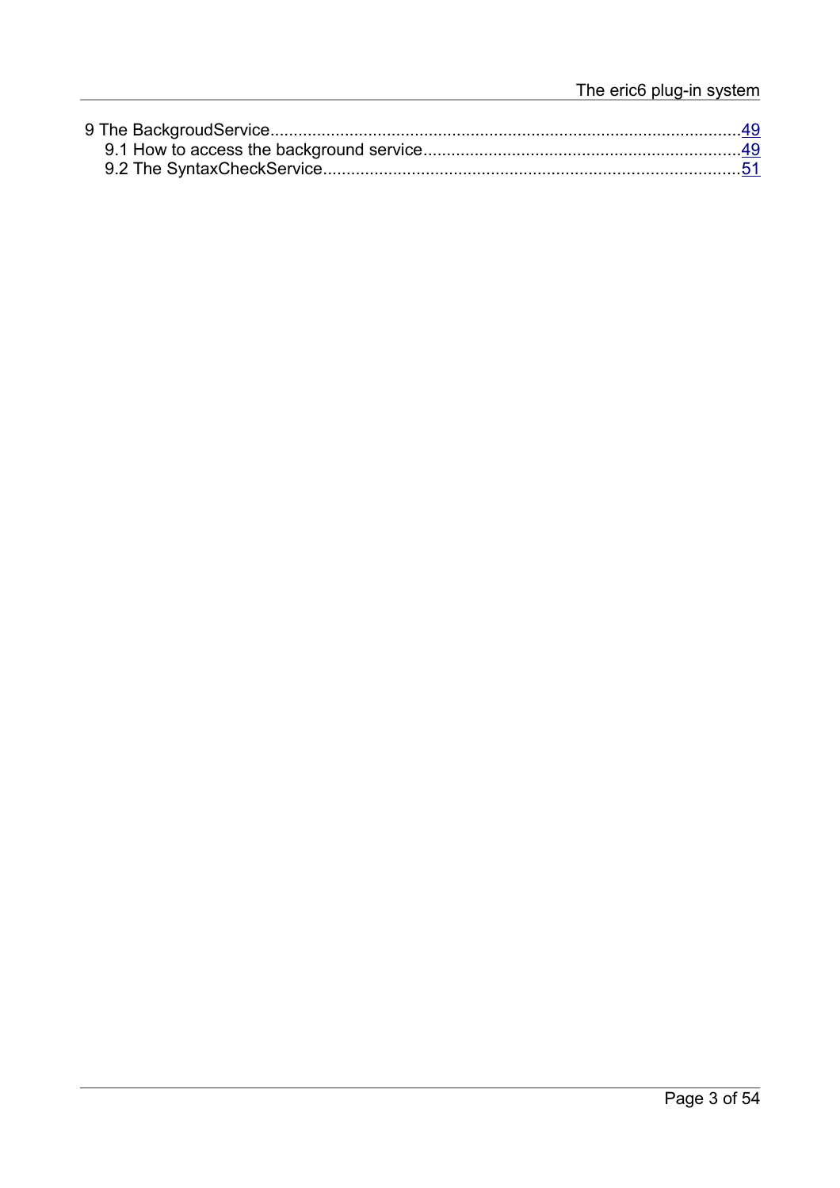9 The BackgroudService....................................................................................................49

9.1 How to access the background service...................................................................49

9.2 The SyntaxCheckService.........................................................................................51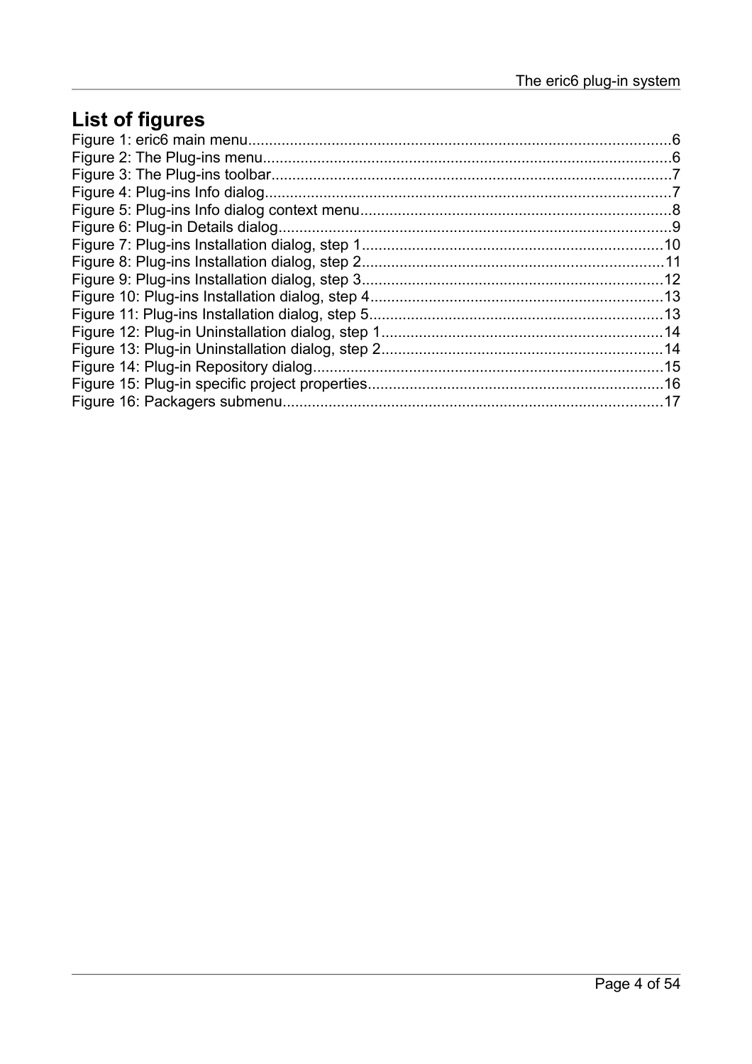# List of figures

Figure 1: eric6 main menu....................................................................................................6
Figure 2: The Plug-ins menu.................................................................................................6
Figure 3: The Plug-ins toolbar...............................................................................................7
Figure 4: Plug-ins Info dialog.................................................................................................7
Figure 5: Plug-ins Info dialog context menu..........................................................................8
Figure 6: Plug-in Details dialog.............................................................................................9
Figure 7: Plug-ins Installation dialog, step 1........................................................................10
Figure 8: Plug-ins Installation dialog, step 2........................................................................11
Figure 9: Plug-ins Installation dialog, step 3........................................................................12
Figure 10: Plug-ins Installation dialog, step 4......................................................................13
Figure 11: Plug-ins Installation dialog, step 5......................................................................13
Figure 12: Plug-in Uninstallation dialog, step 1...................................................................14
Figure 13: Plug-in Uninstallation dialog, step 2...................................................................14
Figure 14: Plug-in Repository dialog...................................................................................15
Figure 15: Plug-in specific project properties......................................................................16
Figure 16: Packagers submenu...........................................................................................17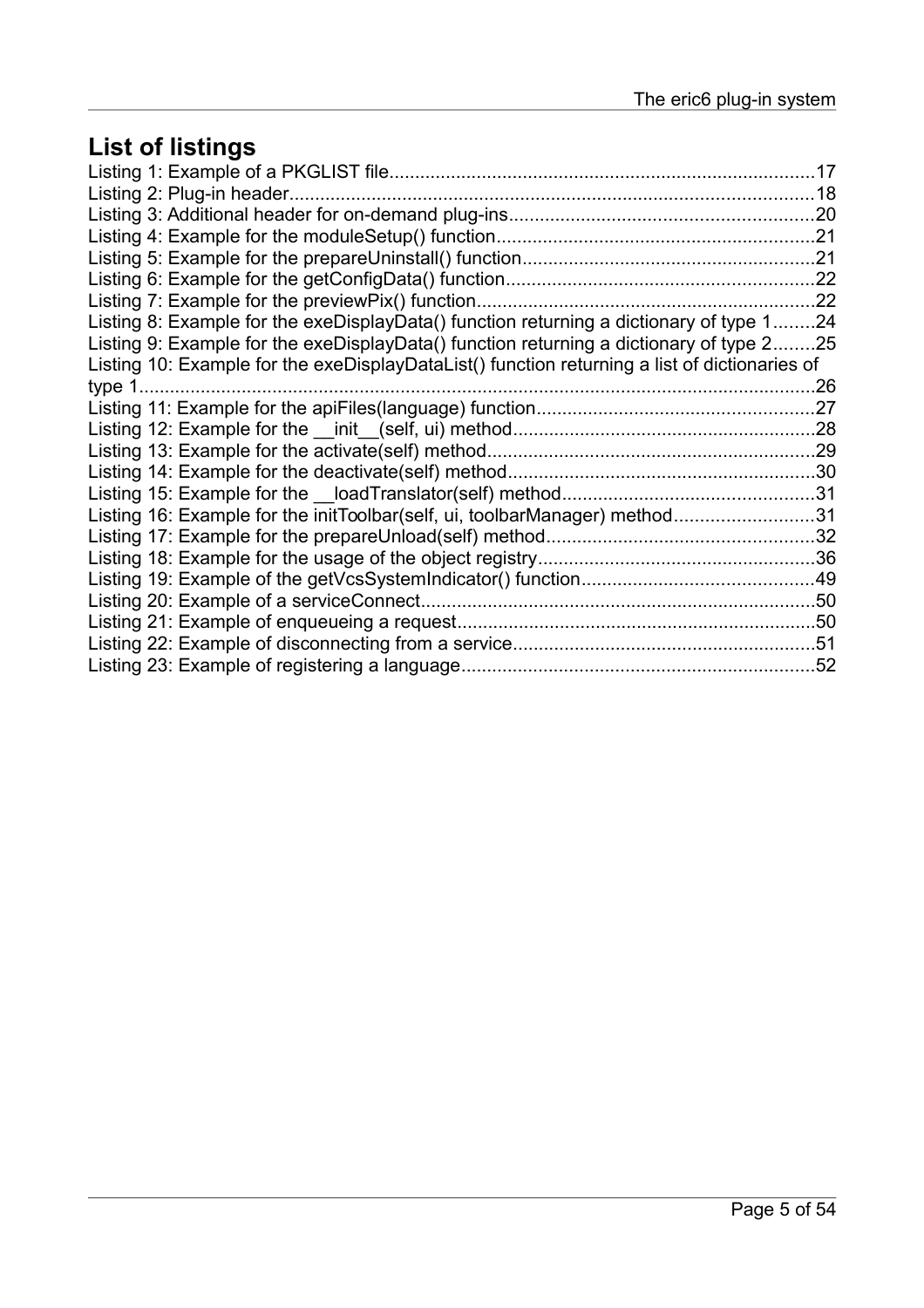## List of listings

Listing 1: Example of a PKGLIST file....................................................................................17
Listing 2: Plug-in header.......................................................................................................18
Listing 3: Additional header for on-demand plug-ins............................................................20
Listing 4: Example for the moduleSetup() function..............................................................21
Listing 5: Example for the prepareUninstall() function.........................................................21
Listing 6: Example for the getConfigData() function............................................................22
Listing 7: Example for the previewPix() function..................................................................22
Listing 8: Example for the exeDisplayData() function returning a dictionary of type 1........24
Listing 9: Example for the exeDisplayData() function returning a dictionary of type 2........25
Listing 10: Example for the exeDisplayDataList() function returning a list of dictionaries of type 1....................................................................................................................................26
Listing 11: Example for the apiFiles(language) function.......................................................27
Listing 12: Example for the __init__(self, ui) method...........................................................28
Listing 13: Example for the activate(self) method................................................................29
Listing 14: Example for the deactivate(self) method............................................................30
Listing 15: Example for the __loadTranslator(self) method..................................................31
Listing 16: Example for the initToolbar(self, ui, toolbarManager) method............................31
Listing 17: Example for the prepareUnload(self) method.....................................................32
Listing 18: Example for the usage of the object registry......................................................36
Listing 19: Example of the getVcsSystemIndicator() function.............................................49
Listing 20: Example of a serviceConnect.............................................................................50
Listing 21: Example of enqueueing a request.....................................................................50
Listing 22: Example of disconnecting from a service...........................................................51
Listing 23: Example of registering a language.....................................................................52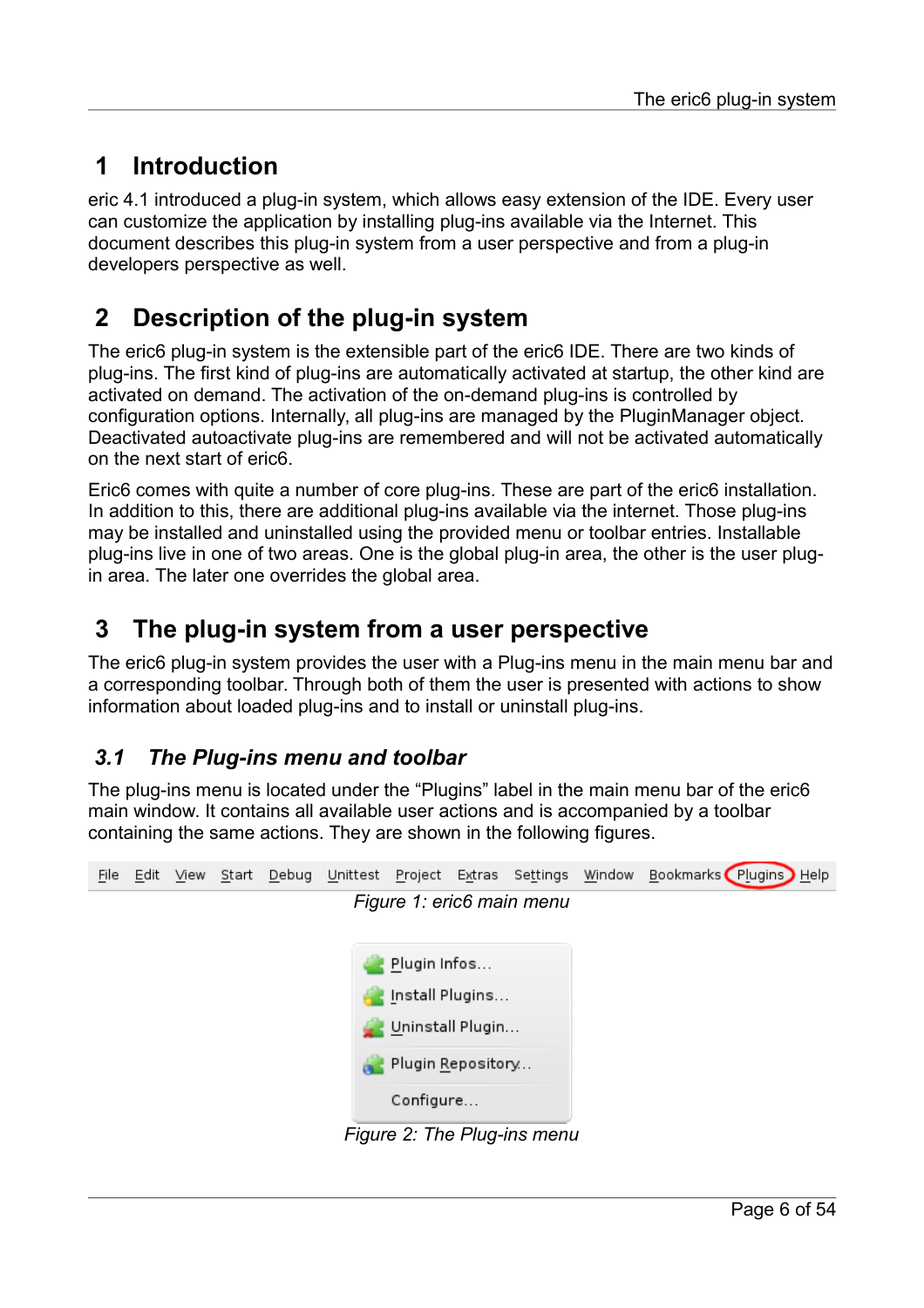# 1 Introduction

eric 4.1 introduced a plug-in system, which allows easy extension of the IDE. Every user can customize the application by installing plug-ins available via the Internet. This document describes this plug-in system from a user perspective and from a plug-in developers perspective as well.

# 2 Description of the plug-in system

The eric6 plug-in system is the extensible part of the eric6 IDE. There are two kinds of plug-ins. The first kind of plug-ins are automatically activated at startup, the other kind are activated on demand. The activation of the on-demand plug-ins is controlled by configuration options. Internally, all plug-ins are managed by the PluginManager object. Deactivated autoactivate plug-ins are remembered and will not be activated automatically on the next start of eric6.

Eric6 comes with quite a number of core plug-ins. These are part of the eric6 installation. In addition to this, there are additional plug-ins available via the internet. Those plug-ins may be installed and uninstalled using the provided menu or toolbar entries. Installable plug-ins live in one of two areas. One is the global plug-in area, the other is the user plug-in area. The later one overrides the global area.

# 3 The plug-in system from a user perspective

The eric6 plug-in system provides the user with a Plug-ins menu in the main menu bar and a corresponding toolbar. Through both of them the user is presented with actions to show information about loaded plug-ins and to install or uninstall plug-ins.

## 3.1 The Plug-ins menu and toolbar

The plug-ins menu is located under the “Plugins” label in the main menu bar of the eric6 main window. It contains all available user actions and is accompanied by a toolbar containing the same actions. They are shown in the following figures.

File Edit View Start Debug Unittest Project Extras Settings Window Bookmarks Plugins Help

*Figure 1: eric6 main menu*

Plugin Infos...
Install Plugins...
Uninstall Plugin...
Plugin Repository...
Configure...

*Figure 2: The Plug-ins menu*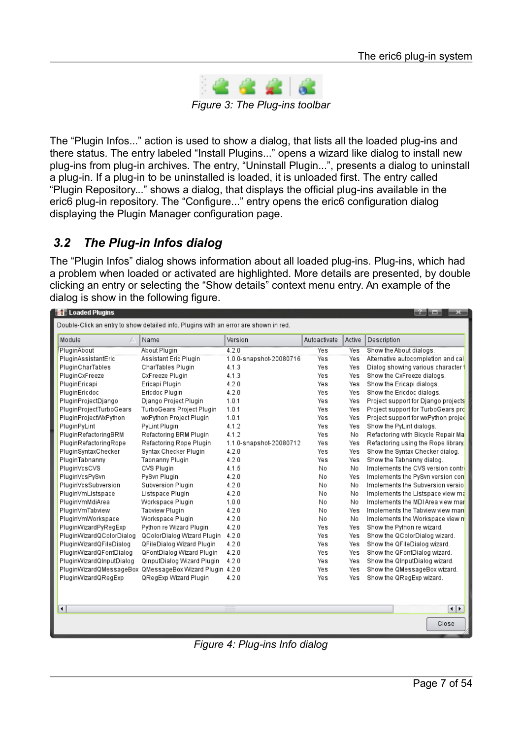Figure 3: The Plug-ins toolbar

The “Plugin Infos...” action is used to show a dialog, that lists all the loaded plug-ins and there status. The entry labeled “Install Plugins...” opens a wizard like dialog to install new plug-ins from plug-in archives. The entry, “Uninstall Plugin...”, presents a dialog to uninstall a plug-in. If a plug-in to be uninstalled is loaded, it is unloaded first. The entry called “Plugin Repository...” shows a dialog, that displays the official plug-ins available in the eric6 plug-in repository. The “Configure...” entry opens the eric6 configuration dialog displaying the Plugin Manager configuration page.

## 3.2 The Plug-in Infos dialog

The “Plugin Infos” dialog shows information about all loaded plug-ins. Plug-ins, which had a problem when loaded or activated are highlighted. More details are presented, by double clicking an entry or selecting the “Show details” context menu entry. An example of the dialog is show in the following figure.

Figure 4: Plug-ins Info dialog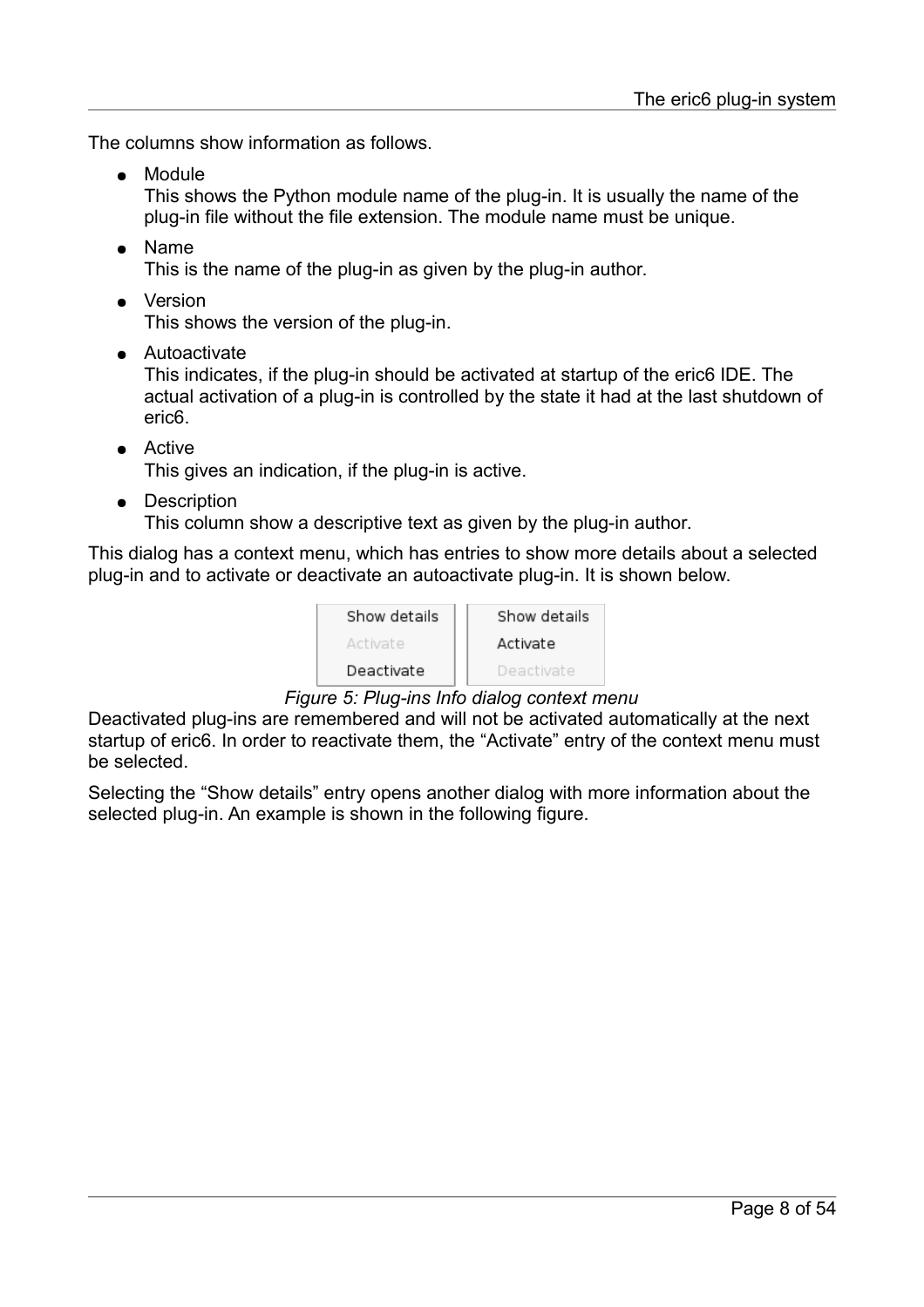The columns show information as follows.

- Module
  This shows the Python module name of the plug-in. It is usually the name of the plug-in file without the file extension. The module name must be unique.
- Name
  This is the name of the plug-in as given by the plug-in author.
- Version
  This shows the version of the plug-in.
- Autoactivate
  This indicates, if the plug-in should be activated at startup of the eric6 IDE. The actual activation of a plug-in is controlled by the state it had at the last shutdown of eric6.
- Active
  This gives an indication, if the plug-in is active.
- Description
  This column show a descriptive text as given by the plug-in author.

This dialog has a context menu, which has entries to show more details about a selected plug-in and to activate or deactivate an autoactivate plug-in. It is shown below.

| Show details | Show details |
| --- | --- |
| Activate | Activate |
| Deactivate | Deactivate |

*Figure 5: Plug-ins Info dialog context menu*

Deactivated plug-ins are remembered and will not be activated automatically at the next startup of eric6. In order to reactivate them, the “Activate” entry of the context menu must be selected.

Selecting the “Show details” entry opens another dialog with more information about the selected plug-in. An example is shown in the following figure.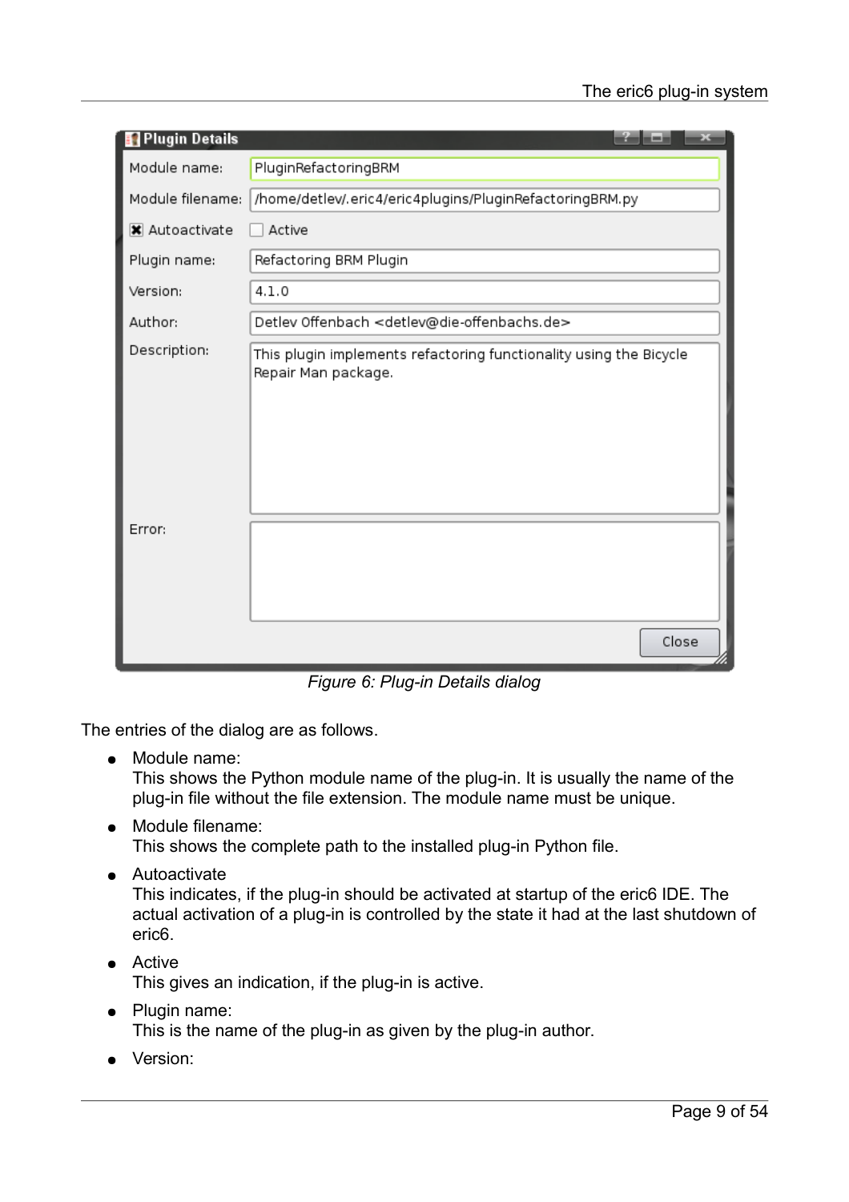*Figure 6: Plug-in Details dialog*

The entries of the dialog are as follows.

- Module name:
  This shows the Python module name of the plug-in. It is usually the name of the plug-in file without the file extension. The module name must be unique.
- Module filename:
  This shows the complete path to the installed plug-in Python file.
- Autoactivate
  This indicates, if the plug-in should be activated at startup of the eric6 IDE. The actual activation of a plug-in is controlled by the state it had at the last shutdown of eric6.
- Active
  This gives an indication, if the plug-in is active.
- Plugin name:
  This is the name of the plug-in as given by the plug-in author.
- Version: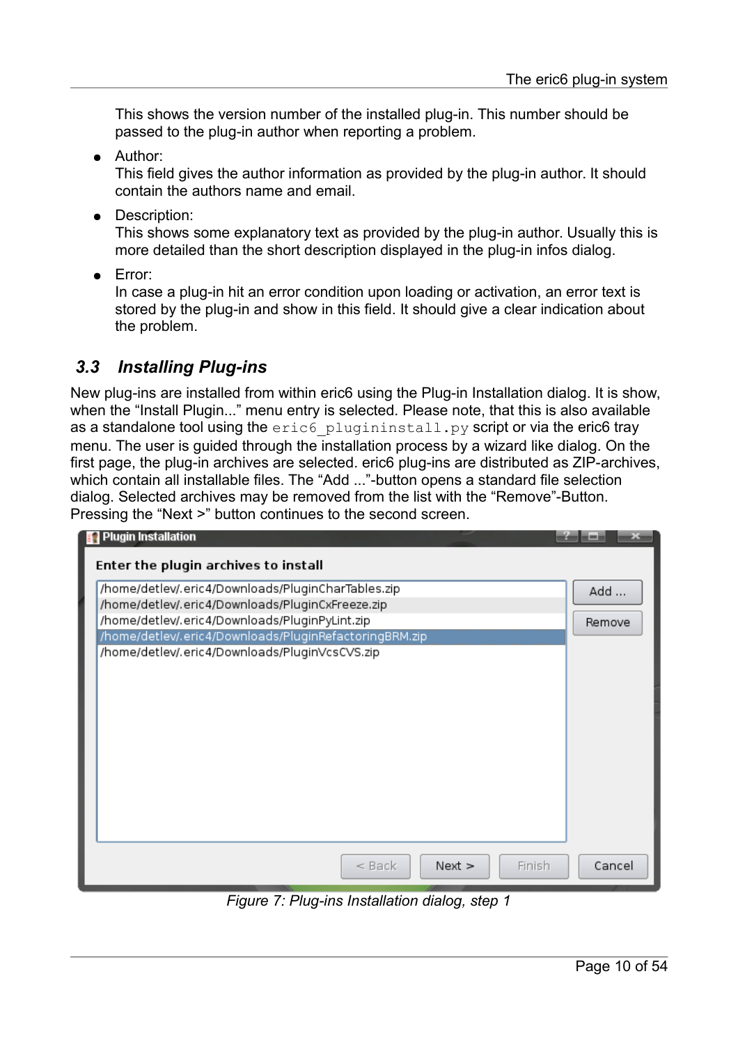This shows the version number of the installed plug-in. This number should be passed to the plug-in author when reporting a problem.

- Author:
  This field gives the author information as provided by the plug-in author. It should contain the authors name and email.
- Description:
  This shows some explanatory text as provided by the plug-in author. Usually this is more detailed than the short description displayed in the plug-in infos dialog.
- Error:
  In case a plug-in hit an error condition upon loading or activation, an error text is stored by the plug-in and show in this field. It should give a clear indication about the problem.

## 3.3 Installing Plug-ins

New plug-ins are installed from within eric6 using the Plug-in Installation dialog. It is show, when the “Install Plugin...” menu entry is selected. Please note, that this is also available as a standalone tool using the `eric6_plugininstall.py` script or via the eric6 tray menu. The user is guided through the installation process by a wizard like dialog. On the first page, the plug-in archives are selected. eric6 plug-ins are distributed as ZIP-archives, which contain all installable files. The “Add ...”-button opens a standard file selection dialog. Selected archives may be removed from the list with the “Remove”-Button. Pressing the “Next >” button continues to the second screen.

*Figure 7: Plug-ins Installation dialog, step 1*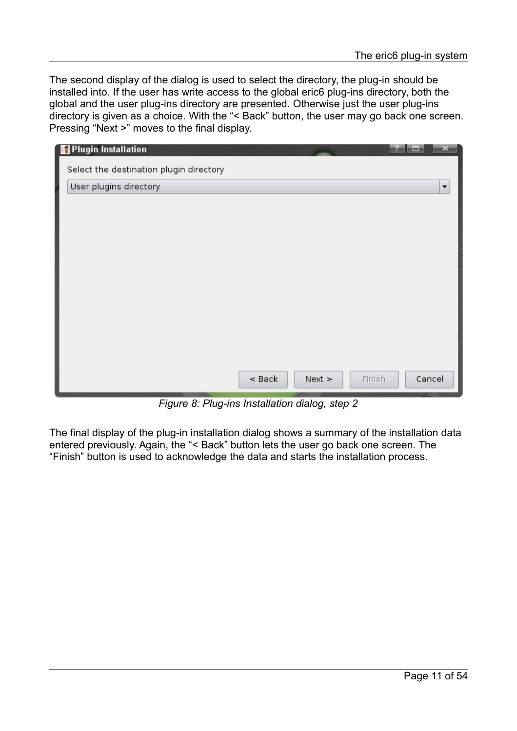The second display of the dialog is used to select the directory, the plug-in should be installed into. If the user has write access to the global eric6 plug-ins directory, both the global and the user plug-ins directory are presented. Otherwise just the user plug-ins directory is given as a choice. With the “< Back” button, the user may go back one screen. Pressing “Next >” moves to the final display.

*Figure 8: Plug-ins Installation dialog, step 2*

The final display of the plug-in installation dialog shows a summary of the installation data entered previously. Again, the “< Back” button lets the user go back one screen. The “Finish” button is used to acknowledge the data and starts the installation process.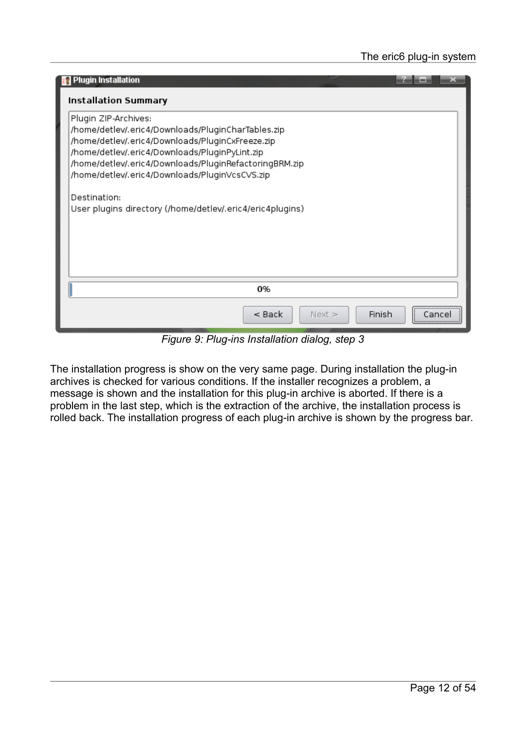*Figure 9: Plug-ins Installation dialog, step 3*

The installation progress is show on the very same page. During installation the plug-in archives is checked for various conditions. If the installer recognizes a problem, a message is shown and the installation for this plug-in archive is aborted. If there is a problem in the last step, which is the extraction of the archive, the installation process is rolled back. The installation progress of each plug-in archive is shown by the progress bar.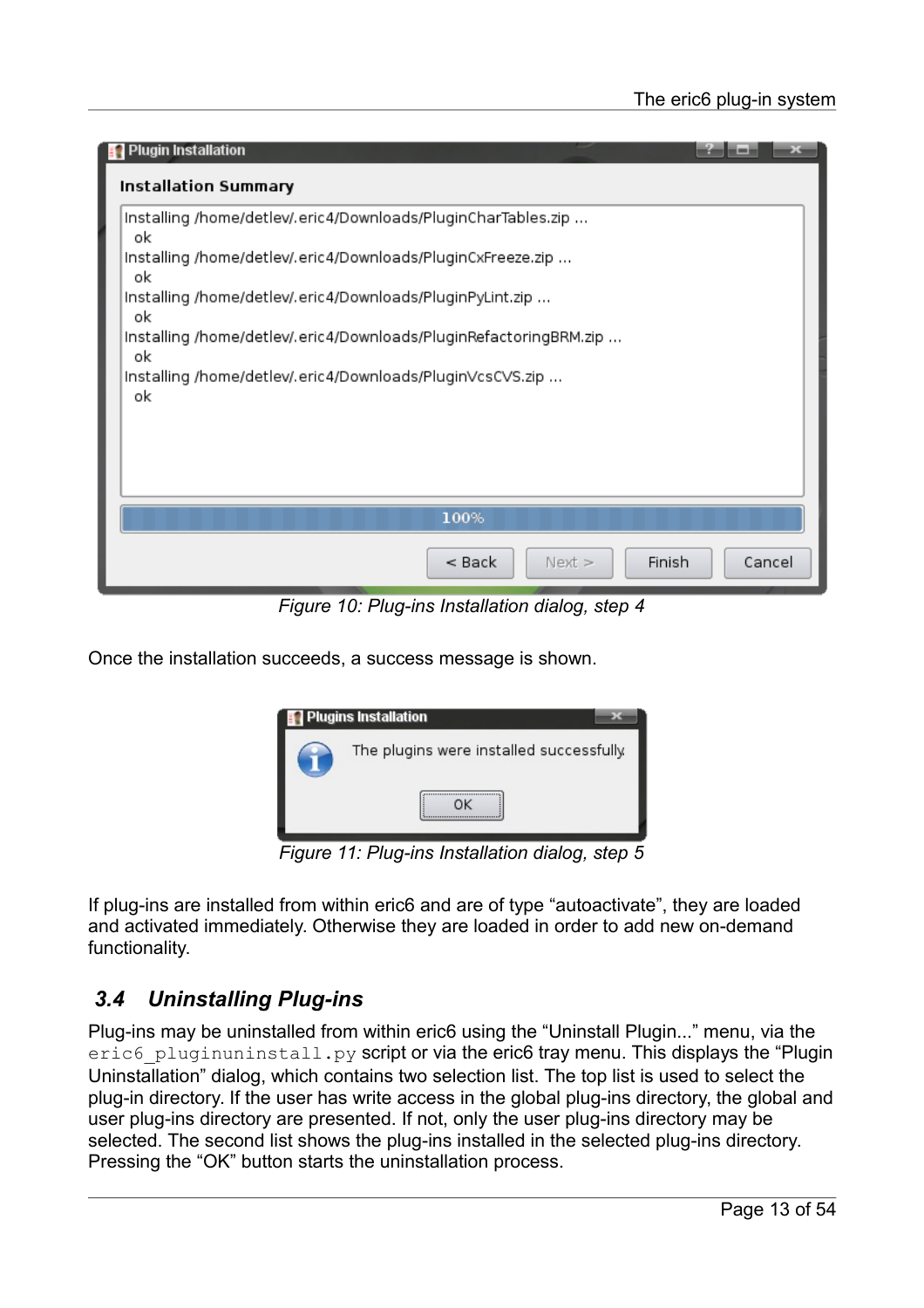*Figure 10: Plug-ins Installation dialog, step 4*

Once the installation succeeds, a success message is shown.

*Figure 11: Plug-ins Installation dialog, step 5*

If plug-ins are installed from within eric6 and are of type "autoactivate", they are loaded and activated immediately. Otherwise they are loaded in order to add new on-demand functionality.

## 3.4 Uninstalling Plug-ins

Plug-ins may be uninstalled from within eric6 using the "Uninstall Plugin..." menu, via the `eric6_pluginuninstall.py` script or via the eric6 tray menu. This displays the "Plugin Uninstallation" dialog, which contains two selection list. The top list is used to select the plug-in directory. If the user has write access in the global plug-ins directory, the global and user plug-ins directory are presented. If not, only the user plug-ins directory may be selected. The second list shows the plug-ins installed in the selected plug-ins directory. Pressing the "OK" button starts the uninstallation process.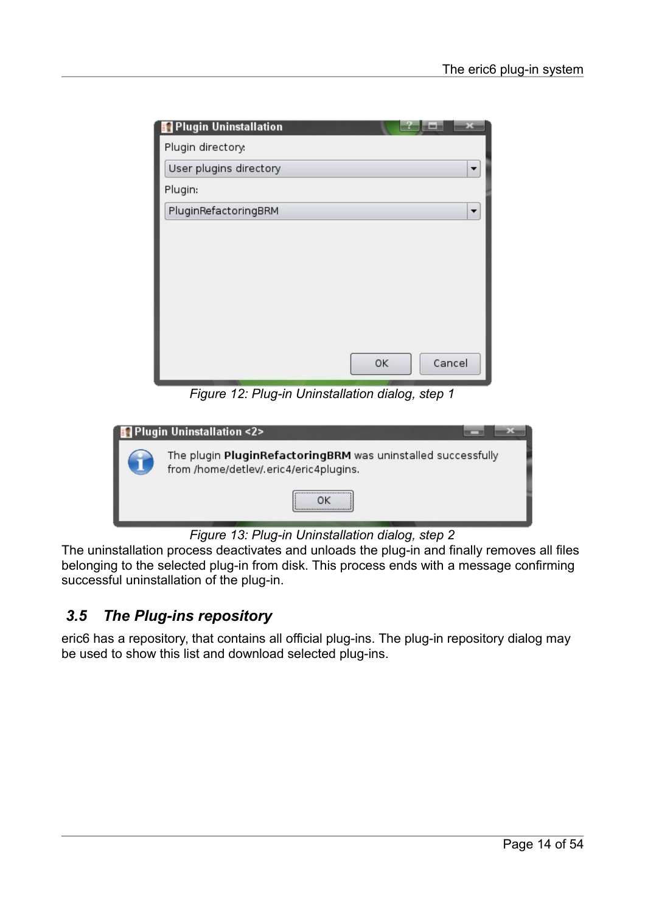Figure 12: Plug-in Uninstallation dialog, step 1

Figure 13: Plug-in Uninstallation dialog, step 2

The uninstallation process deactivates and unloads the plug-in and finally removes all files belonging to the selected plug-in from disk. This process ends with a message confirming successful uninstallation of the plug-in.

## 3.5 The Plug-ins repository

eric6 has a repository, that contains all official plug-ins. The plug-in repository dialog may be used to show this list and download selected plug-ins.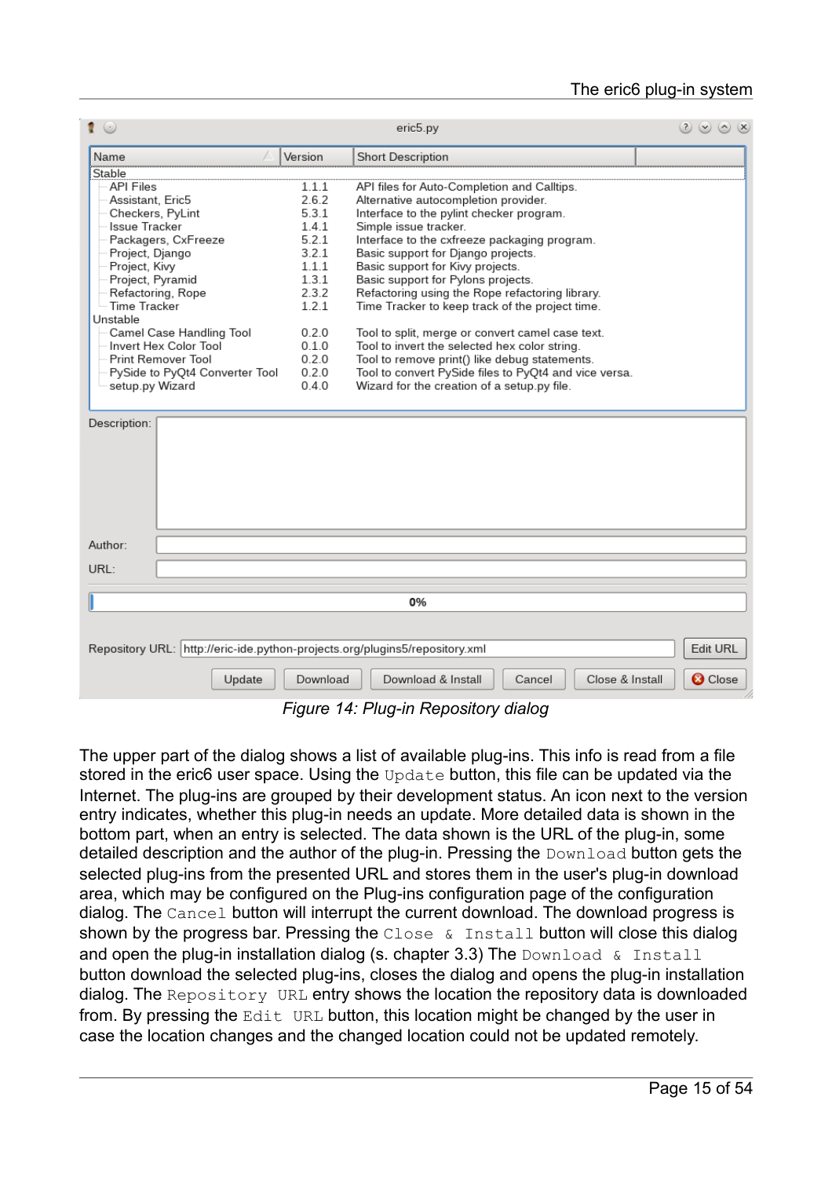Figure 14: Plug-in Repository dialog

The upper part of the dialog shows a list of available plug-ins. This info is read from a file stored in the eric6 user space. Using the `Update` button, this file can be updated via the Internet. The plug-ins are grouped by their development status. An icon next to the version entry indicates, whether this plug-in needs an update. More detailed data is shown in the bottom part, when an entry is selected. The data shown is the URL of the plug-in, some detailed description and the author of the plug-in. Pressing the `Download` button gets the selected plug-ins from the presented URL and stores them in the user's plug-in download area, which may be configured on the Plug-ins configuration page of the configuration dialog. The `Cancel` button will interrupt the current download. The download progress is shown by the progress bar. Pressing the `Close & Install` button will close this dialog and open the plug-in installation dialog (s. chapter 3.3) The `Download & Install` button download the selected plug-ins, closes the dialog and opens the plug-in installation dialog. The `Repository URL` entry shows the location the repository data is downloaded from. By pressing the `Edit URL` button, this location might be changed by the user in case the location changes and the changed location could not be updated remotely.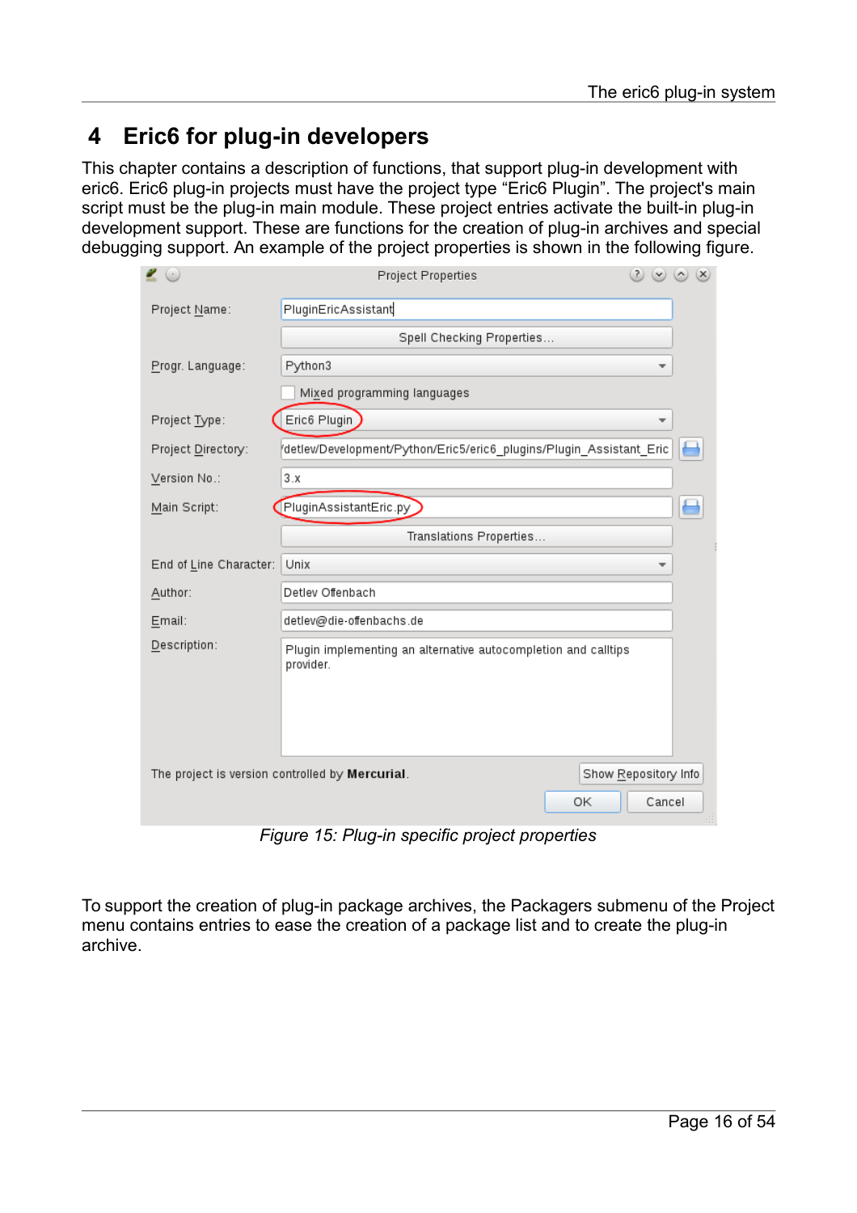# 4 Eric6 for plug-in developers

This chapter contains a description of functions, that support plug-in development with eric6. Eric6 plug-in projects must have the project type “Eric6 Plugin”. The project's main script must be the plug-in main module. These project entries activate the built-in plug-in development support. These are functions for the creation of plug-in archives and special debugging support. An example of the project properties is shown in the following figure.

*Figure 15: Plug-in specific project properties*

To support the creation of plug-in package archives, the Packagers submenu of the Project menu contains entries to ease the creation of a package list and to create the plug-in archive.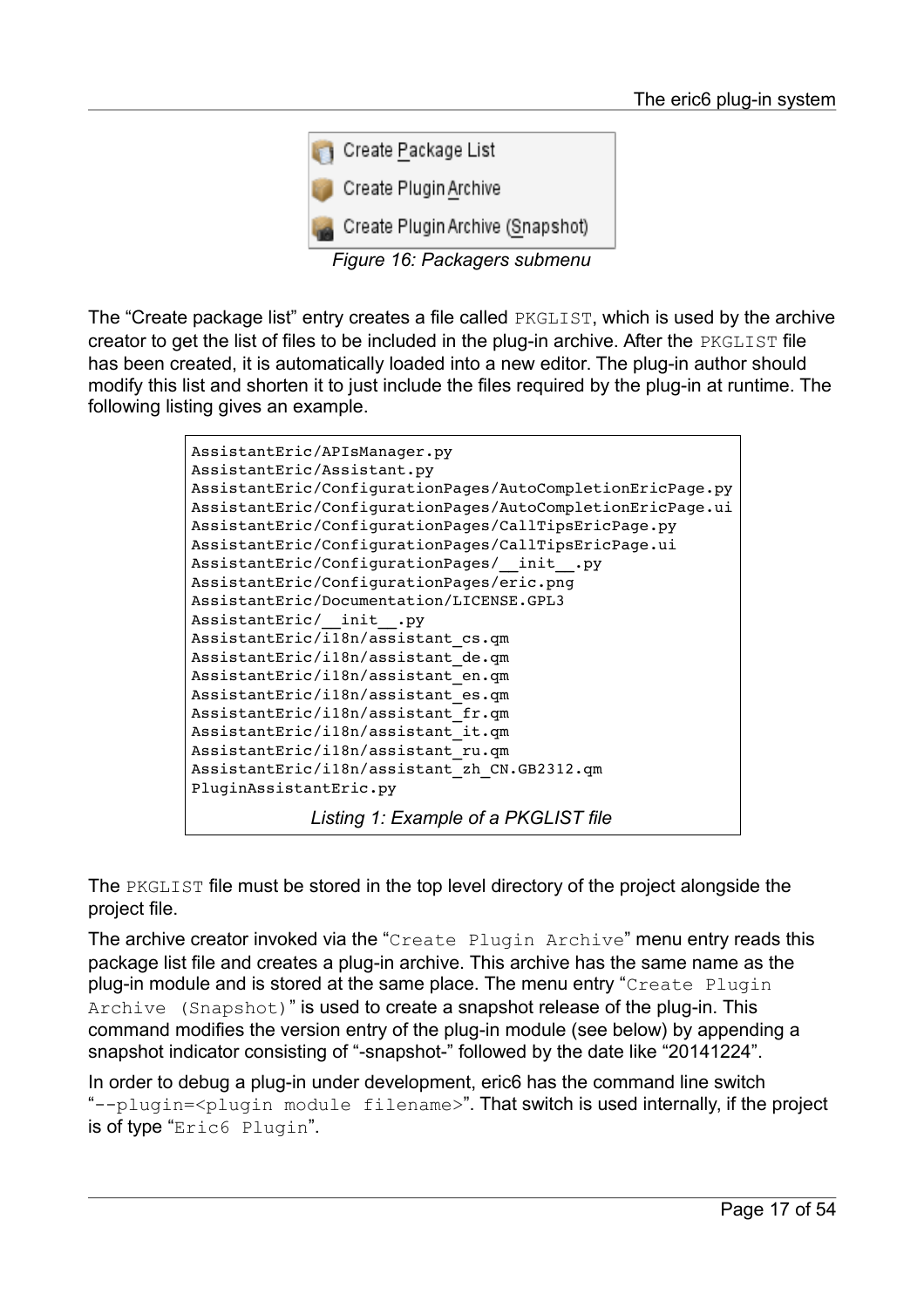Create Package List

Create Plugin Archive

Create Plugin Archive (Snapshot)

*Figure 16: Packagers submenu*

The "Create package list" entry creates a file called `PKGLIST`, which is used by the archive creator to get the list of files to be included in the plug-in archive. After the `PKGLIST` file has been created, it is automatically loaded into a new editor. The plug-in author should modify this list and shorten it to just include the files required by the plug-in at runtime. The following listing gives an example.

```
AssistantEric/APIsManager.py
AssistantEric/Assistant.py
AssistantEric/ConfigurationPages/AutoCompletionEricPage.py
AssistantEric/ConfigurationPages/AutoCompletionEricPage.ui
AssistantEric/ConfigurationPages/CallTipsEricPage.py
AssistantEric/ConfigurationPages/CallTipsEricPage.ui
AssistantEric/ConfigurationPages/__init__.py
AssistantEric/ConfigurationPages/eric.png
AssistantEric/Documentation/LICENSE.GPL3
AssistantEric/__init__.py
AssistantEric/i18n/assistant_cs.qm
AssistantEric/i18n/assistant_de.qm
AssistantEric/i18n/assistant_en.qm
AssistantEric/i18n/assistant_es.qm
AssistantEric/i18n/assistant_fr.qm
AssistantEric/i18n/assistant_it.qm
AssistantEric/i18n/assistant_ru.qm
AssistantEric/i18n/assistant_zh_CN.GB2312.qm
PluginAssistantEric.py
```

*Listing 1: Example of a PKGLIST file*

The `PKGLIST` file must be stored in the top level directory of the project alongside the project file.

The archive creator invoked via the "`Create Plugin Archive`" menu entry reads this package list file and creates a plug-in archive. This archive has the same name as the plug-in module and is stored at the same place. The menu entry "`Create Plugin Archive (Snapshot)`" is used to create a snapshot release of the plug-in. This command modifies the version entry of the plug-in module (see below) by appending a snapshot indicator consisting of "-snapshot-" followed by the date like "20141224".

In order to debug a plug-in under development, eric6 has the command line switch "`--plugin=<plugin module filename>`". That switch is used internally, if the project is of type "`Eric6 Plugin`".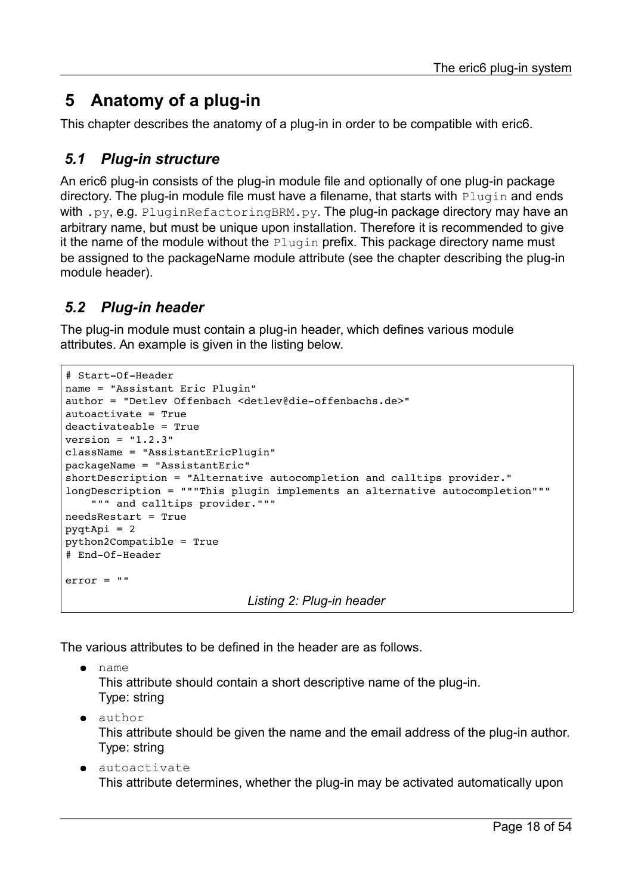# 5 Anatomy of a plug-in

This chapter describes the anatomy of a plug-in in order to be compatible with eric6.

## 5.1 Plug-in structure

An eric6 plug-in consists of the plug-in module file and optionally of one plug-in package directory. The plug-in module file must have a filename, that starts with `Plugin` and ends with `.py`, e.g. `PluginRefactoringBRM.py`. The plug-in package directory may have an arbitrary name, but must be unique upon installation. Therefore it is recommended to give it the name of the module without the `Plugin` prefix. This package directory name must be assigned to the packageName module attribute (see the chapter describing the plug-in module header).

## 5.2 Plug-in header

The plug-in module must contain a plug-in header, which defines various module attributes. An example is given in the listing below.

```
# Start-Of-Header
name = "Assistant Eric Plugin"
author = "Detlev Offenbach <detlev@die-offenbachs.de>"
autoactivate = True
deactivateable = True
version = "1.2.3"
className = "AssistantEricPlugin"
packageName = "AssistantEric"
shortDescription = "Alternative autocompletion and calltips provider."
longDescription = """This plugin implements an alternative autocompletion"""
    """ and calltips provider."""
needsRestart = True
pyqtApi = 2
python2Compatible = True
# End-Of-Header

error = ""
```

*Listing 2: Plug-in header*

The various attributes to be defined in the header are as follows.

- `name`
  This attribute should contain a short descriptive name of the plug-in.
  Type: string
- `author`
  This attribute should be given the name and the email address of the plug-in author.
  Type: string
- `autoactivate`
  This attribute determines, whether the plug-in may be activated automatically upon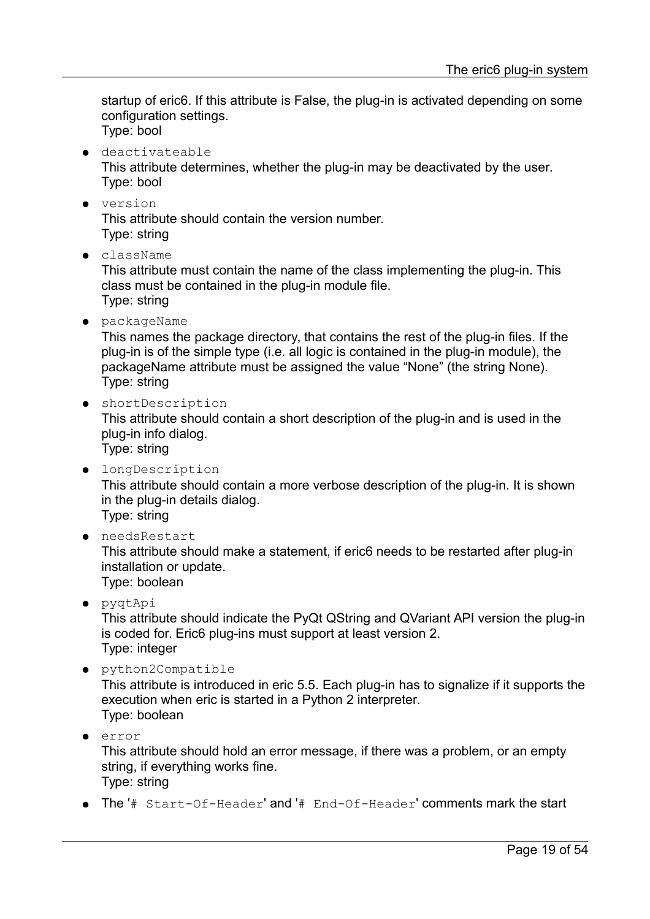startup of eric6. If this attribute is False, the plug-in is activated depending on some configuration settings.
Type: bool

- `deactivateable`
  This attribute determines, whether the plug-in may be deactivated by the user.
  Type: bool
- `version`
  This attribute should contain the version number.
  Type: string
- `className`
  This attribute must contain the name of the class implementing the plug-in. This class must be contained in the plug-in module file.
  Type: string
- `packageName`
  This names the package directory, that contains the rest of the plug-in files. If the plug-in is of the simple type (i.e. all logic is contained in the plug-in module), the packageName attribute must be assigned the value "None" (the string None).
  Type: string
- `shortDescription`
  This attribute should contain a short description of the plug-in and is used in the plug-in info dialog.
  Type: string
- `longDescription`
  This attribute should contain a more verbose description of the plug-in. It is shown in the plug-in details dialog.
  Type: string
- `needsRestart`
  This attribute should make a statement, if eric6 needs to be restarted after plug-in installation or update.
  Type: boolean
- `pyqtApi`
  This attribute should indicate the PyQt QString and QVariant API version the plug-in is coded for. Eric6 plug-ins must support at least version 2.
  Type: integer
- `python2Compatible`
  This attribute is introduced in eric 5.5. Each plug-in has to signalize if it supports the execution when eric is started in a Python 2 interpreter.
  Type: boolean
- `error`
  This attribute should hold an error message, if there was a problem, or an empty string, if everything works fine.
  Type: string
- The '`# Start-Of-Header`' and '`# End-Of-Header`' comments mark the start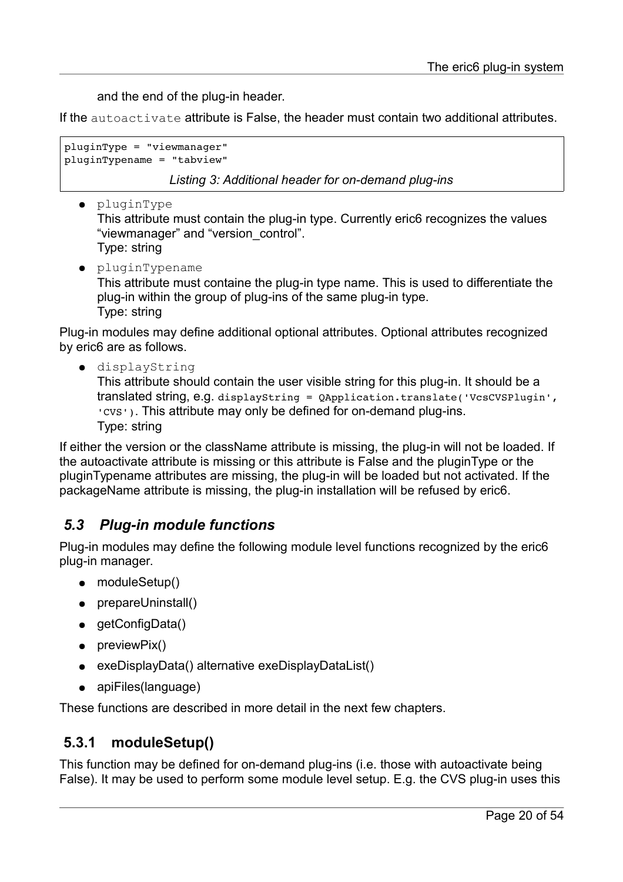and the end of the plug-in header.

If the `autoactivate` attribute is False, the header must contain two additional attributes.

```
pluginType = "viewmanager"
pluginTypename = "tabview"
```

*Listing 3: Additional header for on-demand plug-ins*

- `pluginType`
  This attribute must contain the plug-in type. Currently eric6 recognizes the values "viewmanager" and "version_control".
  Type: string
- `pluginTypename`
  This attribute must containe the plug-in type name. This is used to differentiate the plug-in within the group of plug-ins of the same plug-in type.
  Type: string

Plug-in modules may define additional optional attributes. Optional attributes recognized by eric6 are as follows.

- `displayString`
  This attribute should contain the user visible string for this plug-in. It should be a translated string, e.g. `displayString = QApplication.translate('VcsCVSPlugin', 'CVS')`. This attribute may only be defined for on-demand plug-ins.
  Type: string

If either the version or the className attribute is missing, the plug-in will not be loaded. If the autoactivate attribute is missing or this attribute is False and the pluginType or the pluginTypename attributes are missing, the plug-in will be loaded but not activated. If the packageName attribute is missing, the plug-in installation will be refused by eric6.

## *5.3 Plug-in module functions*

Plug-in modules may define the following module level functions recognized by the eric6 plug-in manager.

- moduleSetup()
- prepareUninstall()
- getConfigData()
- previewPix()
- exeDisplayData() alternative exeDisplayDataList()
- apiFiles(language)

These functions are described in more detail in the next few chapters.

### 5.3.1 moduleSetup()

This function may be defined for on-demand plug-ins (i.e. those with autoactivate being False). It may be used to perform some module level setup. E.g. the CVS plug-in uses this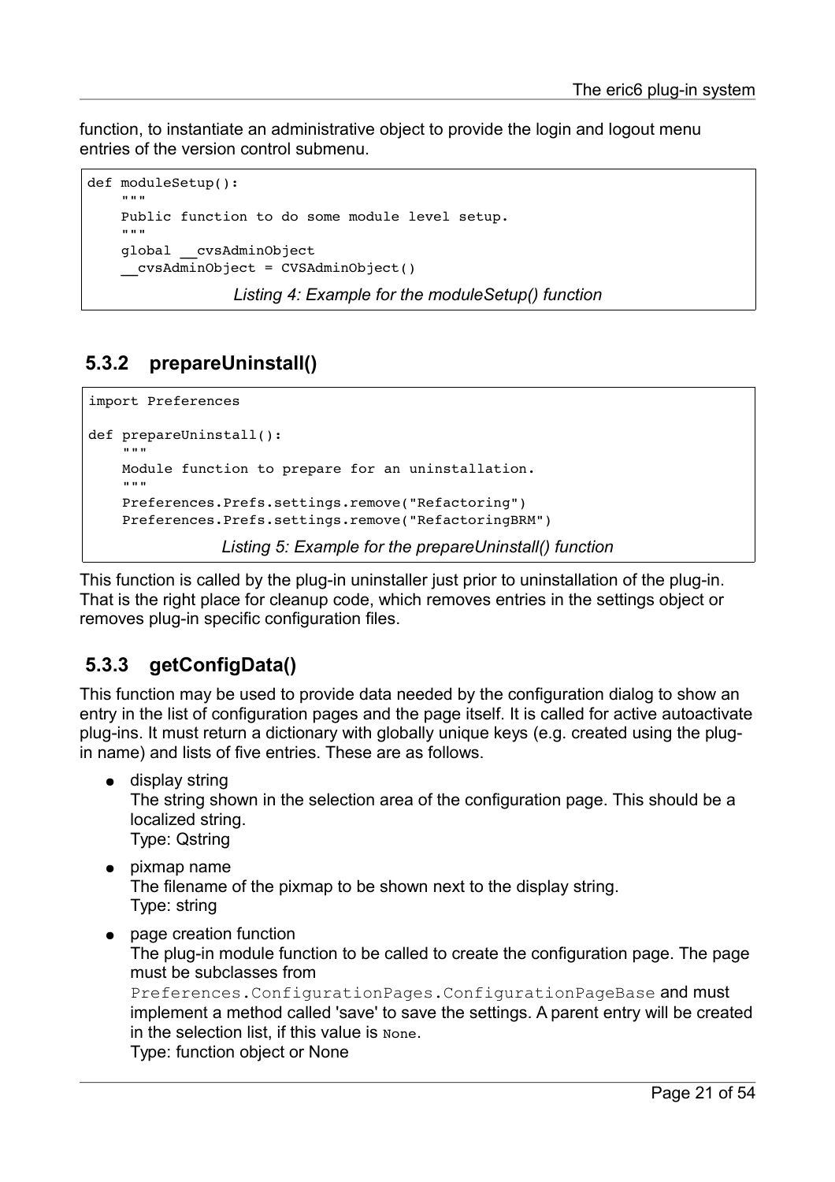function, to instantiate an administrative object to provide the login and logout menu entries of the version control submenu.

```
def moduleSetup():
    """
    Public function to do some module level setup.
    """
    global __cvsAdminObject
    __cvsAdminObject = CVSAdminObject()
```

*Listing 4: Example for the moduleSetup() function*

### 5.3.2 prepareUninstall()

```
import Preferences

def prepareUninstall():
    """
    Module function to prepare for an uninstallation.
    """
    Preferences.Prefs.settings.remove("Refactoring")
    Preferences.Prefs.settings.remove("RefactoringBRM")
```

*Listing 5: Example for the prepareUninstall() function*

This function is called by the plug-in uninstaller just prior to uninstallation of the plug-in. That is the right place for cleanup code, which removes entries in the settings object or removes plug-in specific configuration files.

### 5.3.3 getConfigData()

This function may be used to provide data needed by the configuration dialog to show an entry in the list of configuration pages and the page itself. It is called for active autoactivate plug-ins. It must return a dictionary with globally unique keys (e.g. created using the plug-in name) and lists of five entries. These are as follows.

- display string
  The string shown in the selection area of the configuration page. This should be a localized string.
  Type: Qstring
- pixmap name
  The filename of the pixmap to be shown next to the display string.
  Type: string
- page creation function
  The plug-in module function to be called to create the configuration page. The page must be subclasses from `Preferences.ConfigurationPages.ConfigurationPageBase` and must implement a method called 'save' to save the settings. A parent entry will be created in the selection list, if this value is `None`.
  Type: function object or None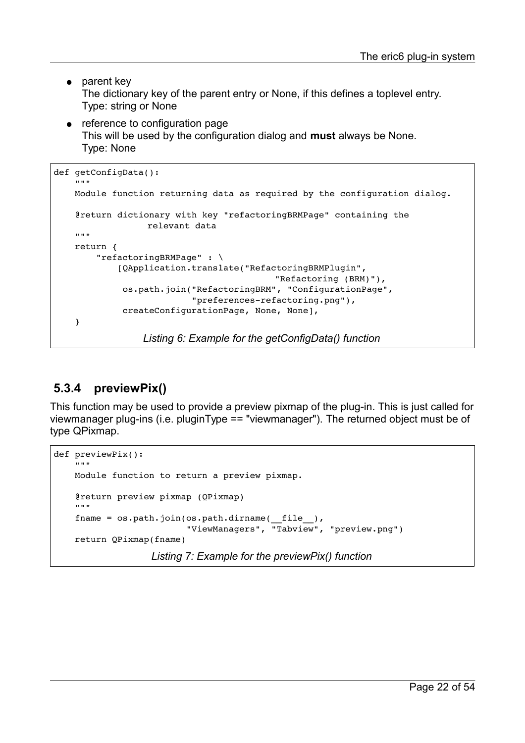- parent key
  The dictionary key of the parent entry or None, if this defines a toplevel entry.
  Type: string or None
- reference to configuration page
  This will be used by the configuration dialog and **must** always be None.
  Type: None

```
def getConfigData():
    """
    Module function returning data as required by the configuration dialog.

    @return dictionary with key "refactoringBRMPage" containing the
                 relevant data
    """
    return {
        "refactoringBRMPage" : \
            [QApplication.translate("RefactoringBRMPlugin",
                                    "Refactoring (BRM)"),
             os.path.join("RefactoringBRM", "ConfigurationPage",
                          "preferences-refactoring.png"),
             createConfigurationPage, None, None],
    }
```

*Listing 6: Example for the getConfigData() function*

### 5.3.4 previewPix()

This function may be used to provide a preview pixmap of the plug-in. This is just called for viewmanager plug-ins (i.e. pluginType == "viewmanager"). The returned object must be of type QPixmap.

```
def previewPix():
    """
    Module function to return a preview pixmap.

    @return preview pixmap (QPixmap)
    """
    fname = os.path.join(os.path.dirname(__file__),
                         "ViewManagers", "Tabview", "preview.png")
    return QPixmap(fname)
```

*Listing 7: Example for the previewPix() function*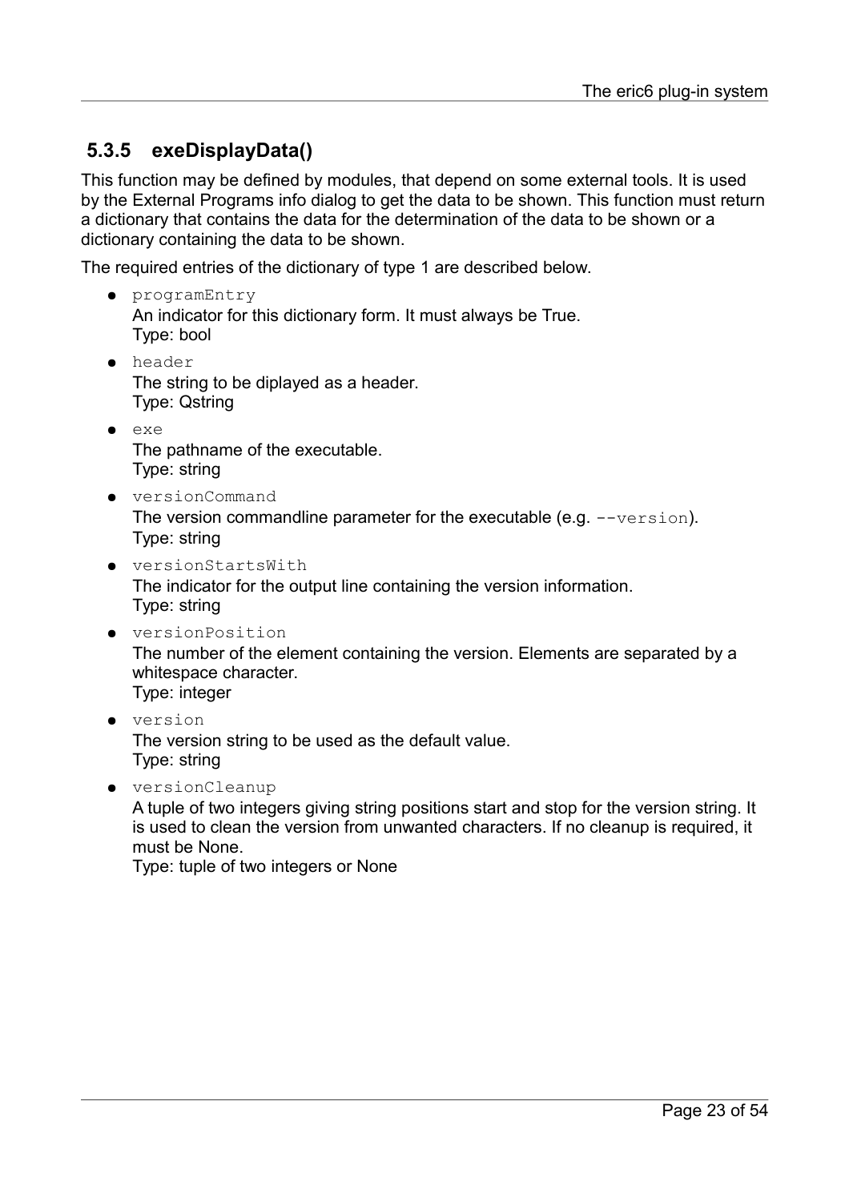### 5.3.5 exeDisplayData()

This function may be defined by modules, that depend on some external tools. It is used by the External Programs info dialog to get the data to be shown. This function must return a dictionary that contains the data for the determination of the data to be shown or a dictionary containing the data to be shown.

The required entries of the dictionary of type 1 are described below.

- `programEntry`
  An indicator for this dictionary form. It must always be True.
  Type: bool
- `header`
  The string to be diplayed as a header.
  Type: Qstring
- `exe`
  The pathname of the executable.
  Type: string
- `versionCommand`
  The version commandline parameter for the executable (e.g. `--version`).
  Type: string
- `versionStartsWith`
  The indicator for the output line containing the version information.
  Type: string
- `versionPosition`
  The number of the element containing the version. Elements are separated by a whitespace character.
  Type: integer
- `version`
  The version string to be used as the default value.
  Type: string
- `versionCleanup`
  A tuple of two integers giving string positions start and stop for the version string. It is used to clean the version from unwanted characters. If no cleanup is required, it must be None.
  Type: tuple of two integers or None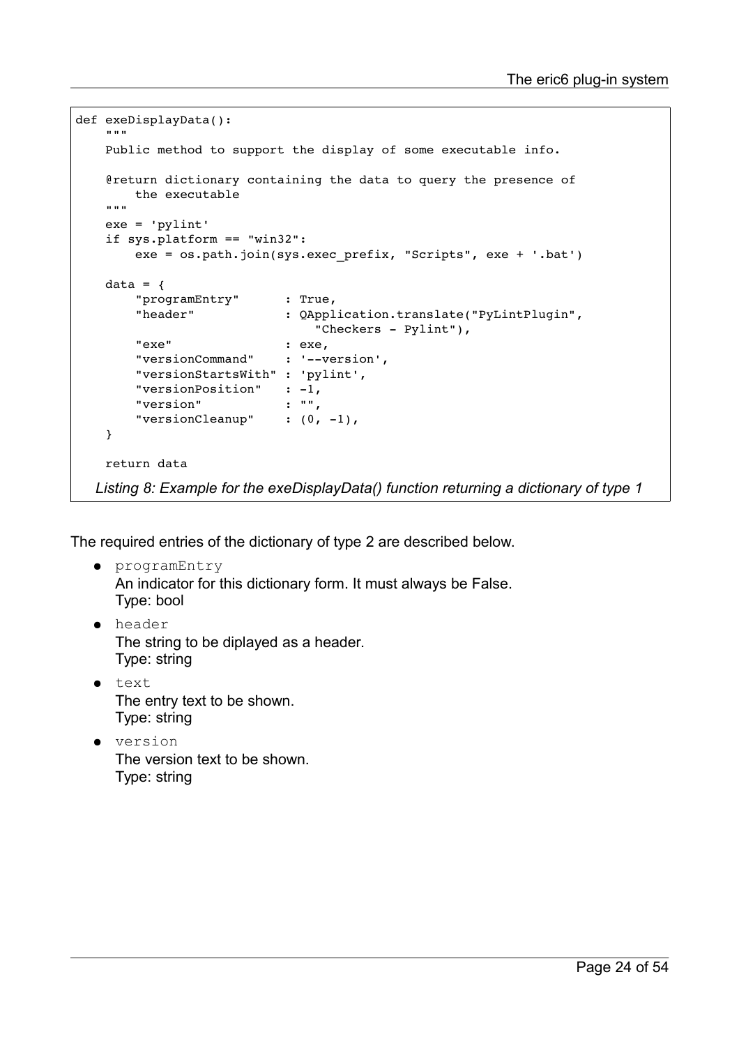```python
def exeDisplayData():
    """
    Public method to support the display of some executable info.

    @return dictionary containing the data to query the presence of
        the executable
    """
    exe = 'pylint'
    if sys.platform == "win32":
        exe = os.path.join(sys.exec_prefix, "Scripts", exe + '.bat')

    data = {
        "programEntry"      : True,
        "header"            : QApplication.translate("PyLintPlugin",
                                "Checkers - Pylint"),
        "exe"               : exe,
        "versionCommand"    : '--version',
        "versionStartsWith" : 'pylint',
        "versionPosition"   : -1,
        "version"           : "",
        "versionCleanup"    : (0, -1),
    }

    return data
```

*Listing 8: Example for the exeDisplayData() function returning a dictionary of type 1*

The required entries of the dictionary of type 2 are described below.

- `programEntry`
  An indicator for this dictionary form. It must always be False.
  Type: bool
- `header`
  The string to be diplayed as a header.
  Type: string
- `text`
  The entry text to be shown.
  Type: string
- `version`
  The version text to be shown.
  Type: string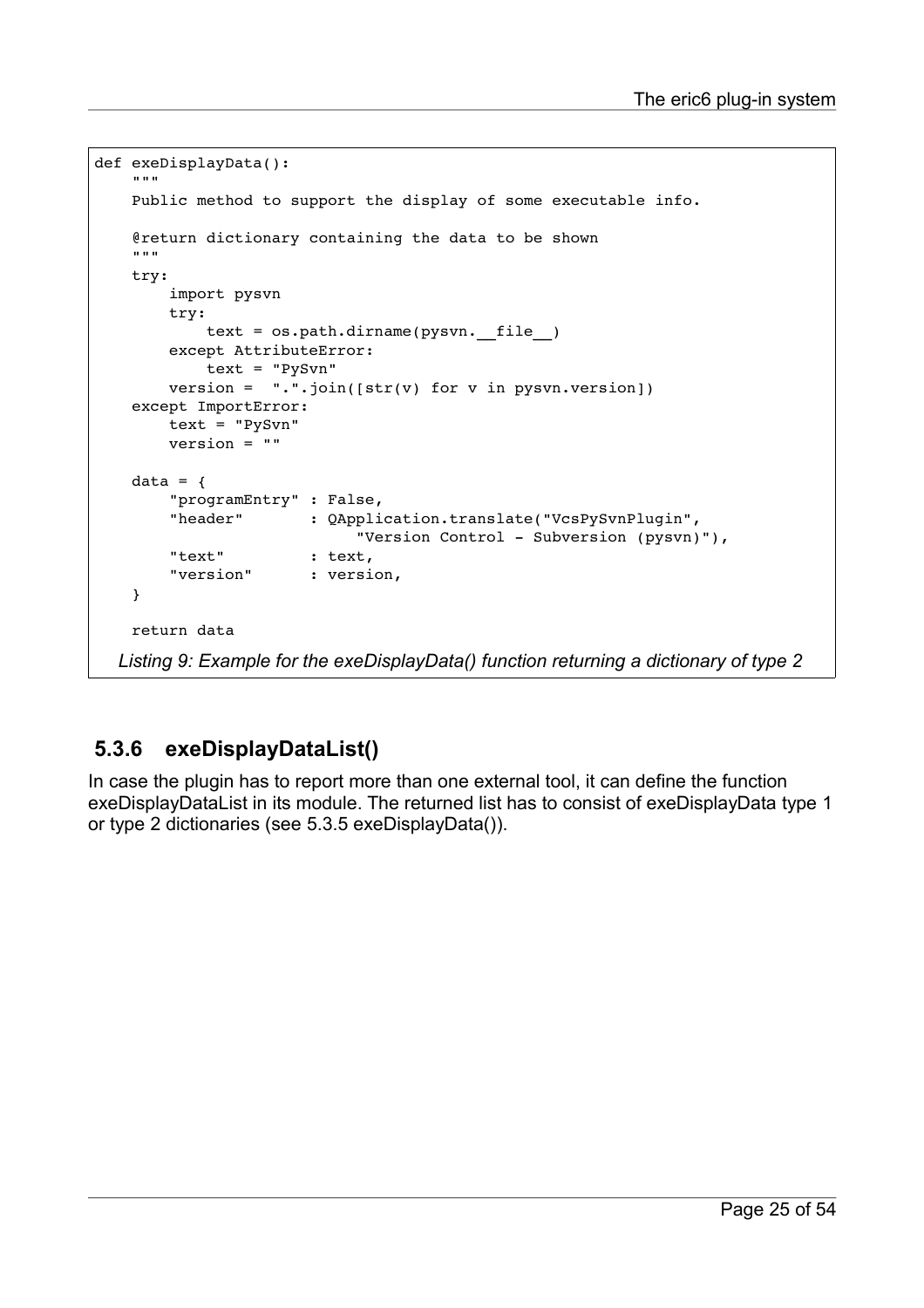```python
def exeDisplayData():
    """
    Public method to support the display of some executable info.

    @return dictionary containing the data to be shown
    """
    try:
        import pysvn
        try:
            text = os.path.dirname(pysvn.__file__)
        except AttributeError:
            text = "PySvn"
        version =  ".".join([str(v) for v in pysvn.version])
    except ImportError:
        text = "PySvn"
        version = ""

    data = {
        "programEntry" : False,
        "header"       : QApplication.translate("VcsPySvnPlugin",
                             "Version Control - Subversion (pysvn)"),
        "text"         : text,
        "version"      : version,
    }

    return data
```

*Listing 9: Example for the exeDisplayData() function returning a dictionary of type 2*

### 5.3.6 exeDisplayDataList()

In case the plugin has to report more than one external tool, it can define the function exeDisplayDataList in its module. The returned list has to consist of exeDisplayData type 1 or type 2 dictionaries (see 5.3.5 exeDisplayData()).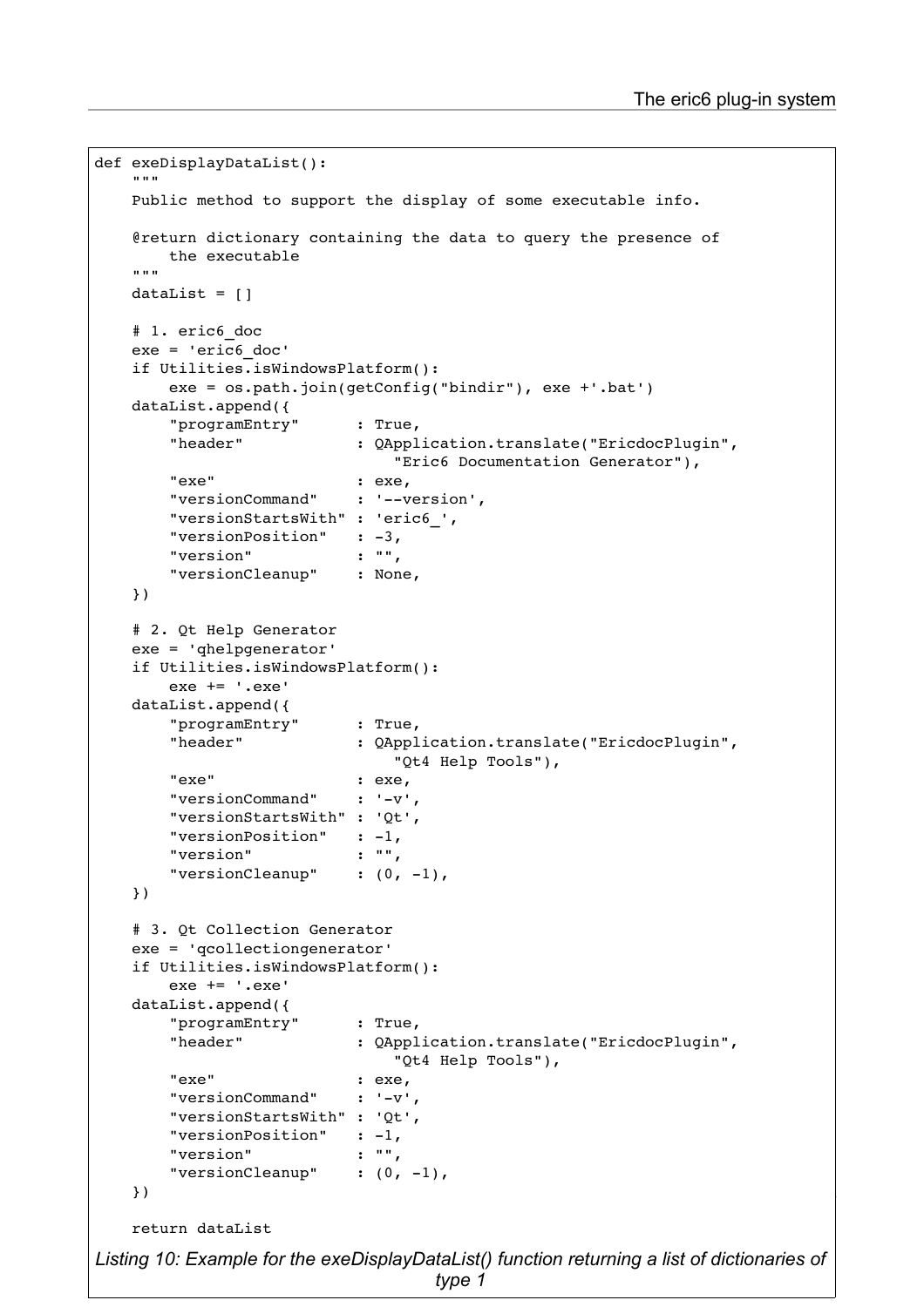```
def exeDisplayDataList():
    """
    Public method to support the display of some executable info.

    @return dictionary containing the data to query the presence of
        the executable
    """
    dataList = []

    # 1. eric6_doc
    exe = 'eric6_doc'
    if Utilities.isWindowsPlatform():
        exe = os.path.join(getConfig("bindir"), exe +'.bat')
    dataList.append({
        "programEntry"      : True,
        "header"            : QApplication.translate("EricdocPlugin",
                                "Eric6 Documentation Generator"),
        "exe"               : exe,
        "versionCommand"    : '--version',
        "versionStartsWith" : 'eric6_',
        "versionPosition"   : -3,
        "version"           : "",
        "versionCleanup"    : None,
    })

    # 2. Qt Help Generator
    exe = 'qhelpgenerator'
    if Utilities.isWindowsPlatform():
        exe += '.exe'
    dataList.append({
        "programEntry"      : True,
        "header"            : QApplication.translate("EricdocPlugin",
                                "Qt4 Help Tools"),
        "exe"               : exe,
        "versionCommand"    : '-v',
        "versionStartsWith" : 'Qt',
        "versionPosition"   : -1,
        "version"           : "",
        "versionCleanup"    : (0, -1),
    })

    # 3. Qt Collection Generator
    exe = 'qcollectiongenerator'
    if Utilities.isWindowsPlatform():
        exe += '.exe'
    dataList.append({
        "programEntry"      : True,
        "header"            : QApplication.translate("EricdocPlugin",
                                "Qt4 Help Tools"),
        "exe"               : exe,
        "versionCommand"    : '-v',
        "versionStartsWith" : 'Qt',
        "versionPosition"   : -1,
        "version"           : "",
        "versionCleanup"    : (0, -1),
    })

    return dataList
```

*Listing 10: Example for the exeDisplayDataList() function returning a list of dictionaries of type 1*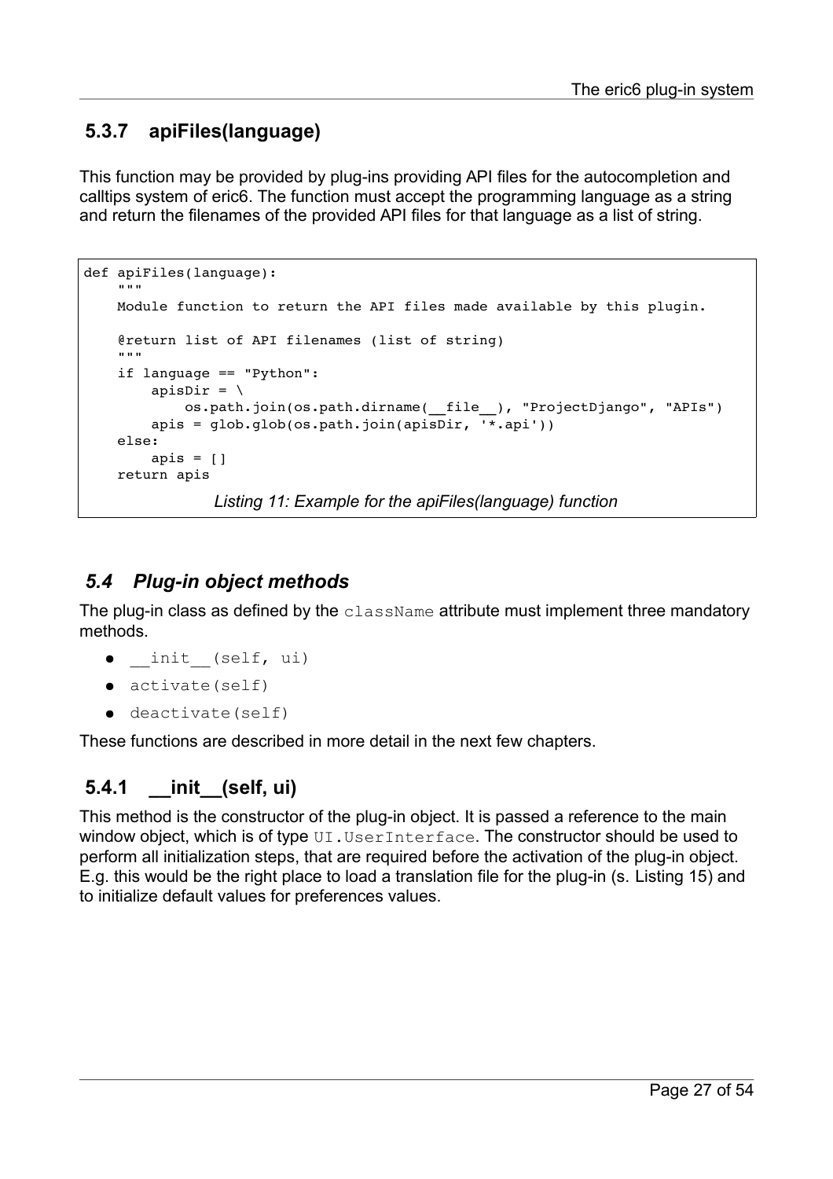### 5.3.7 apiFiles(language)

This function may be provided by plug-ins providing API files for the autocompletion and calltips system of eric6. The function must accept the programming language as a string and return the filenames of the provided API files for that language as a list of string.

```
def apiFiles(language):
    """
    Module function to return the API files made available by this plugin.

    @return list of API filenames (list of string)
    """
    if language == "Python":
        apisDir = \
            os.path.join(os.path.dirname(__file__), "ProjectDjango", "APIs")
        apis = glob.glob(os.path.join(apisDir, '*.api'))
    else:
        apis = []
    return apis
```

*Listing 11: Example for the apiFiles(language) function*

## *5.4 Plug-in object methods*

The plug-in class as defined by the `className` attribute must implement three mandatory methods.

- `__init__(self, ui)`
- `activate(self)`
- `deactivate(self)`

These functions are described in more detail in the next few chapters.

### 5.4.1 __init__(self, ui)

This method is the constructor of the plug-in object. It is passed a reference to the main window object, which is of type `UI.UserInterface`. The constructor should be used to perform all initialization steps, that are required before the activation of the plug-in object. E.g. this would be the right place to load a translation file for the plug-in (s. Listing 15) and to initialize default values for preferences values.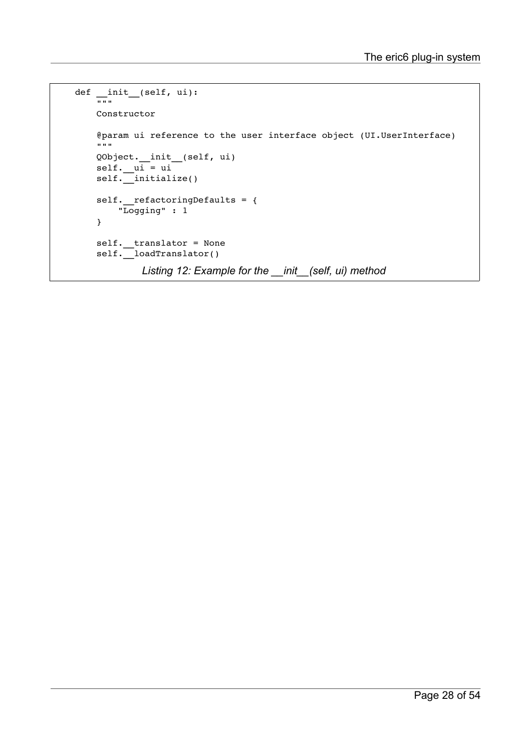```
    def __init__(self, ui):
        """
        Constructor

        @param ui reference to the user interface object (UI.UserInterface)
        """
        QObject.__init__(self, ui)
        self.__ui = ui
        self.__initialize()

        self.__refactoringDefaults = {
            "Logging" : 1
        }

        self.__translator = None
        self.__loadTranslator()
```

*Listing 12: Example for the __init__(self, ui) method*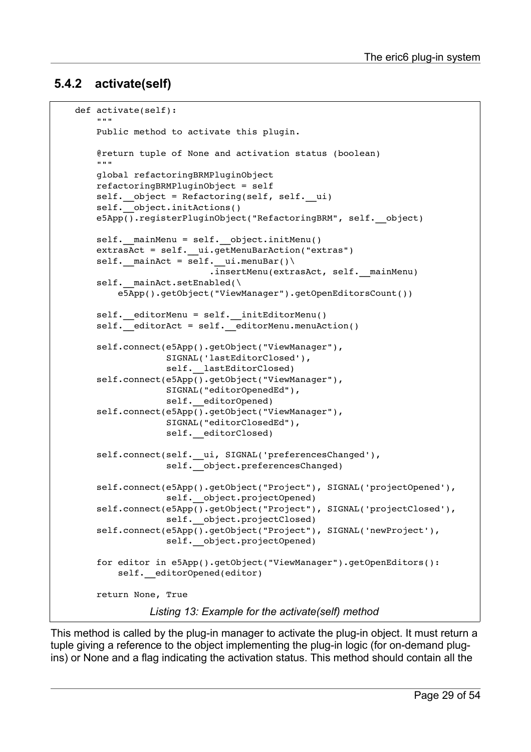## 5.4.2 activate(self)

```
def activate(self):
    """
    Public method to activate this plugin.

    @return tuple of None and activation status (boolean)
    """
    global refactoringBRMPluginObject
    refactoringBRMPluginObject = self
    self.__object = Refactoring(self, self.__ui)
    self.__object.initActions()
    e5App().registerPluginObject("RefactoringBRM", self.__object)

    self.__mainMenu = self.__object.initMenu()
    extrasAct = self.__ui.getMenuBarAction("extras")
    self.__mainAct = self.__ui.menuBar()\
                        .insertMenu(extrasAct, self.__mainMenu)
    self.__mainAct.setEnabled(\
        e5App().getObject("ViewManager").getOpenEditorsCount())

    self.__editorMenu = self.__initEditorMenu()
    self.__editorAct = self.__editorMenu.menuAction()

    self.connect(e5App().getObject("ViewManager"),
                 SIGNAL('lastEditorClosed'),
                 self.__lastEditorClosed)
    self.connect(e5App().getObject("ViewManager"),
                 SIGNAL("editorOpenedEd"),
                 self.__editorOpened)
    self.connect(e5App().getObject("ViewManager"),
                 SIGNAL("editorClosedEd"),
                 self.__editorClosed)

    self.connect(self.__ui, SIGNAL('preferencesChanged'),
                 self.__object.preferencesChanged)

    self.connect(e5App().getObject("Project"), SIGNAL('projectOpened'),
                 self.__object.projectOpened)
    self.connect(e5App().getObject("Project"), SIGNAL('projectClosed'),
                 self.__object.projectClosed)
    self.connect(e5App().getObject("Project"), SIGNAL('newProject'),
                 self.__object.projectOpened)

    for editor in e5App().getObject("ViewManager").getOpenEditors():
        self.__editorOpened(editor)

    return None, True
```

*Listing 13: Example for the activate(self) method*

This method is called by the plug-in manager to activate the plug-in object. It must return a tuple giving a reference to the object implementing the plug-in logic (for on-demand plug-ins) or None and a flag indicating the activation status. This method should contain all the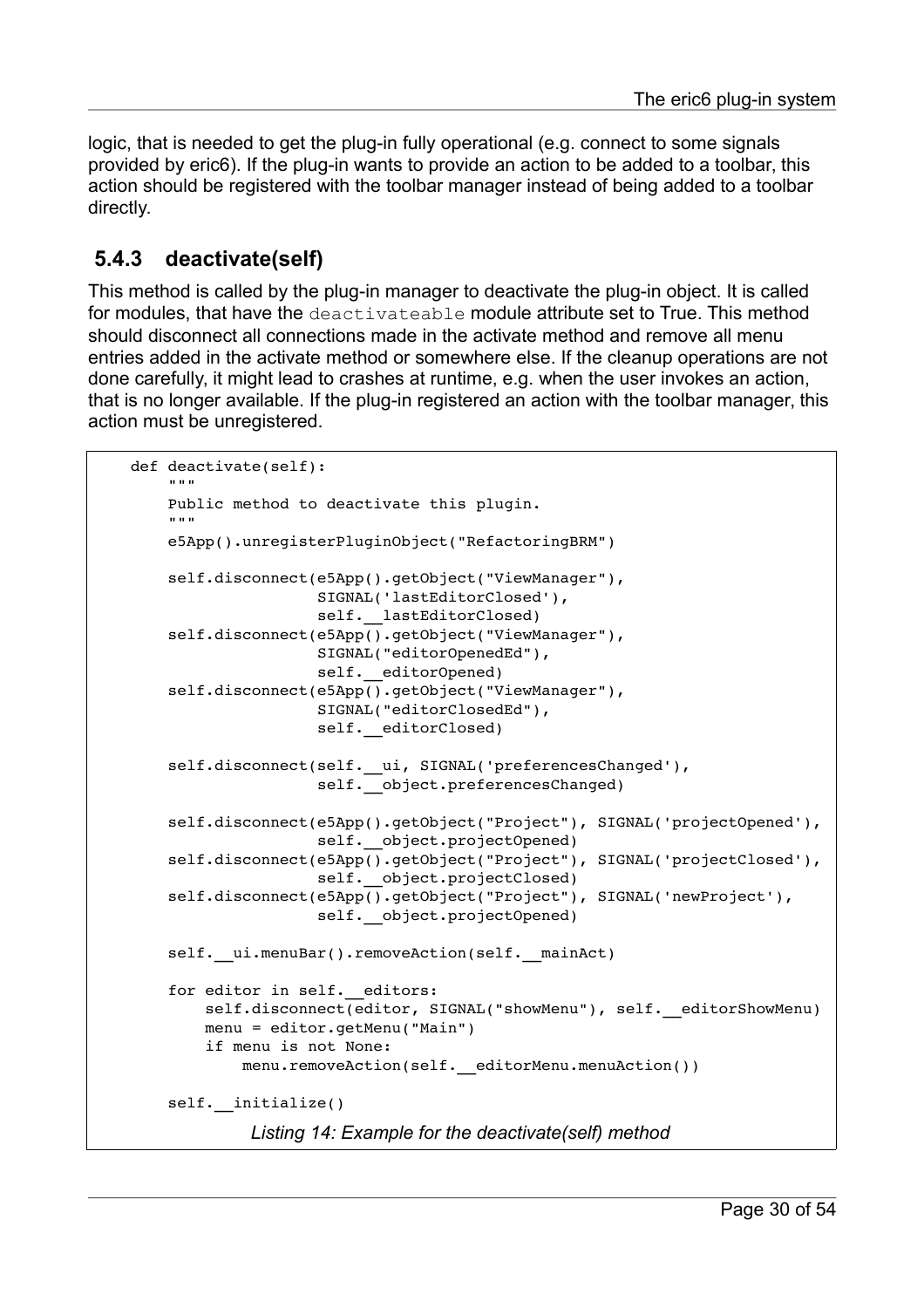logic, that is needed to get the plug-in fully operational (e.g. connect to some signals provided by eric6). If the plug-in wants to provide an action to be added to a toolbar, this action should be registered with the toolbar manager instead of being added to a toolbar directly.

### 5.4.3 deactivate(self)

This method is called by the plug-in manager to deactivate the plug-in object. It is called for modules, that have the `deactivateable` module attribute set to True. This method should disconnect all connections made in the activate method and remove all menu entries added in the activate method or somewhere else. If the cleanup operations are not done carefully, it might lead to crashes at runtime, e.g. when the user invokes an action, that is no longer available. If the plug-in registered an action with the toolbar manager, this action must be unregistered.

```
    def deactivate(self):
        """
        Public method to deactivate this plugin.
        """
        e5App().unregisterPluginObject("RefactoringBRM")
        
        self.disconnect(e5App().getObject("ViewManager"),
                        SIGNAL('lastEditorClosed'),
                        self.__lastEditorClosed)
        self.disconnect(e5App().getObject("ViewManager"),
                        SIGNAL("editorOpenedEd"),
                        self.__editorOpened)
        self.disconnect(e5App().getObject("ViewManager"),
                        SIGNAL("editorClosedEd"),
                        self.__editorClosed)
        
        self.disconnect(self.__ui, SIGNAL('preferencesChanged'),
                        self.__object.preferencesChanged)
        
        self.disconnect(e5App().getObject("Project"), SIGNAL('projectOpened'),
                        self.__object.projectOpened)
        self.disconnect(e5App().getObject("Project"), SIGNAL('projectClosed'),
                        self.__object.projectClosed)
        self.disconnect(e5App().getObject("Project"), SIGNAL('newProject'),
                        self.__object.projectOpened)
        
        self.__ui.menuBar().removeAction(self.__mainAct)
        
        for editor in self.__editors:
            self.disconnect(editor, SIGNAL("showMenu"), self.__editorShowMenu)
            menu = editor.getMenu("Main")
            if menu is not None:
                menu.removeAction(self.__editorMenu.menuAction())
        
        self.__initialize()
```

*Listing 14: Example for the deactivate(self) method*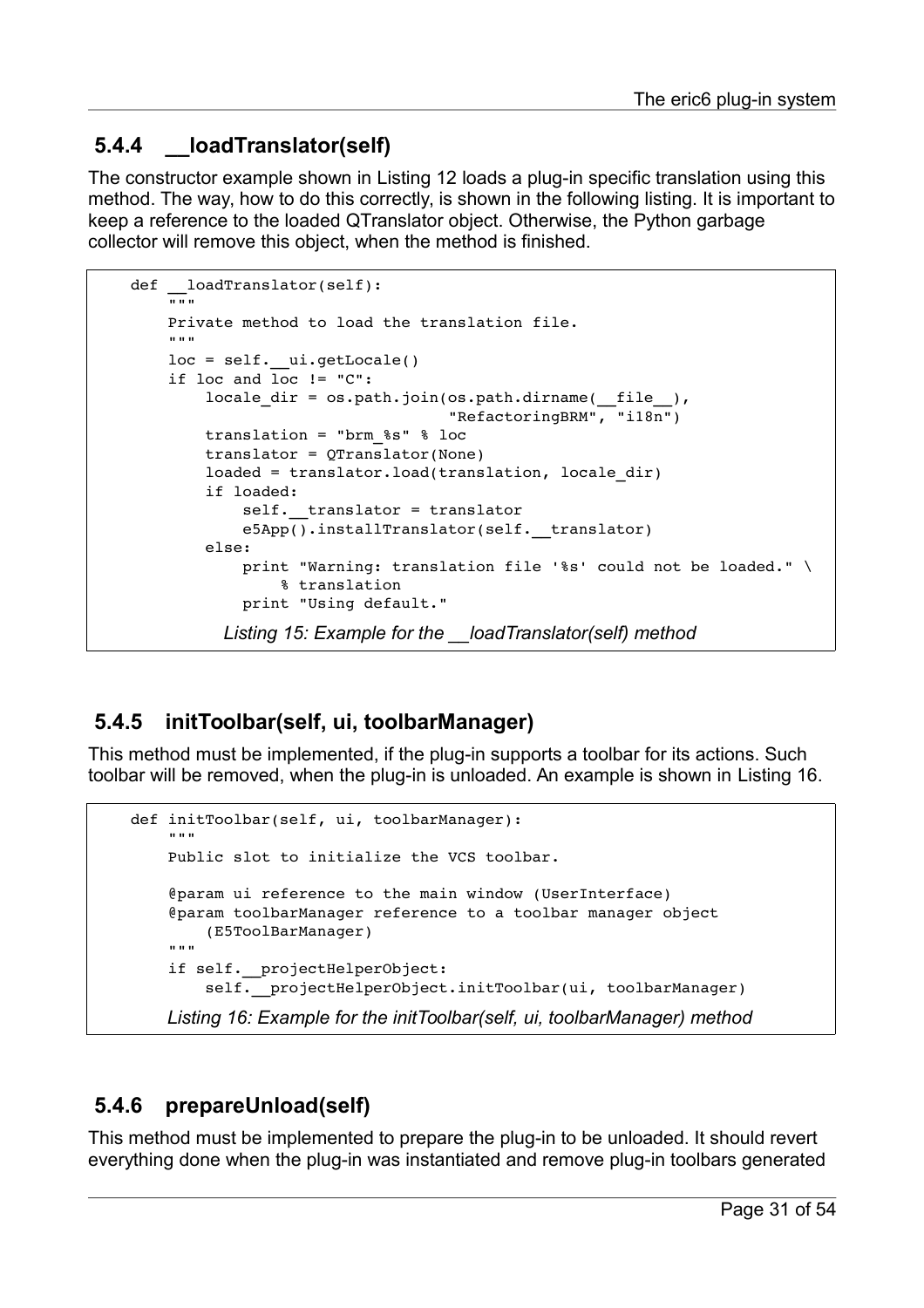### 5.4.4 __loadTranslator(self)

The constructor example shown in Listing 12 loads a plug-in specific translation using this method. The way, how to do this correctly, is shown in the following listing. It is important to keep a reference to the loaded QTranslator object. Otherwise, the Python garbage collector will remove this object, when the method is finished.

```
    def __loadTranslator(self):
        """
        Private method to load the translation file.
        """
        loc = self.__ui.getLocale()
        if loc and loc != "C":
            locale_dir = os.path.join(os.path.dirname(__file__),
                                      "RefactoringBRM", "i18n")
            translation = "brm_%s" % loc
            translator = QTranslator(None)
            loaded = translator.load(translation, locale_dir)
            if loaded:
                self.__translator = translator
                e5App().installTranslator(self.__translator)
            else:
                print "Warning: translation file '%s' could not be loaded." \
                    % translation
                print "Using default."
```

*Listing 15: Example for the __loadTranslator(self) method*

### 5.4.5 initToolbar(self, ui, toolbarManager)

This method must be implemented, if the plug-in supports a toolbar for its actions. Such toolbar will be removed, when the plug-in is unloaded. An example is shown in Listing 16.

```
    def initToolbar(self, ui, toolbarManager):
        """
        Public slot to initialize the VCS toolbar.
        
        @param ui reference to the main window (UserInterface)
        @param toolbarManager reference to a toolbar manager object
            (E5ToolBarManager)
        """
        if self.__projectHelperObject:
            self.__projectHelperObject.initToolbar(ui, toolbarManager)
```

*Listing 16: Example for the initToolbar(self, ui, toolbarManager) method*

### 5.4.6 prepareUnload(self)

This method must be implemented to prepare the plug-in to be unloaded. It should revert everything done when the plug-in was instantiated and remove plug-in toolbars generated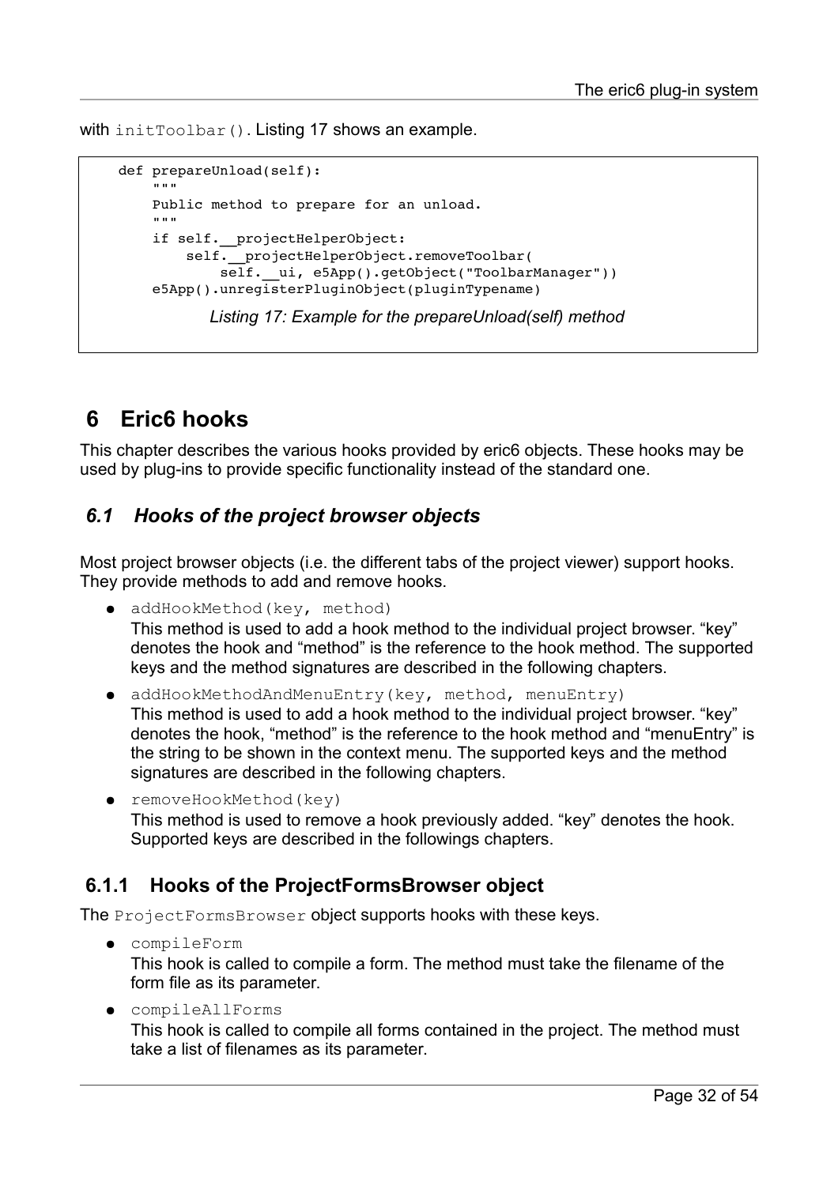with `initToolbar()`. Listing 17 shows an example.

```
def prepareUnload(self):
    """
    Public method to prepare for an unload.
    """
    if self.__projectHelperObject:
        self.__projectHelperObject.removeToolbar(
            self.__ui, e5App().getObject("ToolbarManager"))
    e5App().unregisterPluginObject(pluginTypename)
```

*Listing 17: Example for the prepareUnload(self) method*

# 6 Eric6 hooks

This chapter describes the various hooks provided by eric6 objects. These hooks may be used by plug-ins to provide specific functionality instead of the standard one.

## 6.1 Hooks of the project browser objects

Most project browser objects (i.e. the different tabs of the project viewer) support hooks. They provide methods to add and remove hooks.

- `addHookMethod(key, method)`
  This method is used to add a hook method to the individual project browser. "key" denotes the hook and "method" is the reference to the hook method. The supported keys and the method signatures are described in the following chapters.
- `addHookMethodAndMenuEntry(key, method, menuEntry)`
  This method is used to add a hook method to the individual project browser. "key" denotes the hook, "method" is the reference to the hook method and "menuEntry" is the string to be shown in the context menu. The supported keys and the method signatures are described in the following chapters.
- `removeHookMethod(key)`
  This method is used to remove a hook previously added. "key" denotes the hook. Supported keys are described in the followings chapters.

### 6.1.1 Hooks of the ProjectFormsBrowser object

The `ProjectFormsBrowser` object supports hooks with these keys.

- `compileForm`
  This hook is called to compile a form. The method must take the filename of the form file as its parameter.
- `compileAllForms`
  This hook is called to compile all forms contained in the project. The method must take a list of filenames as its parameter.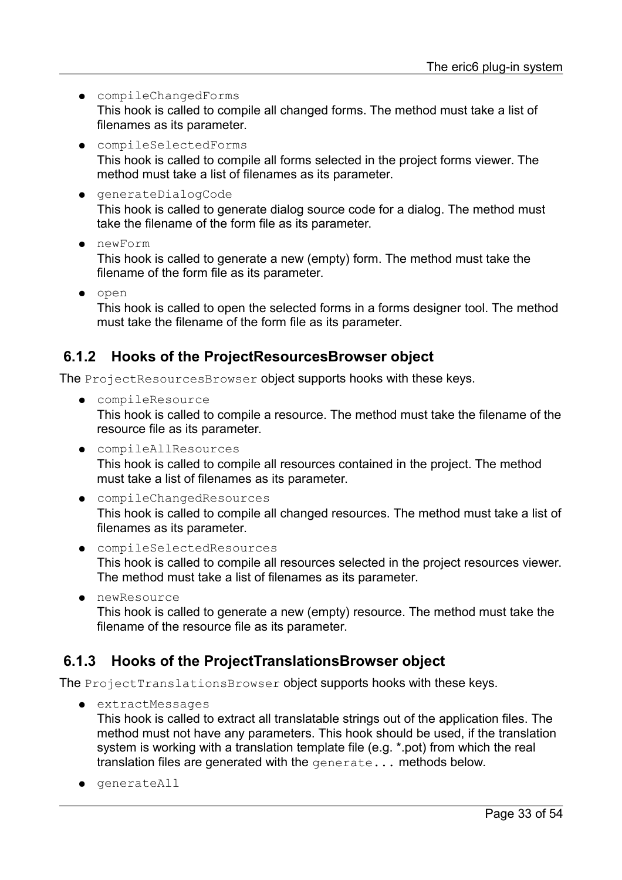- `compileChangedForms`
  This hook is called to compile all changed forms. The method must take a list of filenames as its parameter.
- `compileSelectedForms`
  This hook is called to compile all forms selected in the project forms viewer. The method must take a list of filenames as its parameter.
- `generateDialogCode`
  This hook is called to generate dialog source code for a dialog. The method must take the filename of the form file as its parameter.
- `newForm`
  This hook is called to generate a new (empty) form. The method must take the filename of the form file as its parameter.
- `open`
  This hook is called to open the selected forms in a forms designer tool. The method must take the filename of the form file as its parameter.

### 6.1.2 Hooks of the ProjectResourcesBrowser object

The `ProjectResourcesBrowser` object supports hooks with these keys.

- `compileResource`
  This hook is called to compile a resource. The method must take the filename of the resource file as its parameter.
- `compileAllResources`
  This hook is called to compile all resources contained in the project. The method must take a list of filenames as its parameter.
- `compileChangedResources`
  This hook is called to compile all changed resources. The method must take a list of filenames as its parameter.
- `compileSelectedResources`
  This hook is called to compile all resources selected in the project resources viewer. The method must take a list of filenames as its parameter.
- `newResource`
  This hook is called to generate a new (empty) resource. The method must take the filename of the resource file as its parameter.

### 6.1.3 Hooks of the ProjectTranslationsBrowser object

The `ProjectTranslationsBrowser` object supports hooks with these keys.

- `extractMessages`
  This hook is called to extract all translatable strings out of the application files. The method must not have any parameters. This hook should be used, if the translation system is working with a translation template file (e.g. *.pot) from which the real translation files are generated with the `generate...` methods below.
- `generateAll`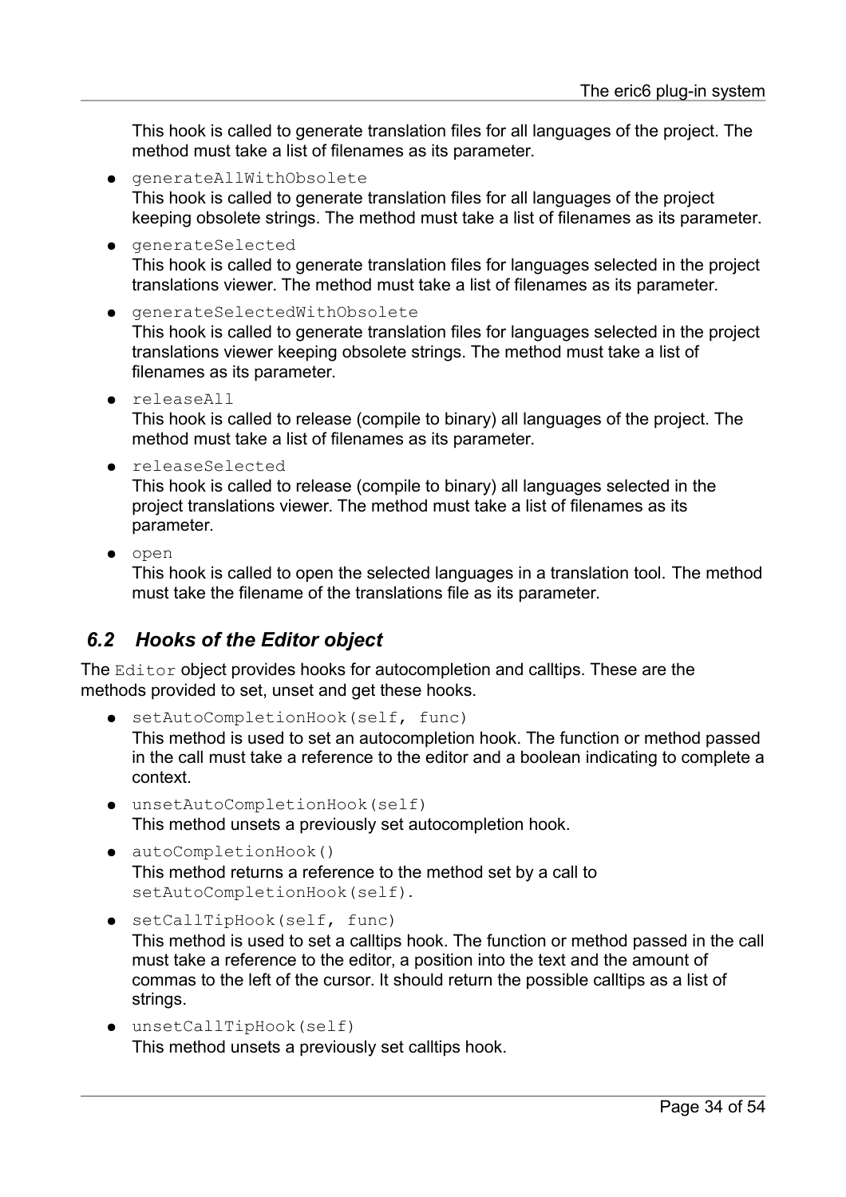This hook is called to generate translation files for all languages of the project. The method must take a list of filenames as its parameter.

- `generateAllWithObsolete`
  This hook is called to generate translation files for all languages of the project keeping obsolete strings. The method must take a list of filenames as its parameter.
- `generateSelected`
  This hook is called to generate translation files for languages selected in the project translations viewer. The method must take a list of filenames as its parameter.
- `generateSelectedWithObsolete`
  This hook is called to generate translation files for languages selected in the project translations viewer keeping obsolete strings. The method must take a list of filenames as its parameter.
- `releaseAll`
  This hook is called to release (compile to binary) all languages of the project. The method must take a list of filenames as its parameter.
- `releaseSelected`
  This hook is called to release (compile to binary) all languages selected in the project translations viewer. The method must take a list of filenames as its parameter.
- `open`
  This hook is called to open the selected languages in a translation tool. The method must take the filename of the translations file as its parameter.

## 6.2 Hooks of the Editor object

The `Editor` object provides hooks for autocompletion and calltips. These are the methods provided to set, unset and get these hooks.

- `setAutoCompletionHook(self, func)`
  This method is used to set an autocompletion hook. The function or method passed in the call must take a reference to the editor and a boolean indicating to complete a context.
- `unsetAutoCompletionHook(self)`
  This method unsets a previously set autocompletion hook.
- `autoCompletionHook()`
  This method returns a reference to the method set by a call to `setAutoCompletionHook(self).`
- `setCallTipHook(self, func)`
  This method is used to set a calltips hook. The function or method passed in the call must take a reference to the editor, a position into the text and the amount of commas to the left of the cursor. It should return the possible calltips as a list of strings.
- `unsetCallTipHook(self)`
  This method unsets a previously set calltips hook.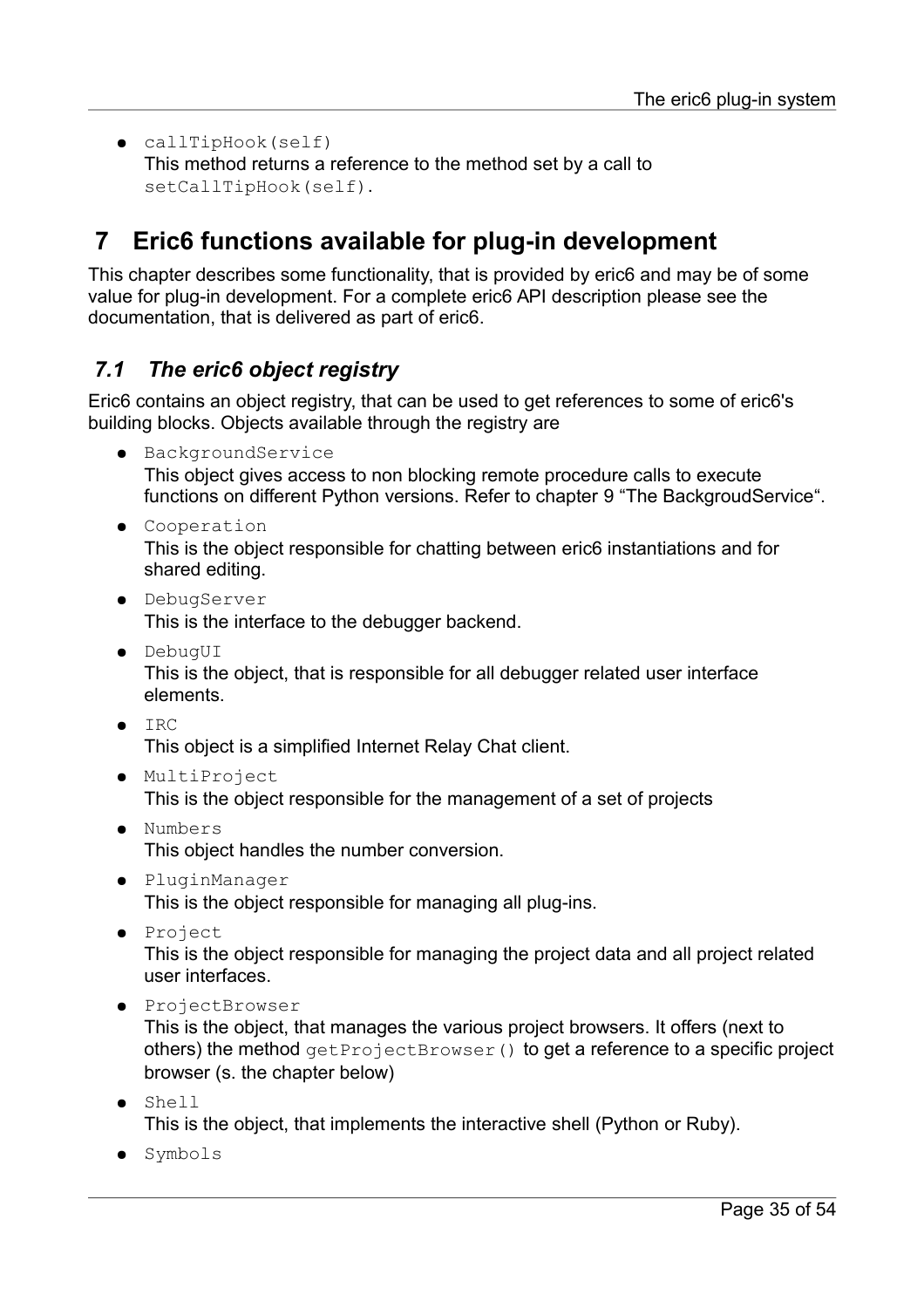- `callTipHook(self)`
  This method returns a reference to the method set by a call to `setCallTipHook(self)`.

# 7 Eric6 functions available for plug-in development

This chapter describes some functionality, that is provided by eric6 and may be of some value for plug-in development. For a complete eric6 API description please see the documentation, that is delivered as part of eric6.

## *7.1 The eric6 object registry*

Eric6 contains an object registry, that can be used to get references to some of eric6's building blocks. Objects available through the registry are

- `BackgroundService`
  This object gives access to non blocking remote procedure calls to execute functions on different Python versions. Refer to chapter 9 "The BackgroudService".
- `Cooperation`
  This is the object responsible for chatting between eric6 instantiations and for shared editing.
- `DebugServer`
  This is the interface to the debugger backend.
- `DebugUI`
  This is the object, that is responsible for all debugger related user interface elements.
- `IRC`
  This object is a simplified Internet Relay Chat client.
- `MultiProject`
  This is the object responsible for the management of a set of projects
- `Numbers`
  This object handles the number conversion.
- `PluginManager`
  This is the object responsible for managing all plug-ins.
- `Project`
  This is the object responsible for managing the project data and all project related user interfaces.
- `ProjectBrowser`
  This is the object, that manages the various project browsers. It offers (next to others) the method `getProjectBrowser()` to get a reference to a specific project browser (s. the chapter below)
- `Shell`
  This is the object, that implements the interactive shell (Python or Ruby).
- `Symbols`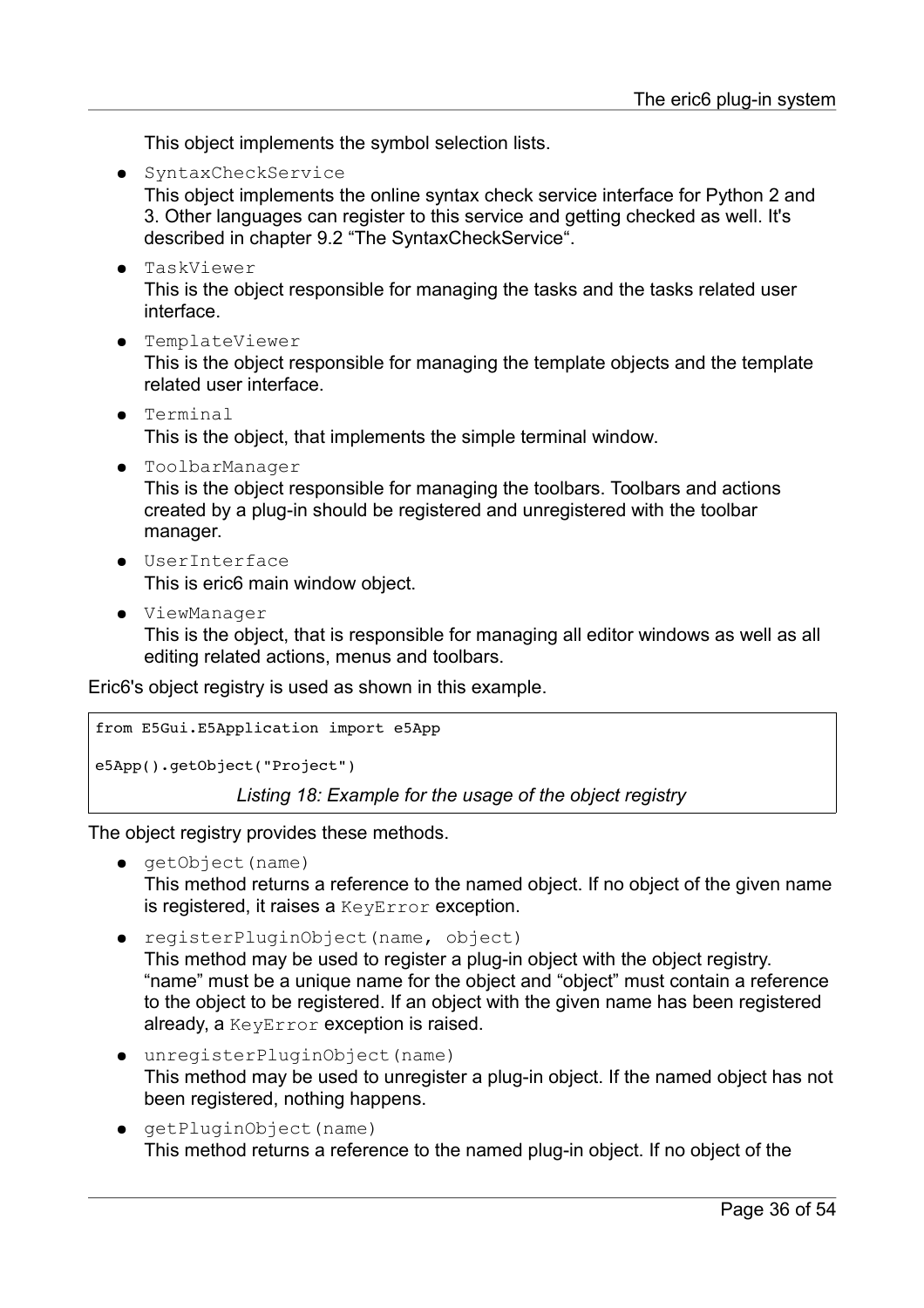This object implements the symbol selection lists.

- `SyntaxCheckService`
  This object implements the online syntax check service interface for Python 2 and 3. Other languages can register to this service and getting checked as well. It's described in chapter 9.2 “The SyntaxCheckService“.
- `TaskViewer`
  This is the object responsible for managing the tasks and the tasks related user interface.
- `TemplateViewer`
  This is the object responsible for managing the template objects and the template related user interface.
- `Terminal`
  This is the object, that implements the simple terminal window.
- `ToolbarManager`
  This is the object responsible for managing the toolbars. Toolbars and actions created by a plug-in should be registered and unregistered with the toolbar manager.
- `UserInterface`
  This is eric6 main window object.
- `ViewManager`
  This is the object, that is responsible for managing all editor windows as well as all editing related actions, menus and toolbars.

Eric6's object registry is used as shown in this example.

```
from E5Gui.E5Application import e5App

e5App().getObject("Project")
```

*Listing 18: Example for the usage of the object registry*

The object registry provides these methods.

- `getObject(name)`
  This method returns a reference to the named object. If no object of the given name is registered, it raises a `KeyError` exception.
- `registerPluginObject(name, object)`
  This method may be used to register a plug-in object with the object registry. “name” must be a unique name for the object and “object” must contain a reference to the object to be registered. If an object with the given name has been registered already, a `KeyError` exception is raised.
- `unregisterPluginObject(name)`
  This method may be used to unregister a plug-in object. If the named object has not been registered, nothing happens.
- `getPluginObject(name)`
  This method returns a reference to the named plug-in object. If no object of the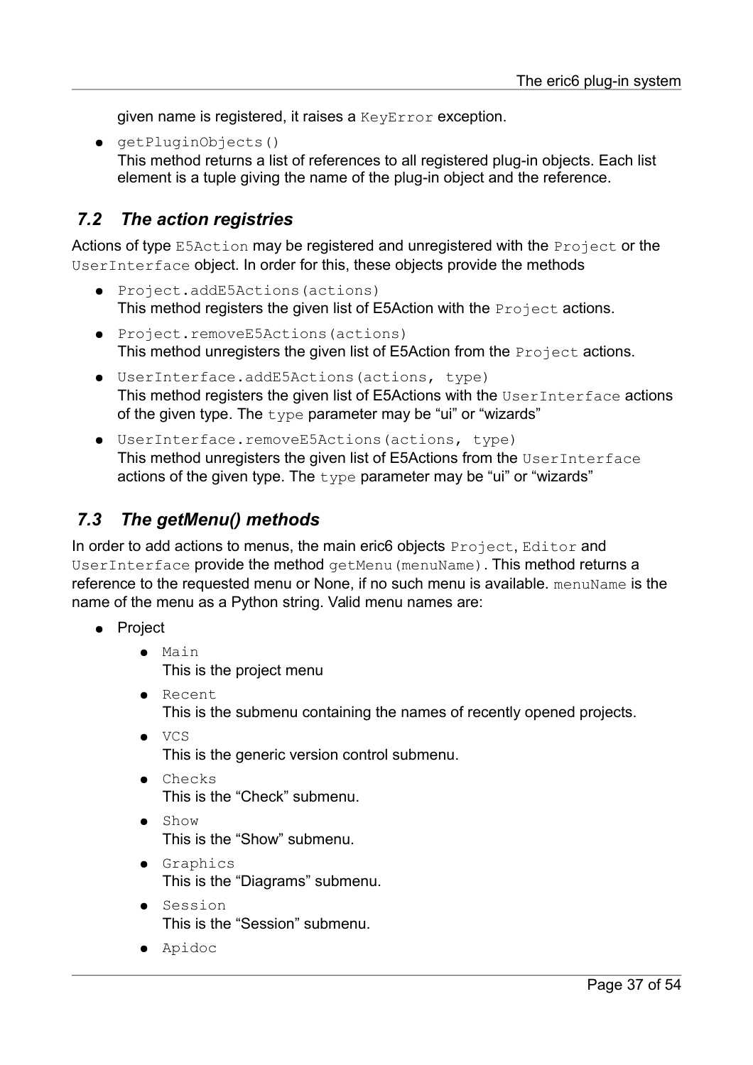given name is registered, it raises a `KeyError` exception.

- `getPluginObjects()`
  This method returns a list of references to all registered plug-in objects. Each list element is a tuple giving the name of the plug-in object and the reference.

## 7.2 The action registries

Actions of type `E5Action` may be registered and unregistered with the `Project` or the `UserInterface` object. In order for this, these objects provide the methods

- `Project.addE5Actions(actions)`
  This method registers the given list of E5Action with the `Project` actions.
- `Project.removeE5Actions(actions)`
  This method unregisters the given list of E5Action from the `Project` actions.
- `UserInterface.addE5Actions(actions, type)`
  This method registers the given list of E5Actions with the `UserInterface` actions of the given type. The `type` parameter may be "ui" or "wizards"
- `UserInterface.removeE5Actions(actions, type)`
  This method unregisters the given list of E5Actions from the `UserInterface` actions of the given type. The `type` parameter may be "ui" or "wizards"

## 7.3 The getMenu() methods

In order to add actions to menus, the main eric6 objects `Project`, `Editor` and `UserInterface` provide the method `getMenu(menuName)`. This method returns a reference to the requested menu or None, if no such menu is available. `menuName` is the name of the menu as a Python string. Valid menu names are:

- Project
  - `Main`
    This is the project menu
  - `Recent`
    This is the submenu containing the names of recently opened projects.
  - `VCS`
    This is the generic version control submenu.
  - `Checks`
    This is the "Check" submenu.
  - `Show`
    This is the "Show" submenu.
  - `Graphics`
    This is the "Diagrams" submenu.
  - `Session`
    This is the "Session" submenu.
  - `Apidoc`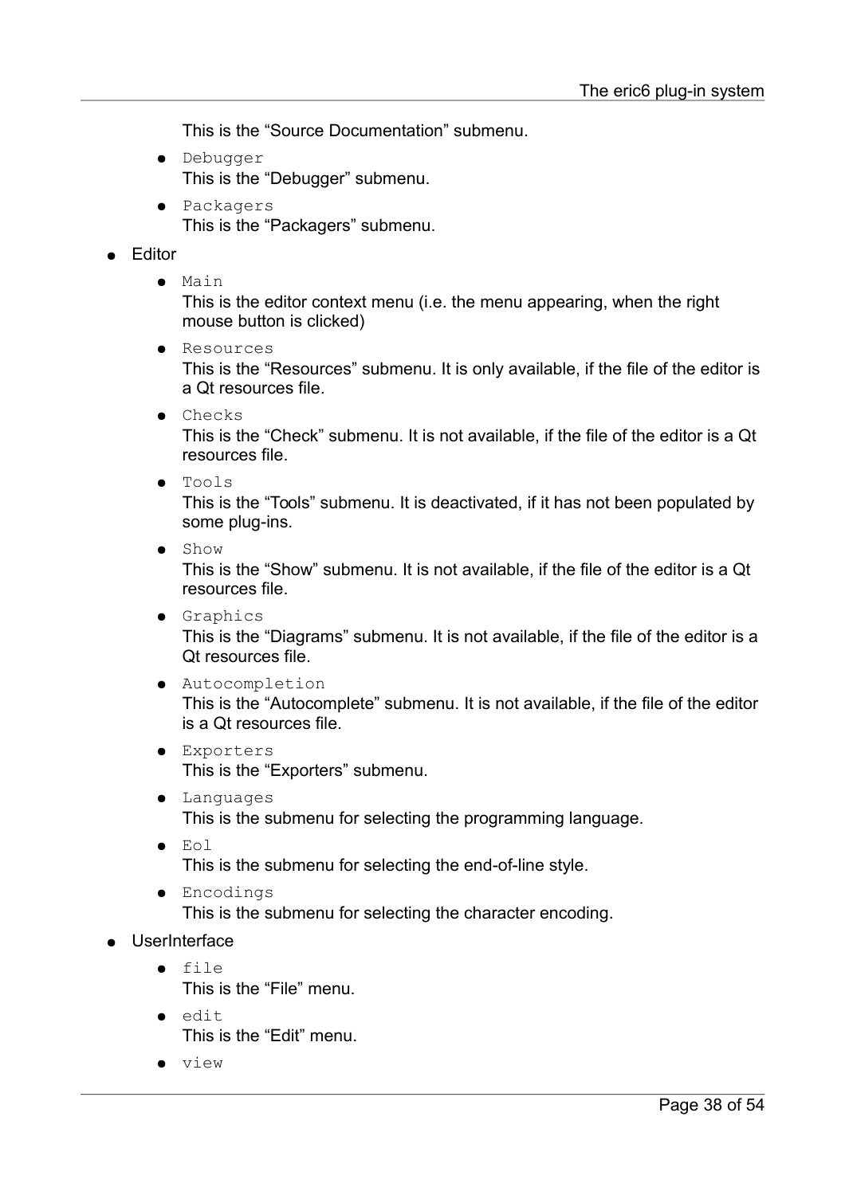This is the “Source Documentation” submenu.

- `Debugger`
  This is the “Debugger” submenu.
- `Packagers`
  This is the “Packagers” submenu.

- Editor
  - `Main`
    This is the editor context menu (i.e. the menu appearing, when the right mouse button is clicked)
  - `Resources`
    This is the “Resources” submenu. It is only available, if the file of the editor is a Qt resources file.
  - `Checks`
    This is the “Check” submenu. It is not available, if the file of the editor is a Qt resources file.
  - `Tools`
    This is the “Tools” submenu. It is deactivated, if it has not been populated by some plug-ins.
  - `Show`
    This is the “Show” submenu. It is not available, if the file of the editor is a Qt resources file.
  - `Graphics`
    This is the “Diagrams” submenu. It is not available, if the file of the editor is a Qt resources file.
  - `Autocompletion`
    This is the “Autocomplete” submenu. It is not available, if the file of the editor is a Qt resources file.
  - `Exporters`
    This is the “Exporters” submenu.
  - `Languages`
    This is the submenu for selecting the programming language.
  - `Eol`
    This is the submenu for selecting the end-of-line style.
  - `Encodings`
    This is the submenu for selecting the character encoding.
- UserInterface
  - `file`
    This is the “File” menu.
  - `edit`
    This is the “Edit” menu.
  - `view`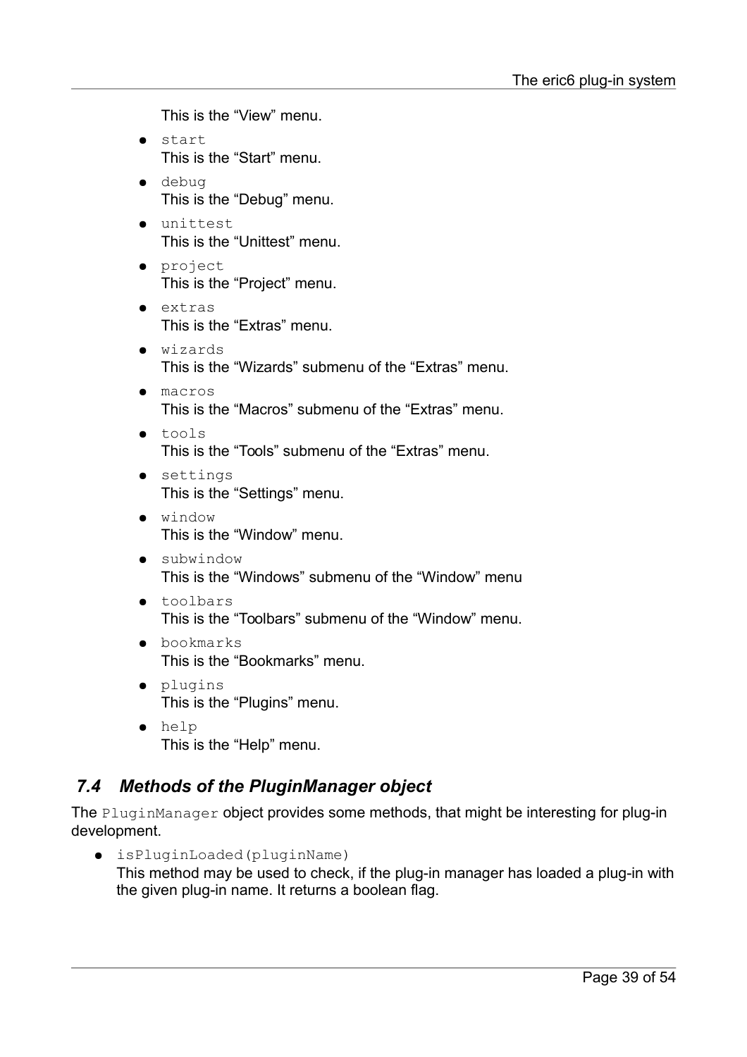This is the “View” menu.

- `start`  
  This is the “Start” menu.
- `debug`  
  This is the “Debug” menu.
- `unittest`  
  This is the “Unittest” menu.
- `project`  
  This is the “Project” menu.
- `extras`  
  This is the “Extras” menu.
- `wizards`  
  This is the “Wizards” submenu of the “Extras” menu.
- `macros`  
  This is the “Macros” submenu of the “Extras” menu.
- `tools`  
  This is the “Tools” submenu of the “Extras” menu.
- `settings`  
  This is the “Settings” menu.
- `window`  
  This is the “Window” menu.
- `subwindow`  
  This is the “Windows” submenu of the “Window” menu
- `toolbars`  
  This is the “Toolbars” submenu of the “Window” menu.
- `bookmarks`  
  This is the “Bookmarks” menu.
- `plugins`  
  This is the “Plugins” menu.
- `help`  
  This is the “Help” menu.

## *7.4 Methods of the PluginManager object*

The `PluginManager` object provides some methods, that might be interesting for plug-in development.

- `isPluginLoaded(pluginName)`  
  This method may be used to check, if the plug-in manager has loaded a plug-in with the given plug-in name. It returns a boolean flag.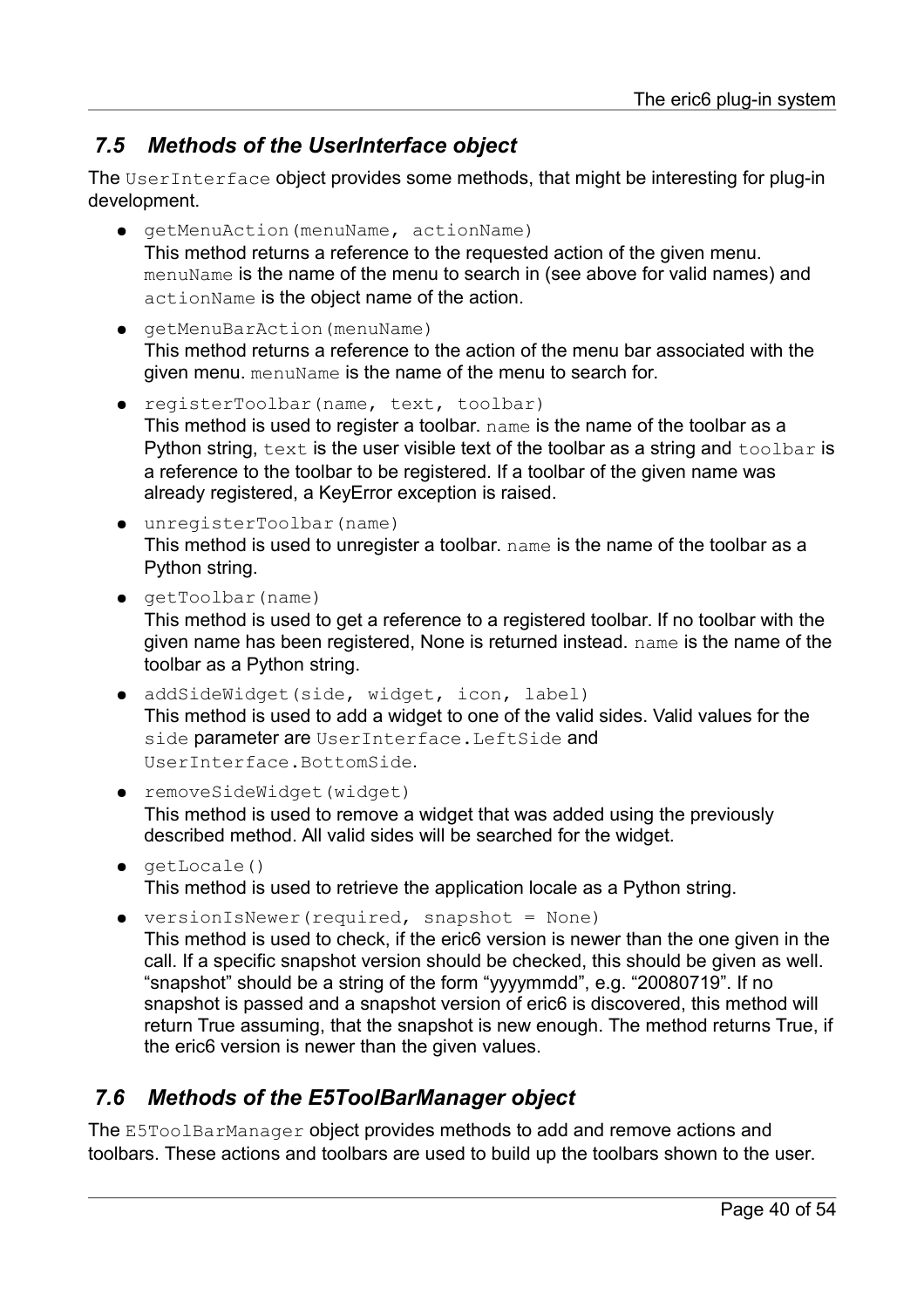## 7.5 Methods of the UserInterface object

The `UserInterface` object provides some methods, that might be interesting for plug-in development.

- `getMenuAction(menuName, actionName)`
  This method returns a reference to the requested action of the given menu. `menuName` is the name of the menu to search in (see above for valid names) and `actionName` is the object name of the action.
- `getMenuBarAction(menuName)`
  This method returns a reference to the action of the menu bar associated with the given menu. `menuName` is the name of the menu to search for.
- `registerToolbar(name, text, toolbar)`
  This method is used to register a toolbar. `name` is the name of the toolbar as a Python string, `text` is the user visible text of the toolbar as a string and `toolbar` is a reference to the toolbar to be registered. If a toolbar of the given name was already registered, a KeyError exception is raised.
- `unregisterToolbar(name)`
  This method is used to unregister a toolbar. `name` is the name of the toolbar as a Python string.
- `getToolbar(name)`
  This method is used to get a reference to a registered toolbar. If no toolbar with the given name has been registered, None is returned instead. `name` is the name of the toolbar as a Python string.
- `addSideWidget(side, widget, icon, label)`
  This method is used to add a widget to one of the valid sides. Valid values for the `side` parameter are `UserInterface.LeftSide` and `UserInterface.BottomSide`.
- `removeSideWidget(widget)`
  This method is used to remove a widget that was added using the previously described method. All valid sides will be searched for the widget.
- `getLocale()`
  This method is used to retrieve the application locale as a Python string.
- `versionIsNewer(required, snapshot = None)`
  This method is used to check, if the eric6 version is newer than the one given in the call. If a specific snapshot version should be checked, this should be given as well. “snapshot” should be a string of the form “yyyymmdd”, e.g. “20080719”. If no snapshot is passed and a snapshot version of eric6 is discovered, this method will return True assuming, that the snapshot is new enough. The method returns True, if the eric6 version is newer than the given values.

## 7.6 Methods of the E5ToolBarManager object

The `E5ToolBarManager` object provides methods to add and remove actions and toolbars. These actions and toolbars are used to build up the toolbars shown to the user.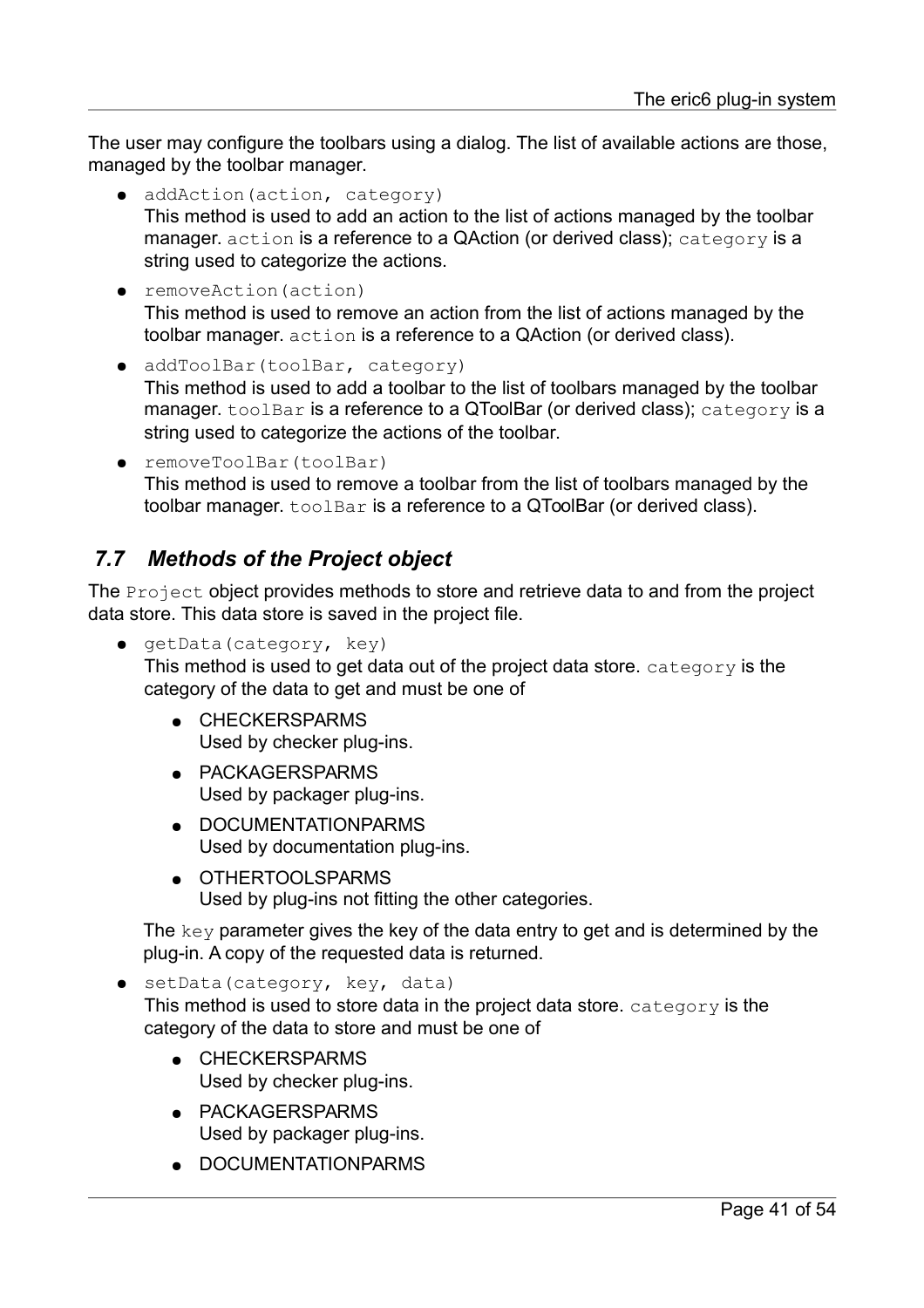The user may configure the toolbars using a dialog. The list of available actions are those, managed by the toolbar manager.

- `addAction(action, category)`
  This method is used to add an action to the list of actions managed by the toolbar manager. `action` is a reference to a QAction (or derived class); `category` is a string used to categorize the actions.
- `removeAction(action)`
  This method is used to remove an action from the list of actions managed by the toolbar manager. `action` is a reference to a QAction (or derived class).
- `addToolBar(toolBar, category)`
  This method is used to add a toolbar to the list of toolbars managed by the toolbar manager. `toolBar` is a reference to a QToolBar (or derived class); `category` is a string used to categorize the actions of the toolbar.
- `removeToolBar(toolBar)`
  This method is used to remove a toolbar from the list of toolbars managed by the toolbar manager. `toolBar` is a reference to a QToolBar (or derived class).

## *7.7 Methods of the Project object*

The `Project` object provides methods to store and retrieve data to and from the project data store. This data store is saved in the project file.

- `getData(category, key)`
  This method is used to get data out of the project data store. `category` is the category of the data to get and must be one of
  - CHECKERSPARMS
    Used by checker plug-ins.
  - PACKAGERSPARMS
    Used by packager plug-ins.
  - DOCUMENTATIONPARMS
    Used by documentation plug-ins.
  - OTHERTOOLSPARMS
    Used by plug-ins not fitting the other categories.

  The `key` parameter gives the key of the data entry to get and is determined by the plug-in. A copy of the requested data is returned.
- `setData(category, key, data)`
  This method is used to store data in the project data store. `category` is the category of the data to store and must be one of
  - CHECKERSPARMS
    Used by checker plug-ins.
  - PACKAGERSPARMS
    Used by packager plug-ins.
  - DOCUMENTATIONPARMS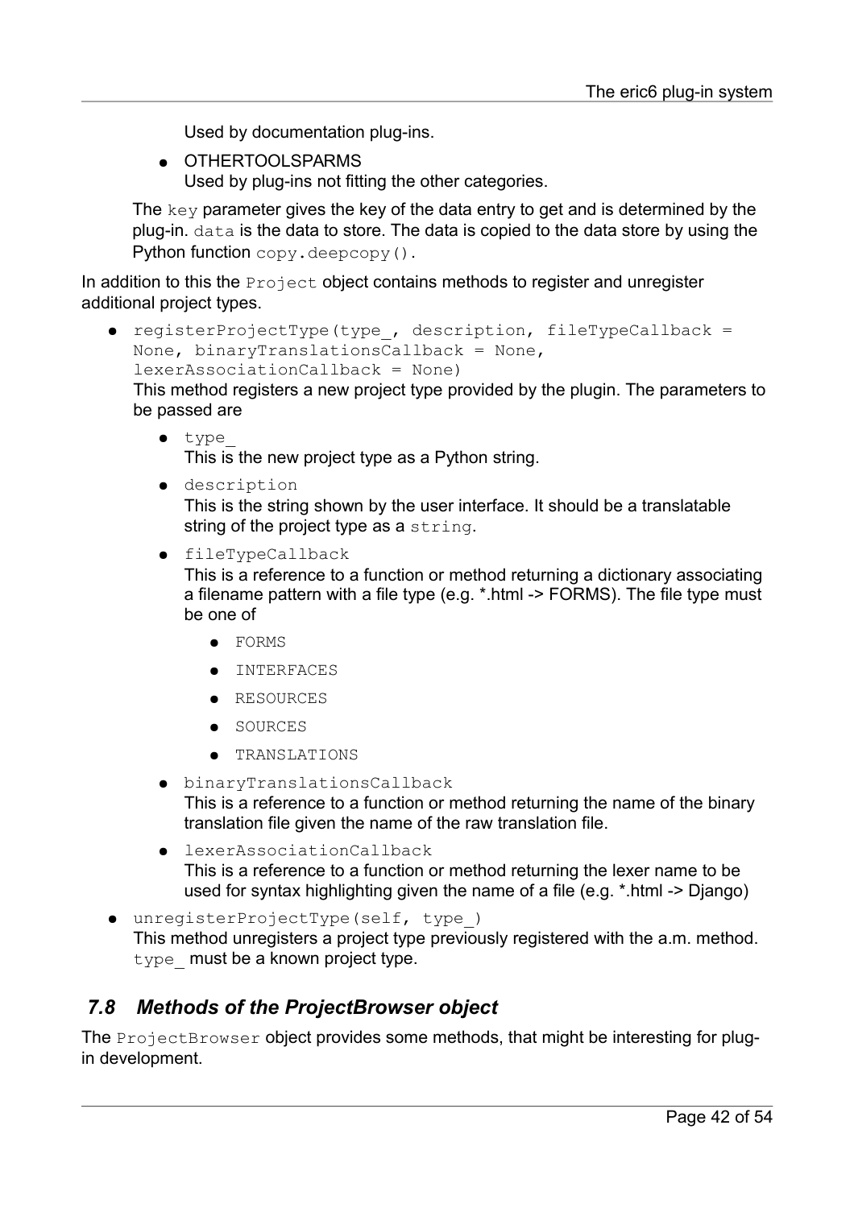Used by documentation plug-ins.

- OTHERTOOLSPARMS
  Used by plug-ins not fitting the other categories.

The `key` parameter gives the key of the data entry to get and is determined by the plug-in. `data` is the data to store. The data is copied to the data store by using the Python function `copy.deepcopy()`.

In addition to this the `Project` object contains methods to register and unregister additional project types.

- `registerProjectType(type_, description, fileTypeCallback = None, binaryTranslationsCallback = None, lexerAssociationCallback = None)`
  This method registers a new project type provided by the plugin. The parameters to be passed are
  - `type_`
    This is the new project type as a Python string.
  - `description`
    This is the string shown by the user interface. It should be a translatable string of the project type as a `string`.
  - `fileTypeCallback`
    This is a reference to a function or method returning a dictionary associating a filename pattern with a file type (e.g. *.html -> FORMS). The file type must be one of
    - `FORMS`
    - `INTERFACES`
    - `RESOURCES`
    - `SOURCES`
    - `TRANSLATIONS`
  - `binaryTranslationsCallback`
    This is a reference to a function or method returning the name of the binary translation file given the name of the raw translation file.
  - `lexerAssociationCallback`
    This is a reference to a function or method returning the lexer name to be used for syntax highlighting given the name of a file (e.g. *.html -> Django)
- `unregisterProjectType(self, type_)`
  This method unregisters a project type previously registered with the a.m. method. `type_` must be a known project type.

## 7.8 Methods of the ProjectBrowser object

The `ProjectBrowser` object provides some methods, that might be interesting for plug-in development.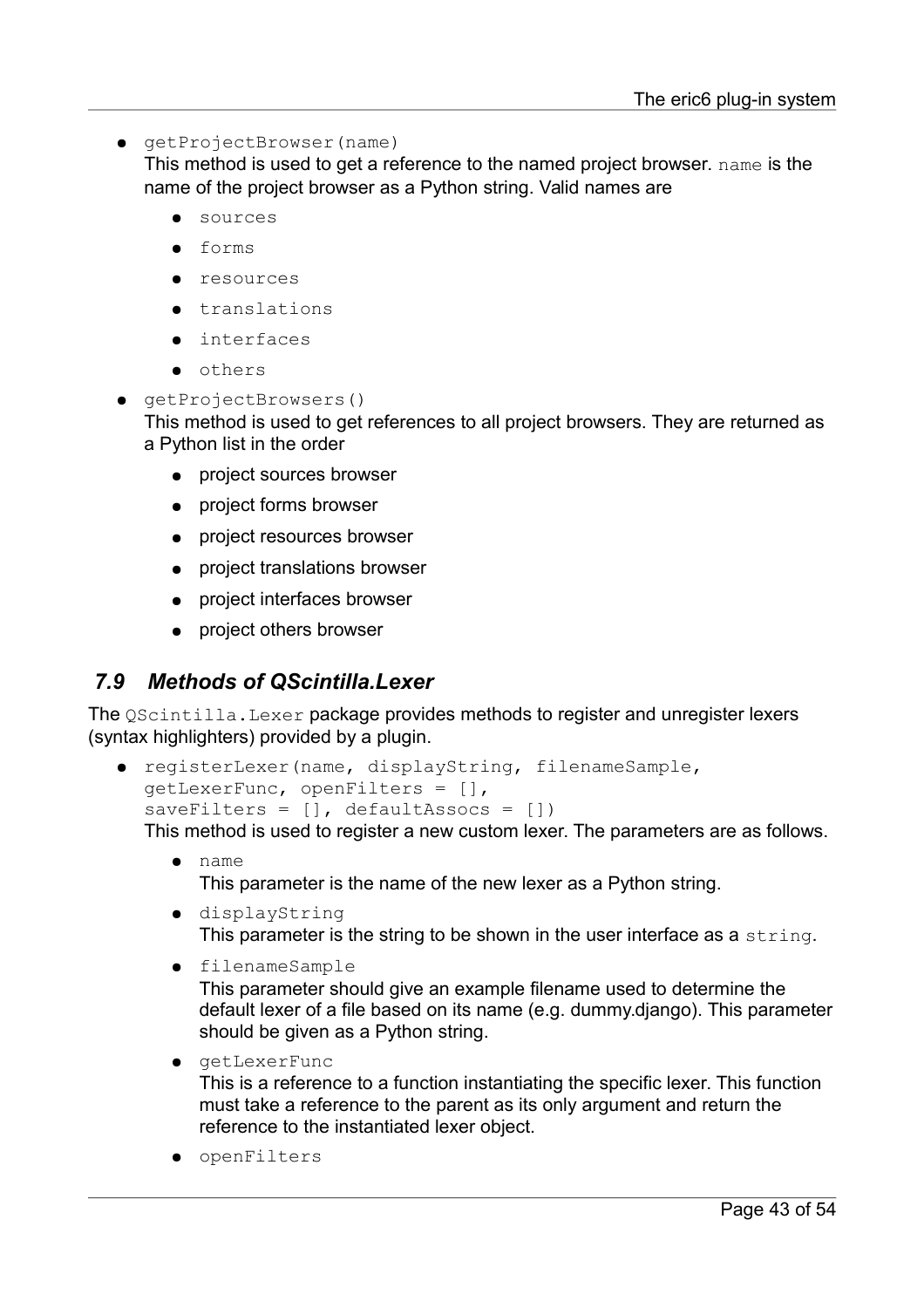- `getProjectBrowser(name)`
  This method is used to get a reference to the named project browser. `name` is the name of the project browser as a Python string. Valid names are
  - `sources`
  - `forms`
  - `resources`
  - `translations`
  - `interfaces`
  - `others`
- `getProjectBrowsers()`
  This method is used to get references to all project browsers. They are returned as a Python list in the order
  - project sources browser
  - project forms browser
  - project resources browser
  - project translations browser
  - project interfaces browser
  - project others browser

### *7.9 Methods of QScintilla.Lexer*

The `QScintilla.Lexer` package provides methods to register and unregister lexers (syntax highlighters) provided by a plugin.

- `registerLexer(name, displayString, filenameSample, getLexerFunc, openFilters = [], saveFilters = [], defaultAssocs = [])`
  This method is used to register a new custom lexer. The parameters are as follows.
  - `name`
    This parameter is the name of the new lexer as a Python string.
  - `displayString`
    This parameter is the string to be shown in the user interface as a `string`.
  - `filenameSample`
    This parameter should give an example filename used to determine the default lexer of a file based on its name (e.g. dummy.django). This parameter should be given as a Python string.
  - `getLexerFunc`
    This is a reference to a function instantiating the specific lexer. This function must take a reference to the parent as its only argument and return the reference to the instantiated lexer object.
  - `openFilters`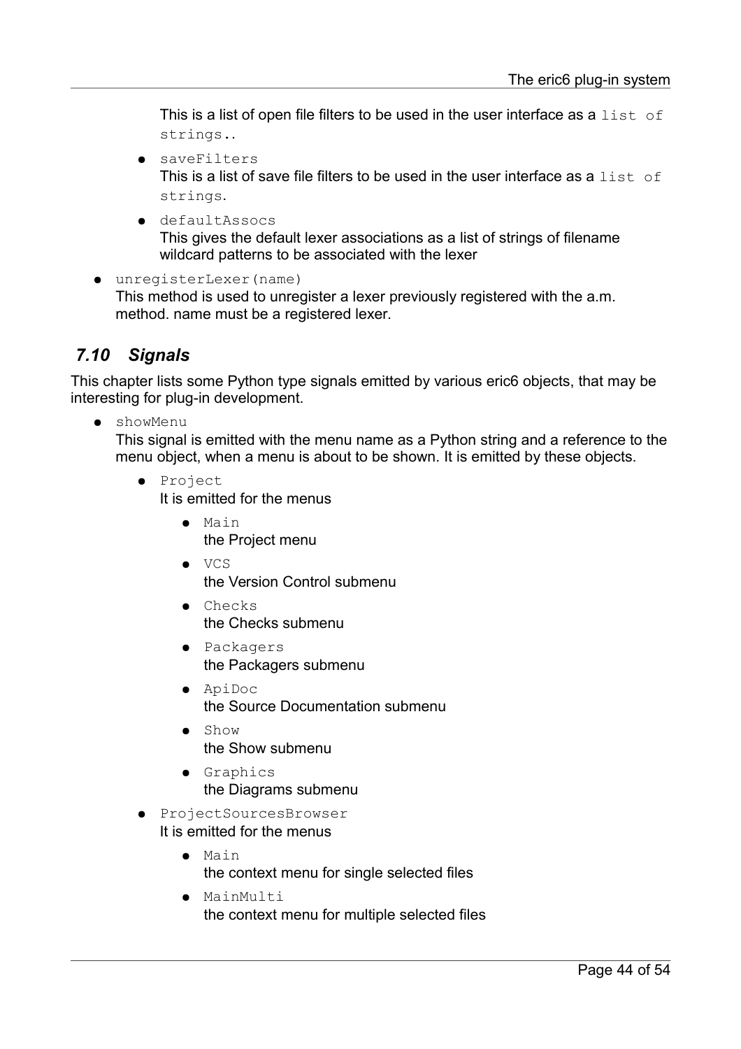This is a list of open file filters to be used in the user interface as a `list of strings`..

- `saveFilters`
  This is a list of save file filters to be used in the user interface as a `list of strings`.
- `defaultAssocs`
  This gives the default lexer associations as a list of strings of filename wildcard patterns to be associated with the lexer

- `unregisterLexer(name)`
  This method is used to unregister a lexer previously registered with the a.m. method. name must be a registered lexer.

## *7.10 Signals*

This chapter lists some Python type signals emitted by various eric6 objects, that may be interesting for plug-in development.

- `showMenu`
  This signal is emitted with the menu name as a Python string and a reference to the menu object, when a menu is about to be shown. It is emitted by these objects.
  - `Project`
    It is emitted for the menus
    - `Main`
      the Project menu
    - `VCS`
      the Version Control submenu
    - `Checks`
      the Checks submenu
    - `Packagers`
      the Packagers submenu
    - `ApiDoc`
      the Source Documentation submenu
    - `Show`
      the Show submenu
    - `Graphics`
      the Diagrams submenu
  - `ProjectSourcesBrowser`
    It is emitted for the menus
    - `Main`
      the context menu for single selected files
    - `MainMulti`
      the context menu for multiple selected files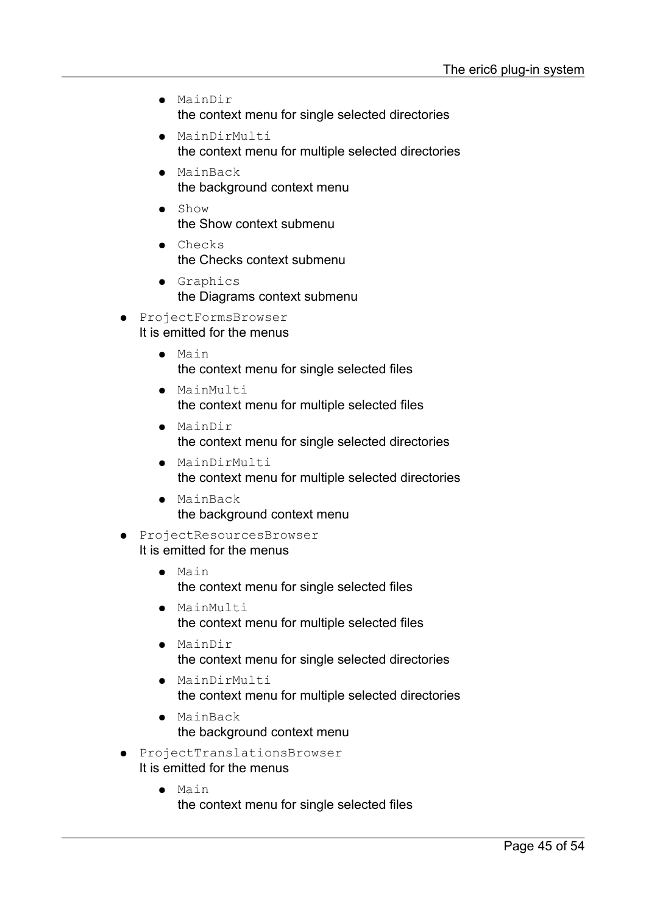- `MainDir`
    the context menu for single selected directories
  - `MainDirMulti`
    the context menu for multiple selected directories
  - `MainBack`
    the background context menu
  - `Show`
    the Show context submenu
  - `Checks`
    the Checks context submenu
  - `Graphics`
    the Diagrams context submenu
- `ProjectFormsBrowser`
  It is emitted for the menus
  - `Main`
    the context menu for single selected files
  - `MainMulti`
    the context menu for multiple selected files
  - `MainDir`
    the context menu for single selected directories
  - `MainDirMulti`
    the context menu for multiple selected directories
  - `MainBack`
    the background context menu
- `ProjectResourcesBrowser`
  It is emitted for the menus
  - `Main`
    the context menu for single selected files
  - `MainMulti`
    the context menu for multiple selected files
  - `MainDir`
    the context menu for single selected directories
  - `MainDirMulti`
    the context menu for multiple selected directories
  - `MainBack`
    the background context menu
- `ProjectTranslationsBrowser`
  It is emitted for the menus
  - `Main`
    the context menu for single selected files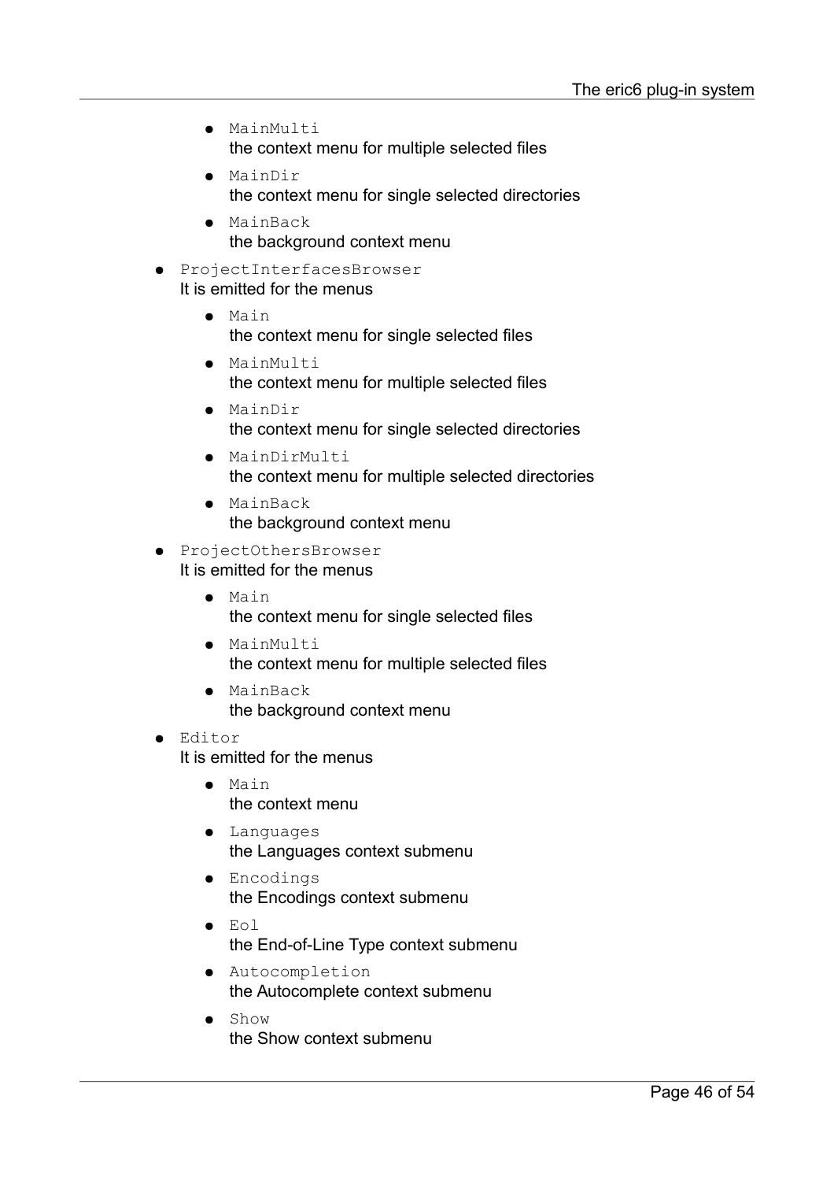- `MainMulti`
      the context menu for multiple selected files
    - `MainDir`
      the context menu for single selected directories
    - `MainBack`
      the background context menu
- `ProjectInterfacesBrowser`
  It is emitted for the menus
    - `Main`
      the context menu for single selected files
    - `MainMulti`
      the context menu for multiple selected files
    - `MainDir`
      the context menu for single selected directories
    - `MainDirMulti`
      the context menu for multiple selected directories
    - `MainBack`
      the background context menu
- `ProjectOthersBrowser`
  It is emitted for the menus
    - `Main`
      the context menu for single selected files
    - `MainMulti`
      the context menu for multiple selected files
    - `MainBack`
      the background context menu
- `Editor`
  It is emitted for the menus
    - `Main`
      the context menu
    - `Languages`
      the Languages context submenu
    - `Encodings`
      the Encodings context submenu
    - `Eol`
      the End-of-Line Type context submenu
    - `Autocompletion`
      the Autocomplete context submenu
    - `Show`
      the Show context submenu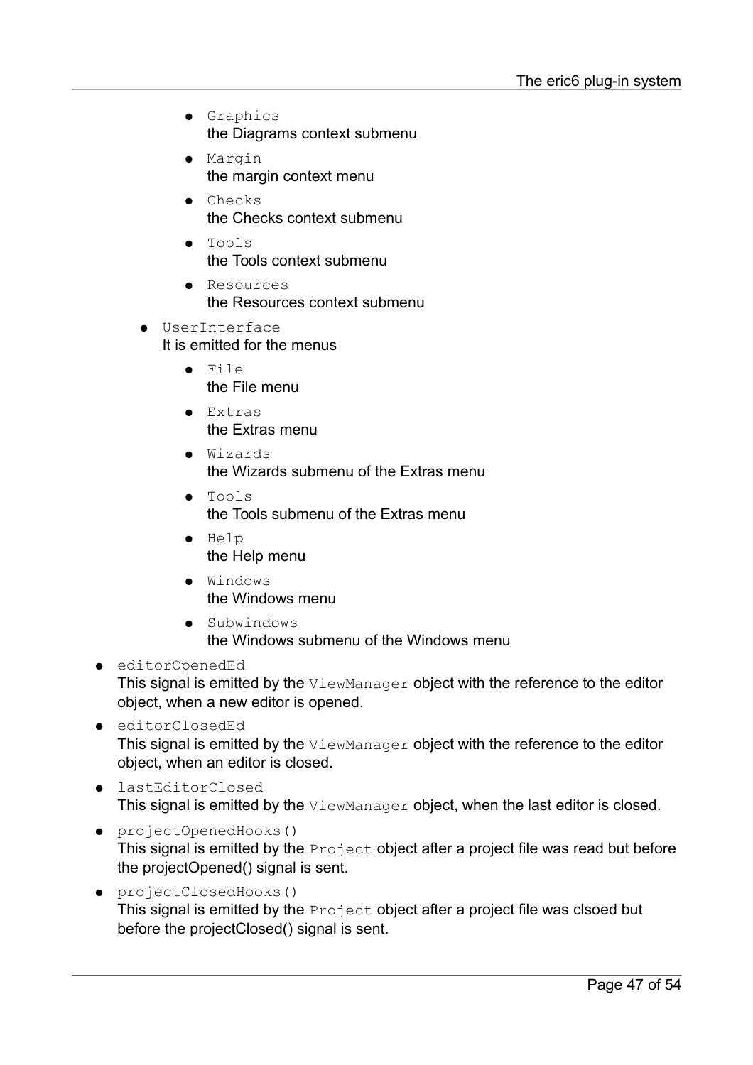- `Graphics`
          the Diagrams context submenu
        - `Margin`
          the margin context menu
        - `Checks`
          the Checks context submenu
        - `Tools`
          the Tools context submenu
        - `Resources`
          the Resources context submenu
    - `UserInterface`
      It is emitted for the menus
        - `File`
          the File menu
        - `Extras`
          the Extras menu
        - `Wizards`
          the Wizards submenu of the Extras menu
        - `Tools`
          the Tools submenu of the Extras menu
        - `Help`
          the Help menu
        - `Windows`
          the Windows menu
        - `Subwindows`
          the Windows submenu of the Windows menu
- `editorOpenedEd`
  This signal is emitted by the `ViewManager` object with the reference to the editor object, when a new editor is opened.
- `editorClosedEd`
  This signal is emitted by the `ViewManager` object with the reference to the editor object, when an editor is closed.
- `lastEditorClosed`
  This signal is emitted by the `ViewManager` object, when the last editor is closed.
- `projectOpenedHooks()`
  This signal is emitted by the `Project` object after a project file was read but before the projectOpened() signal is sent.
- `projectClosedHooks()`
  This signal is emitted by the `Project` object after a project file was clsoed but before the projectClosed() signal is sent.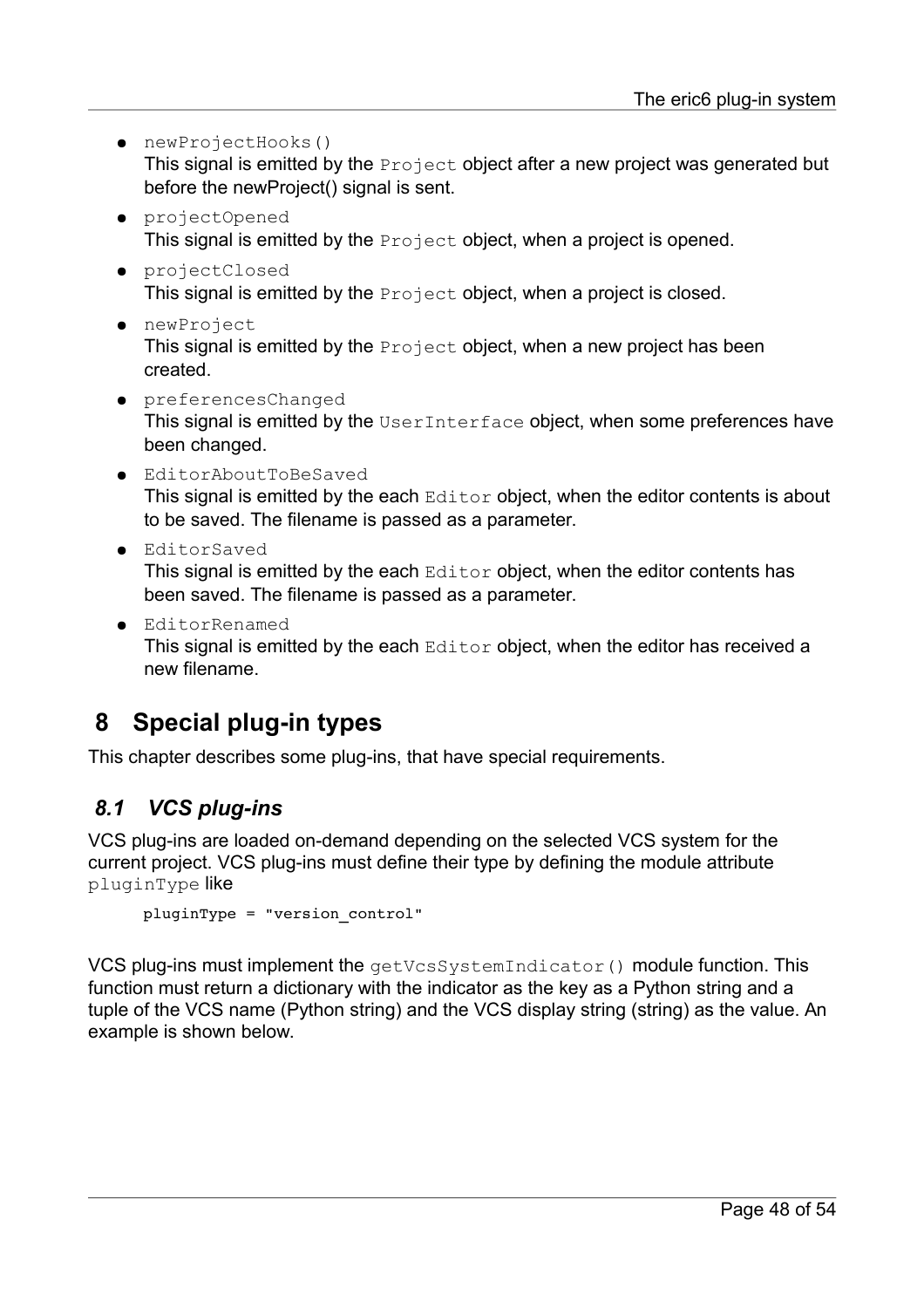- `newProjectHooks()`  
  This signal is emitted by the `Project` object after a new project was generated but before the newProject() signal is sent.
- `projectOpened`  
  This signal is emitted by the `Project` object, when a project is opened.
- `projectClosed`  
  This signal is emitted by the `Project` object, when a project is closed.
- `newProject`  
  This signal is emitted by the `Project` object, when a new project has been created.
- `preferencesChanged`  
  This signal is emitted by the `UserInterface` object, when some preferences have been changed.
- `EditorAboutToBeSaved`  
  This signal is emitted by the each `Editor` object, when the editor contents is about to be saved. The filename is passed as a parameter.
- `EditorSaved`  
  This signal is emitted by the each `Editor` object, when the editor contents has been saved. The filename is passed as a parameter.
- `EditorRenamed`  
  This signal is emitted by the each `Editor` object, when the editor has received a new filename.

# 8 Special plug-in types

This chapter describes some plug-ins, that have special requirements.

## *8.1 VCS plug-ins*

VCS plug-ins are loaded on-demand depending on the selected VCS system for the current project. VCS plug-ins must define their type by defining the module attribute `pluginType` like

```
pluginType = "version_control"
```

VCS plug-ins must implement the `getVcsSystemIndicator()` module function. This function must return a dictionary with the indicator as the key as a Python string and a tuple of the VCS name (Python string) and the VCS display string (string) as the value. An example is shown below.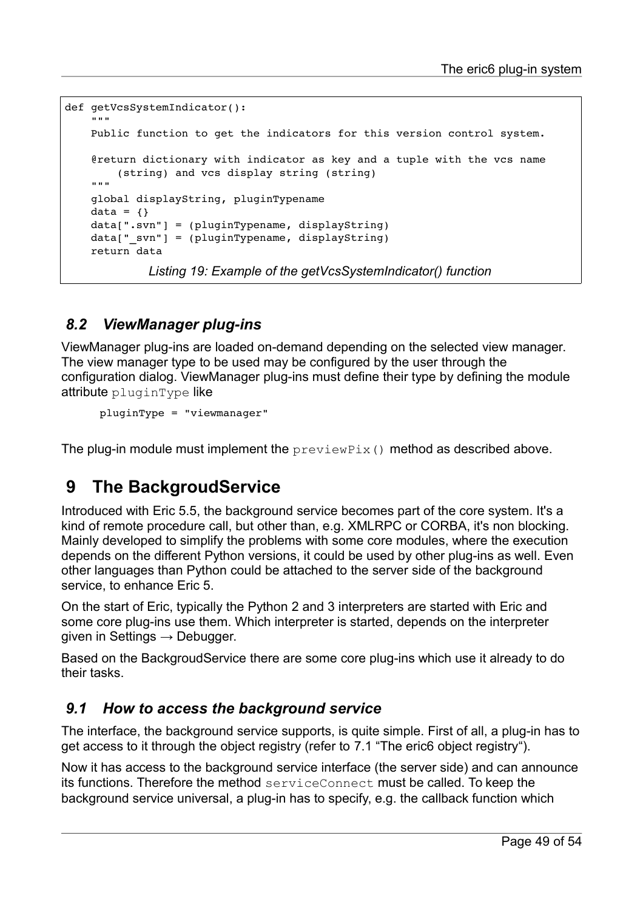```python
def getVcsSystemIndicator():
    """
    Public function to get the indicators for this version control system.

    @return dictionary with indicator as key and a tuple with the vcs name
        (string) and vcs display string (string)
    """
    global displayString, pluginTypename
    data = {}
    data[".svn"] = (pluginTypename, displayString)
    data["_svn"] = (pluginTypename, displayString)
    return data
```

*Listing 19: Example of the getVcsSystemIndicator() function*

### 8.2 ViewManager plug-ins

ViewManager plug-ins are loaded on-demand depending on the selected view manager. The view manager type to be used may be configured by the user through the configuration dialog. ViewManager plug-ins must define their type by defining the module attribute `pluginType` like

```python
pluginType = "viewmanager"
```

The plug-in module must implement the `previewPix()` method as described above.

## 9 The BackgroudService

Introduced with Eric 5.5, the background service becomes part of the core system. It's a kind of remote procedure call, but other than, e.g. XMLRPC or CORBA, it's non blocking. Mainly developed to simplify the problems with some core modules, where the execution depends on the different Python versions, it could be used by other plug-ins as well. Even other languages than Python could be attached to the server side of the background service, to enhance Eric 5.

On the start of Eric, typically the Python 2 and 3 interpreters are started with Eric and some core plug-ins use them. Which interpreter is started, depends on the interpreter given in Settings → Debugger.

Based on the BackgroudService there are some core plug-ins which use it already to do their tasks.

### 9.1 How to access the background service

The interface, the background service supports, is quite simple. First of all, a plug-in has to get access to it through the object registry (refer to 7.1 “The eric6 object registry“).

Now it has access to the background service interface (the server side) and can announce its functions. Therefore the method `serviceConnect` must be called. To keep the background service universal, a plug-in has to specify, e.g. the callback function which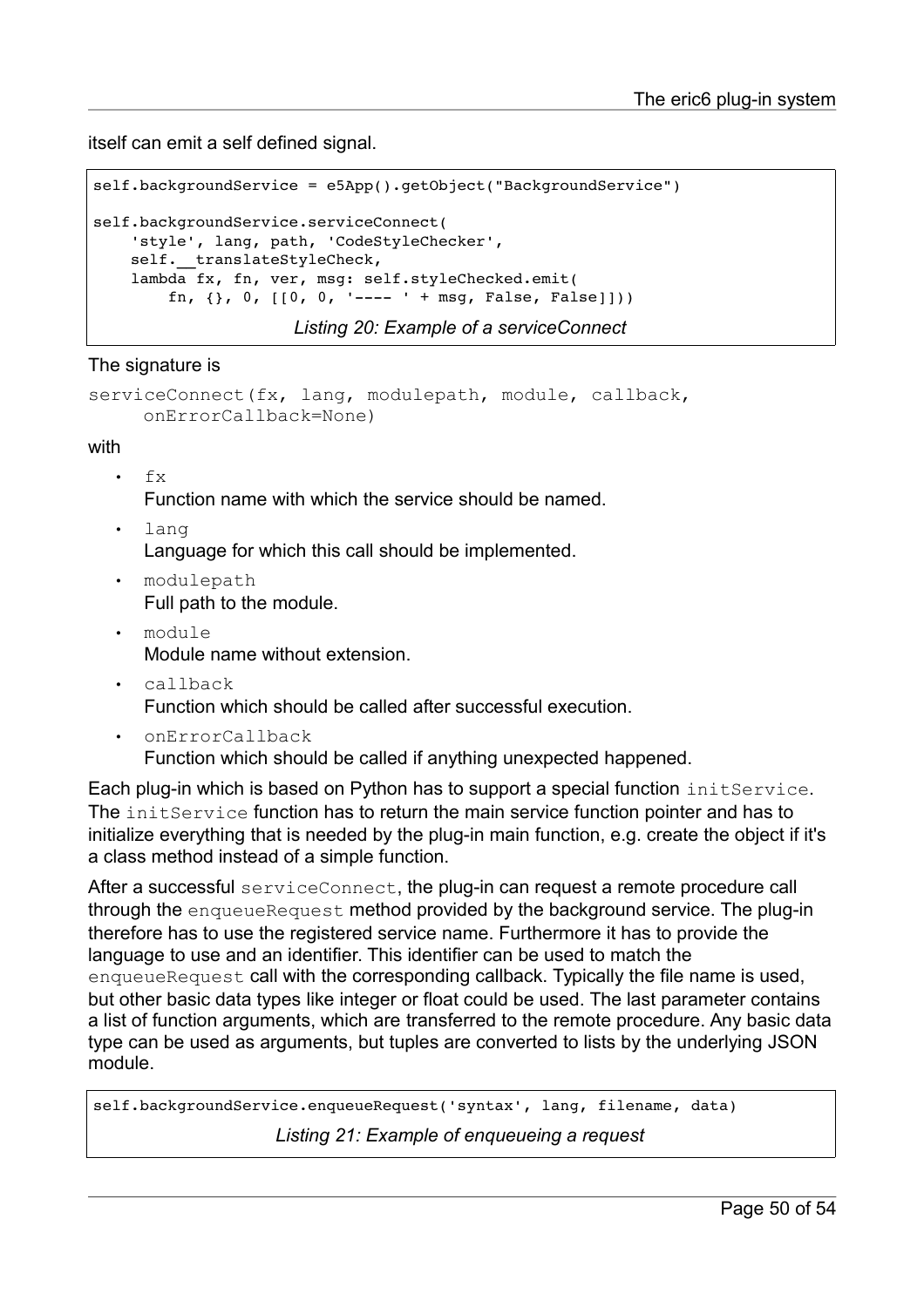itself can emit a self defined signal.

```
self.backgroundService = e5App().getObject("BackgroundService")

self.backgroundService.serviceConnect(
    'style', lang, path, 'CodeStyleChecker',
    self.__translateStyleCheck,
    lambda fx, fn, ver, msg: self.styleChecked.emit(
        fn, {}, 0, [[0, 0, '---- ' + msg, False, False]]))
```

*Listing 20: Example of a serviceConnect*

The signature is

```
serviceConnect(fx, lang, modulepath, module, callback,
    onErrorCallback=None)
```

with

- `fx`
  Function name with which the service should be named.
- `lang`
  Language for which this call should be implemented.
- `modulepath`
  Full path to the module.
- `module`
  Module name without extension.
- `callback`
  Function which should be called after successful execution.
- `onErrorCallback`
  Function which should be called if anything unexpected happened.

Each plug-in which is based on Python has to support a special function `initService`. The `initService` function has to return the main service function pointer and has to initialize everything that is needed by the plug-in main function, e.g. create the object if it's a class method instead of a simple function.

After a successful `serviceConnect`, the plug-in can request a remote procedure call through the `enqueueRequest` method provided by the background service. The plug-in therefore has to use the registered service name. Furthermore it has to provide the language to use and an identifier. This identifier can be used to match the `enqueueRequest` call with the corresponding callback. Typically the file name is used, but other basic data types like integer or float could be used. The last parameter contains a list of function arguments, which are transferred to the remote procedure. Any basic data type can be used as arguments, but tuples are converted to lists by the underlying JSON module.

```
self.backgroundService.enqueueRequest('syntax', lang, filename, data)
```

*Listing 21: Example of enqueueing a request*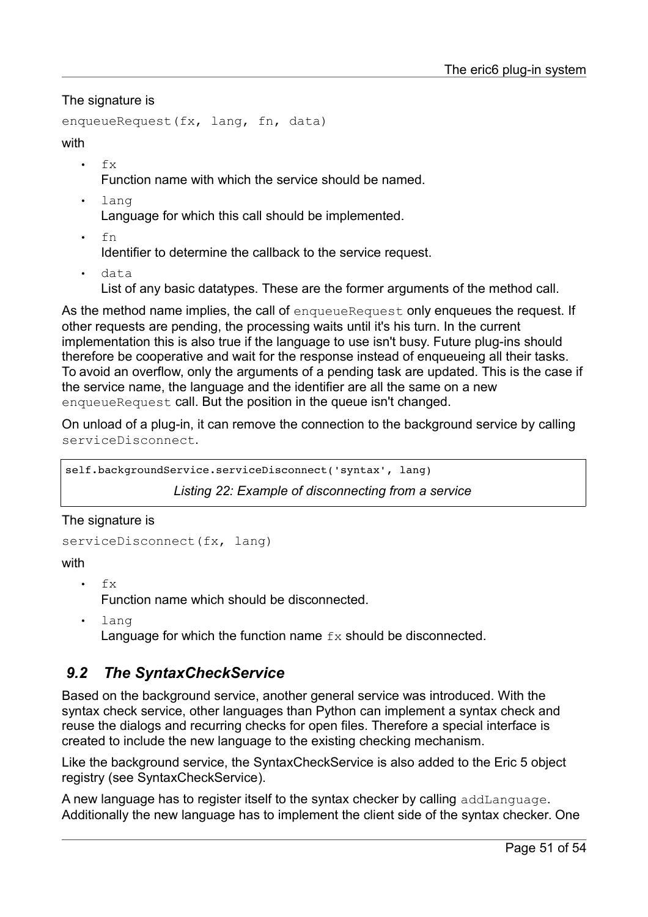The signature is

`enqueueRequest(fx, lang, fn, data)`

with

- `fx`
  Function name with which the service should be named.
- `lang`
  Language for which this call should be implemented.
- `fn`
  Identifier to determine the callback to the service request.
- `data`
  List of any basic datatypes. These are the former arguments of the method call.

As the method name implies, the call of `enqueueRequest` only enqueues the request. If other requests are pending, the processing waits until it's his turn. In the current implementation this is also true if the language to use isn't busy. Future plug-ins should therefore be cooperative and wait for the response instead of enqueueing all their tasks. To avoid an overflow, only the arguments of a pending task are updated. This is the case if the service name, the language and the identifier are all the same on a new `enqueueRequest` call. But the position in the queue isn't changed.

On unload of a plug-in, it can remove the connection to the background service by calling `serviceDisconnect`.

```
self.backgroundService.serviceDisconnect('syntax', lang)
```

*Listing 22: Example of disconnecting from a service*

The signature is

`serviceDisconnect(fx, lang)`

with

- `fx`
  Function name which should be disconnected.
- `lang`
  Language for which the function name `fx` should be disconnected.

## *9.2 The SyntaxCheckService*

Based on the background service, another general service was introduced. With the syntax check service, other languages than Python can implement a syntax check and reuse the dialogs and recurring checks for open files. Therefore a special interface is created to include the new language to the existing checking mechanism.

Like the background service, the SyntaxCheckService is also added to the Eric 5 object registry (see SyntaxCheckService).

A new language has to register itself to the syntax checker by calling `addLanguage`. Additionally the new language has to implement the client side of the syntax checker. One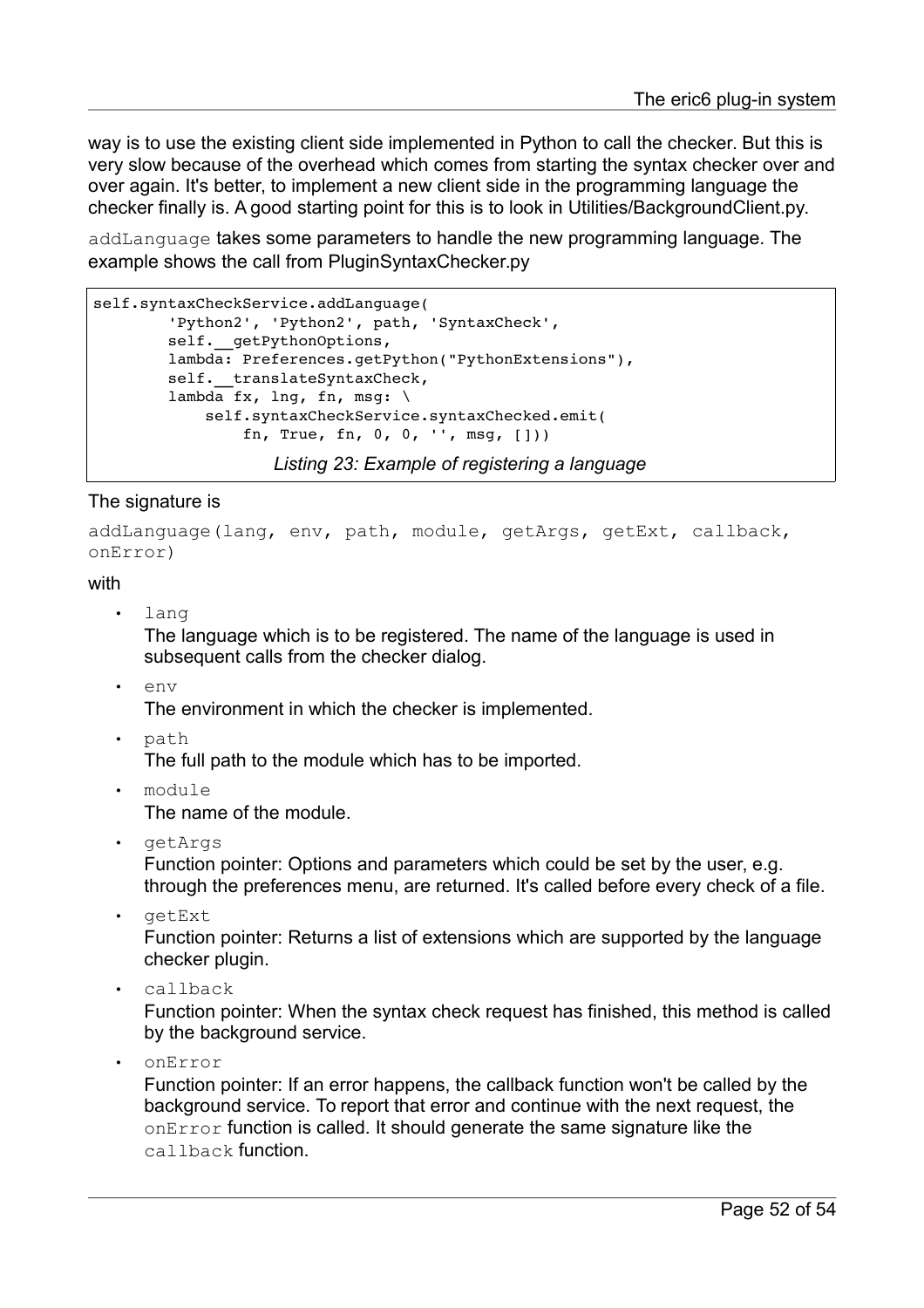way is to use the existing client side implemented in Python to call the checker. But this is very slow because of the overhead which comes from starting the syntax checker over and over again. It's better, to implement a new client side in the programming language the checker finally is. A good starting point for this is to look in Utilities/BackgroundClient.py.

`addLanguage` takes some parameters to handle the new programming language. The example shows the call from PluginSyntaxChecker.py

```
self.syntaxCheckService.addLanguage(
        'Python2', 'Python2', path, 'SyntaxCheck',
        self.__getPythonOptions,
        lambda: Preferences.getPython("PythonExtensions"),
        self.__translateSyntaxCheck,
        lambda fx, lng, fn, msg: \
            self.syntaxCheckService.syntaxChecked.emit(
                fn, True, fn, 0, 0, '', msg, []))
```

*Listing 23: Example of registering a language*

The signature is

`addLanguage(lang, env, path, module, getArgs, getExt, callback, onError)`

with

- `lang`
  The language which is to be registered. The name of the language is used in subsequent calls from the checker dialog.
- `env`
  The environment in which the checker is implemented.
- `path`
  The full path to the module which has to be imported.
- `module`
  The name of the module.
- `getArgs`
  Function pointer: Options and parameters which could be set by the user, e.g. through the preferences menu, are returned. It's called before every check of a file.
- `getExt`
  Function pointer: Returns a list of extensions which are supported by the language checker plugin.
- `callback`
  Function pointer: When the syntax check request has finished, this method is called by the background service.
- `onError`
  Function pointer: If an error happens, the callback function won't be called by the background service. To report that error and continue with the next request, the `onError` function is called. It should generate the same signature like the `callback` function.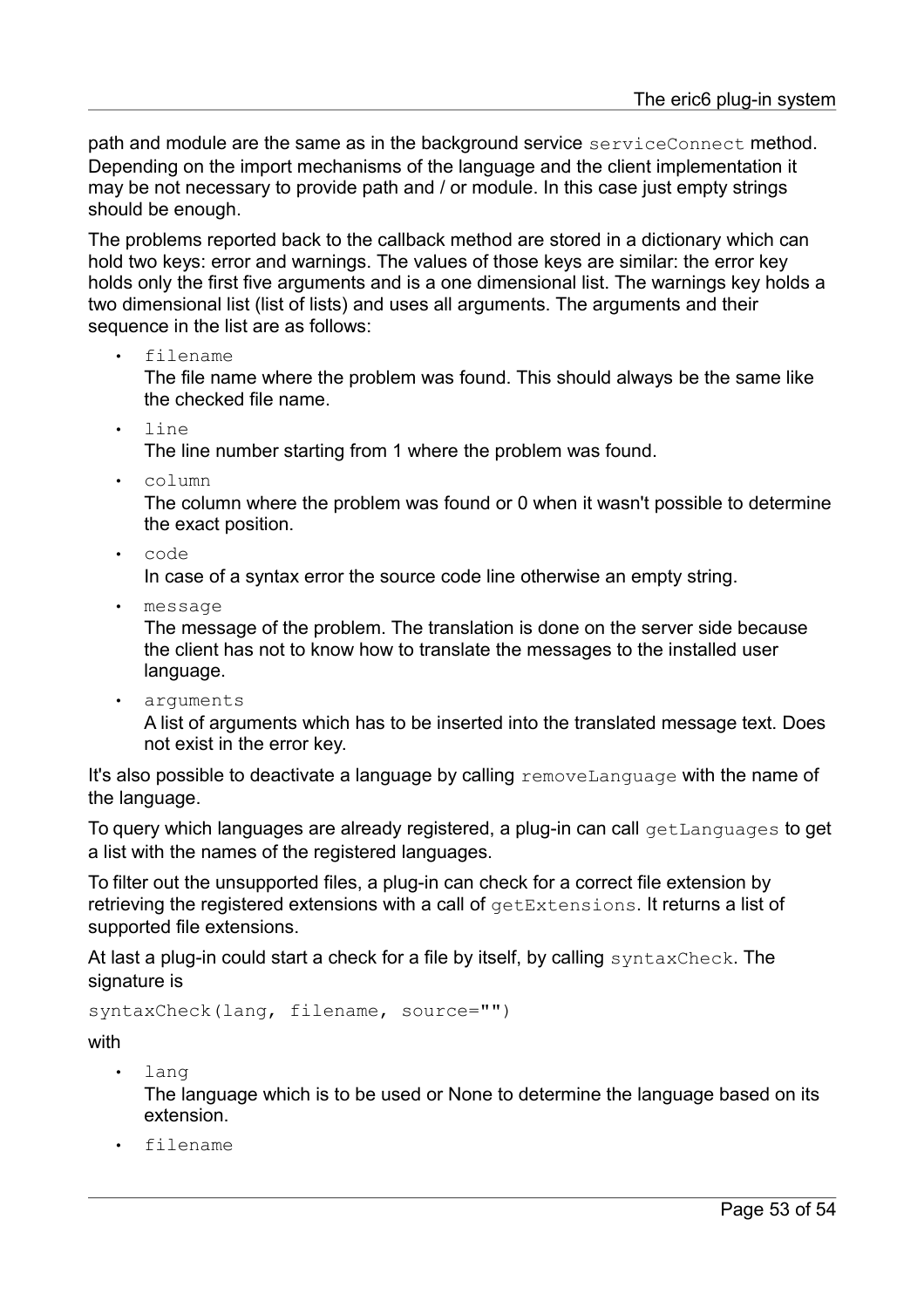path and module are the same as in the background service `serviceConnect` method. Depending on the import mechanisms of the language and the client implementation it may be not necessary to provide path and / or module. In this case just empty strings should be enough.

The problems reported back to the callback method are stored in a dictionary which can hold two keys: error and warnings. The values of those keys are similar: the error key holds only the first five arguments and is a one dimensional list. The warnings key holds a two dimensional list (list of lists) and uses all arguments. The arguments and their sequence in the list are as follows:

- `filename`
  The file name where the problem was found. This should always be the same like the checked file name.
- `line`
  The line number starting from 1 where the problem was found.
- `column`
  The column where the problem was found or 0 when it wasn't possible to determine the exact position.
- `code`
  In case of a syntax error the source code line otherwise an empty string.
- `message`
  The message of the problem. The translation is done on the server side because the client has not to know how to translate the messages to the installed user language.
- `arguments`
  A list of arguments which has to be inserted into the translated message text. Does not exist in the error key.

It's also possible to deactivate a language by calling `removeLanguage` with the name of the language.

To query which languages are already registered, a plug-in can call `getLanguages` to get a list with the names of the registered languages.

To filter out the unsupported files, a plug-in can check for a correct file extension by retrieving the registered extensions with a call of `getExtensions`. It returns a list of supported file extensions.

At last a plug-in could start a check for a file by itself, by calling `syntaxCheck`. The signature is

```
syntaxCheck(lang, filename, source="")
```

with

- `lang`
  The language which is to be used or None to determine the language based on its extension.
- `filename`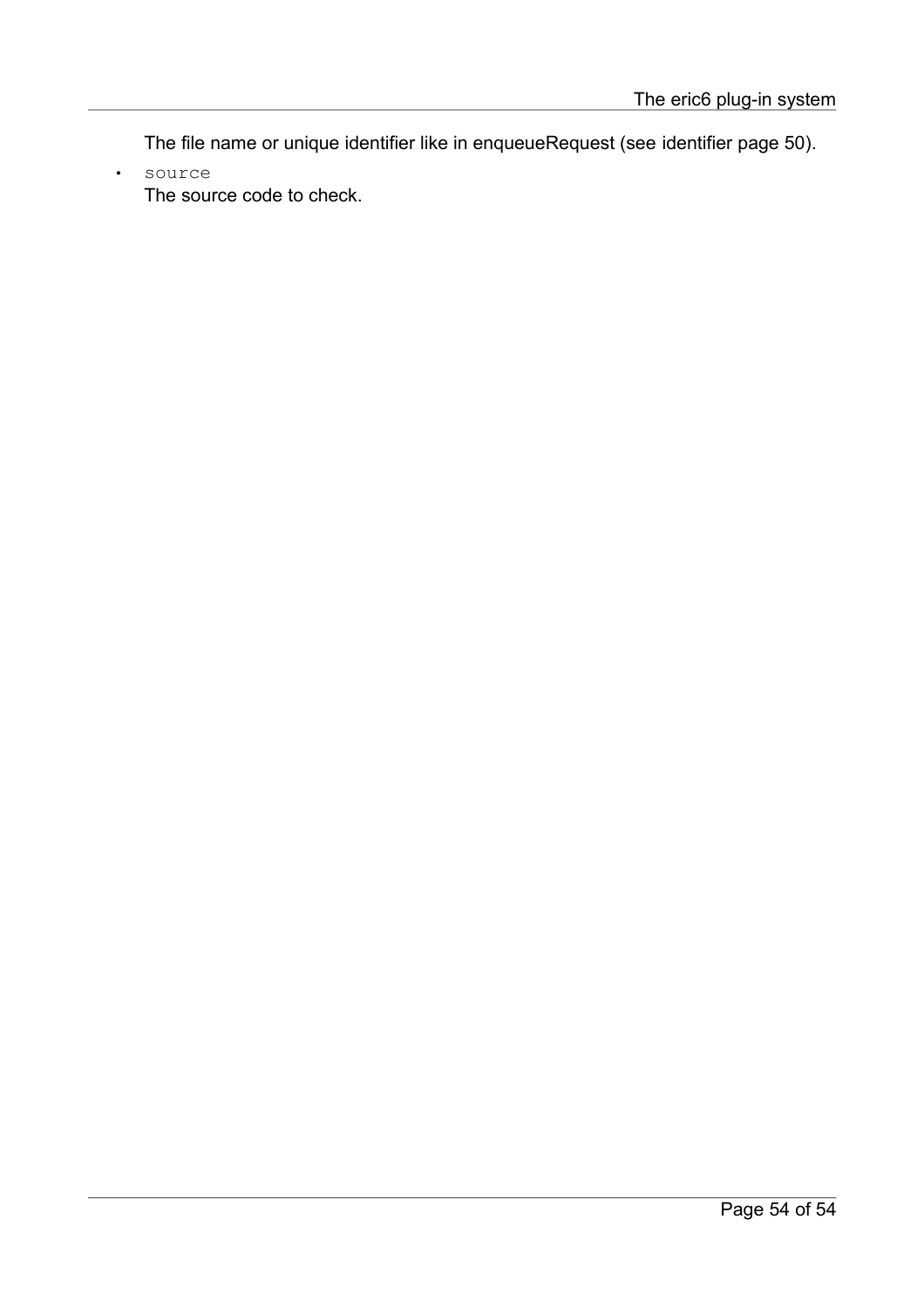The file name or unique identifier like in enqueueRequest (see identifier page 50).

- `source`
  The source code to check.